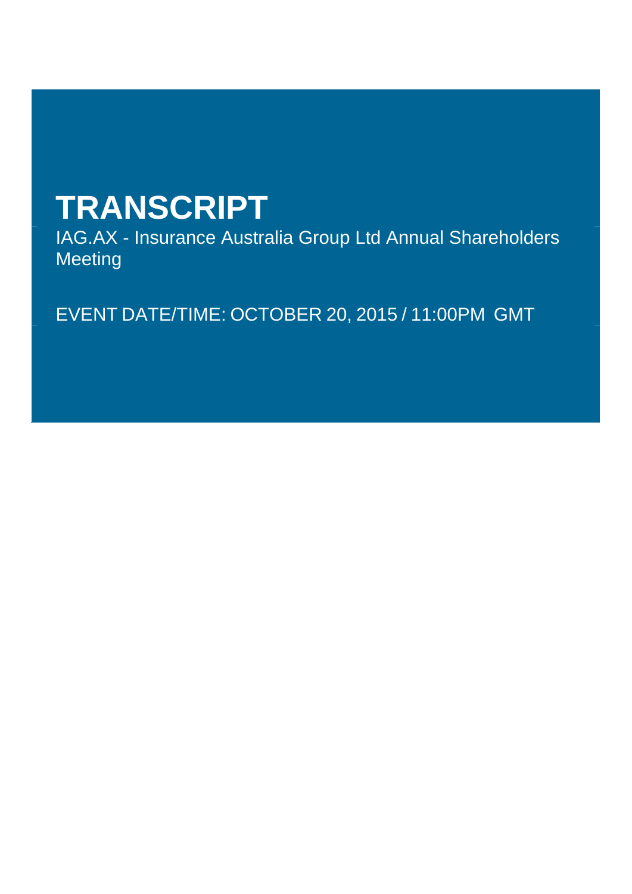# TRANSCRIPT

IAG.AX - Insurance Australia Group Ltd Annual Shareholders Meeting

EVENT DATE/TIME: OCTOBER 20, 2015 / 11:00PM GMT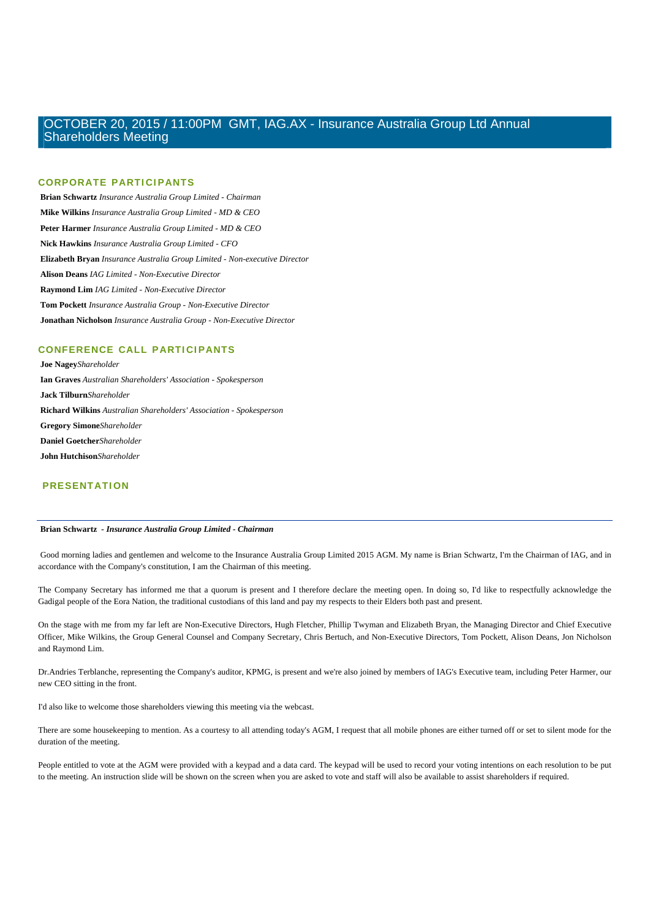# OCTOBER 20, 2015 / 11:00PM GMT, IAG.AX - Insurance Australia Group Ltd Annual Shareholders Meeting

## CORPORATE PARTICIPANTS

**Brian Schwartz** *Insurance Australia Group Limited - Chairman*

**Mike Wilkins** *Insurance Australia Group Limited - MD & CEO*

**Peter Harmer** *Insurance Australia Group Limited - MD & CEO*

**Nick Hawkins** *Insurance Australia Group Limited - CFO*

**Elizabeth Bryan** *Insurance Australia Group Limited - Non-executive Director*

**Alison Deans** *IAG Limited - Non-Executive Director*

**Raymond Lim** *IAG Limited - Non-Executive Director*

**Tom Pockett** *Insurance Australia Group - Non-Executive Director*

**Jonathan Nicholson** *Insurance Australia Group - Non-Executive Director*

## CONFERENCE CALL PARTICIPANTS

**Joe Nagey** *Shareholder*

**Ian Graves** *Australian Shareholders' Association - Spokesperson*

**Jack Tilburn** *Shareholder*

**Richard Wilkins** *Australian Shareholders' Association - Spokesperson*

**Gregory Simone** *Shareholder*

**Daniel Goetcher** *Shareholder*

**John Hutchison** *Shareholder*

## PRESENTATION

---

**Brian Schwartz** - ***Insurance Australia Group Limited - Chairman***

Good morning ladies and gentlemen and welcome to the Insurance Australia Group Limited 2015 AGM. My name is Brian Schwartz, I'm the Chairman of IAG, and in accordance with the Company's constitution, I am the Chairman of this meeting.

The Company Secretary has informed me that a quorum is present and I therefore declare the meeting open. In doing so, I'd like to respectfully acknowledge the Gadigal people of the Eora Nation, the traditional custodians of this land and pay my respects to their Elders both past and present.

On the stage with me from my far left are Non-Executive Directors, Hugh Fletcher, Phillip Twyman and Elizabeth Bryan, the Managing Director and Chief Executive Officer, Mike Wilkins, the Group General Counsel and Company Secretary, Chris Bertuch, and Non-Executive Directors, Tom Pockett, Alison Deans, Jon Nicholson and Raymond Lim.

Dr.Andries Terblanche, representing the Company's auditor, KPMG, is present and we're also joined by members of IAG's Executive team, including Peter Harmer, our new CEO sitting in the front.

I'd also like to welcome those shareholders viewing this meeting via the webcast.

There are some housekeeping to mention. As a courtesy to all attending today's AGM, I request that all mobile phones are either turned off or set to silent mode for the duration of the meeting.

People entitled to vote at the AGM were provided with a keypad and a data card. The keypad will be used to record your voting intentions on each resolution to be put to the meeting. An instruction slide will be shown on the screen when you are asked to vote and staff will also be available to assist shareholders if required.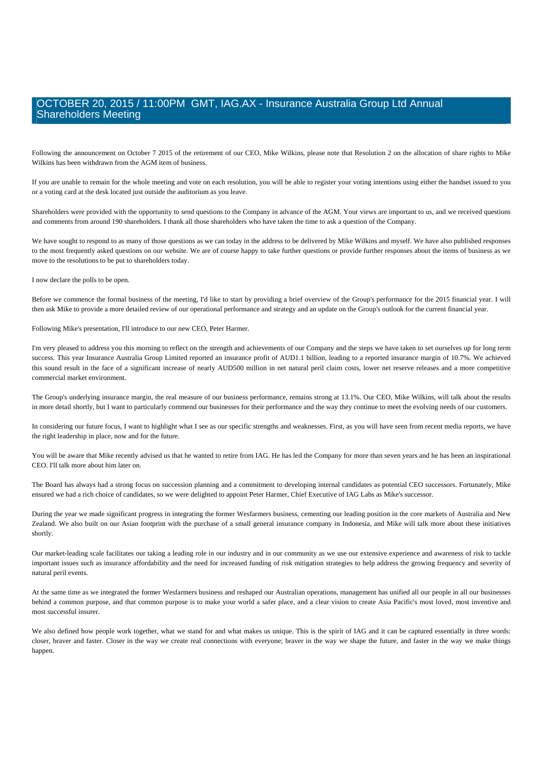Following the announcement on October 7 2015 of the retirement of our CEO, Mike Wilkins, please note that Resolution 2 on the allocation of share rights to Mike Wilkins has been withdrawn from the AGM item of business.

If you are unable to remain for the whole meeting and vote on each resolution, you will be able to register your voting intentions using either the handset issued to you or a voting card at the desk located just outside the auditorium as you leave.

Shareholders were provided with the opportunity to send questions to the Company in advance of the AGM. Your views are important to us, and we received questions and comments from around 190 shareholders. I thank all those shareholders who have taken the time to ask a question of the Company.

We have sought to respond to as many of those questions as we can today in the address to be delivered by Mike Wilkins and myself. We have also published responses to the most frequently asked questions on our website. We are of course happy to take further questions or provide further responses about the items of business as we move to the resolutions to be put to shareholders today.

I now declare the polls to be open.

Before we commence the formal business of the meeting, I'd like to start by providing a brief overview of the Group's performance for the 2015 financial year. I will then ask Mike to provide a more detailed review of our operational performance and strategy and an update on the Group's outlook for the current financial year.

Following Mike's presentation, I'll introduce to our new CEO, Peter Harmer.

I'm very pleased to address you this morning to reflect on the strength and achievements of our Company and the steps we have taken to set ourselves up for long term success. This year Insurance Australia Group Limited reported an insurance profit of AUD1.1 billion, leading to a reported insurance margin of 10.7%. We achieved this sound result in the face of a significant increase of nearly AUD500 million in net natural peril claim costs, lower net reserve releases and a more competitive commercial market environment.

The Group's underlying insurance margin, the real measure of our business performance, remains strong at 13.1%. Our CEO, Mike Wilkins, will talk about the results in more detail shortly, but I want to particularly commend our businesses for their performance and the way they continue to meet the evolving needs of our customers.

In considering our future focus, I want to highlight what I see as our specific strengths and weaknesses. First, as you will have seen from recent media reports, we have the right leadership in place, now and for the future.

You will be aware that Mike recently advised us that he wanted to retire from IAG. He has led the Company for more than seven years and he has been an inspirational CEO. I'll talk more about him later on.

The Board has always had a strong focus on succession planning and a commitment to developing internal candidates as potential CEO successors. Fortunately, Mike ensured we had a rich choice of candidates, so we were delighted to appoint Peter Harmer, Chief Executive of IAG Labs as Mike's successor.

During the year we made significant progress in integrating the former Wesfarmers business, cementing our leading position in the core markets of Australia and New Zealand. We also built on our Asian footprint with the purchase of a small general insurance company in Indonesia, and Mike will talk more about these initiatives shortly.

Our market-leading scale facilitates our taking a leading role in our industry and in our community as we use our extensive experience and awareness of risk to tackle important issues such as insurance affordability and the need for increased funding of risk mitigation strategies to help address the growing frequency and severity of natural peril events.

At the same time as we integrated the former Wesfarmers business and reshaped our Australian operations, management has unified all our people in all our businesses behind a common purpose, and that common purpose is to make your world a safer place, and a clear vision to create Asia Pacific's most loved, most inventive and most successful insurer.

We also defined how people work together, what we stand for and what makes us unique. This is the spirit of IAG and it can be captured essentially in three words: closer, braver and faster. Closer in the way we create real connections with everyone; braver in the way we shape the future, and faster in the way we make things happen.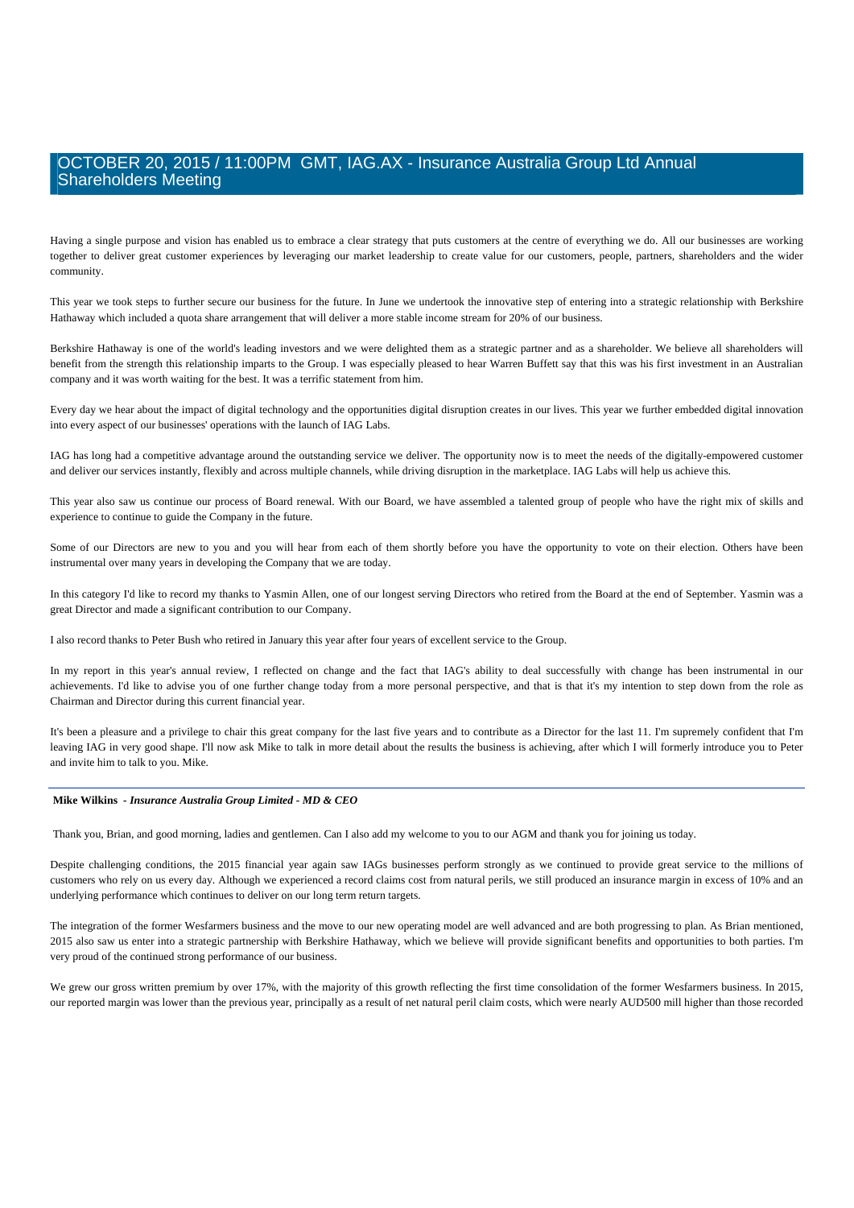Having a single purpose and vision has enabled us to embrace a clear strategy that puts customers at the centre of everything we do. All our businesses are working together to deliver great customer experiences by leveraging our market leadership to create value for our customers, people, partners, shareholders and the wider community.

This year we took steps to further secure our business for the future. In June we undertook the innovative step of entering into a strategic relationship with Berkshire Hathaway which included a quota share arrangement that will deliver a more stable income stream for 20% of our business.

Berkshire Hathaway is one of the world's leading investors and we were delighted them as a strategic partner and as a shareholder. We believe all shareholders will benefit from the strength this relationship imparts to the Group. I was especially pleased to hear Warren Buffett say that this was his first investment in an Australian company and it was worth waiting for the best. It was a terrific statement from him.

Every day we hear about the impact of digital technology and the opportunities digital disruption creates in our lives. This year we further embedded digital innovation into every aspect of our businesses' operations with the launch of IAG Labs.

IAG has long had a competitive advantage around the outstanding service we deliver. The opportunity now is to meet the needs of the digitally-empowered customer and deliver our services instantly, flexibly and across multiple channels, while driving disruption in the marketplace. IAG Labs will help us achieve this.

This year also saw us continue our process of Board renewal. With our Board, we have assembled a talented group of people who have the right mix of skills and experience to continue to guide the Company in the future.

Some of our Directors are new to you and you will hear from each of them shortly before you have the opportunity to vote on their election. Others have been instrumental over many years in developing the Company that we are today.

In this category I'd like to record my thanks to Yasmin Allen, one of our longest serving Directors who retired from the Board at the end of September. Yasmin was a great Director and made a significant contribution to our Company.

I also record thanks to Peter Bush who retired in January this year after four years of excellent service to the Group.

In my report in this year's annual review, I reflected on change and the fact that IAG's ability to deal successfully with change has been instrumental in our achievements. I'd like to advise you of one further change today from a more personal perspective, and that is that it's my intention to step down from the role as Chairman and Director during this current financial year.

It's been a pleasure and a privilege to chair this great company for the last five years and to contribute as a Director for the last 11. I'm supremely confident that I'm leaving IAG in very good shape. I'll now ask Mike to talk in more detail about the results the business is achieving, after which I will formerly introduce you to Peter and invite him to talk to you. Mike.

---

**Mike Wilkins** *- Insurance Australia Group Limited - MD & CEO*

Thank you, Brian, and good morning, ladies and gentlemen. Can I also add my welcome to you to our AGM and thank you for joining us today.

Despite challenging conditions, the 2015 financial year again saw IAGs businesses perform strongly as we continued to provide great service to the millions of customers who rely on us every day. Although we experienced a record claims cost from natural perils, we still produced an insurance margin in excess of 10% and an underlying performance which continues to deliver on our long term return targets.

The integration of the former Wesfarmers business and the move to our new operating model are well advanced and are both progressing to plan. As Brian mentioned, 2015 also saw us enter into a strategic partnership with Berkshire Hathaway, which we believe will provide significant benefits and opportunities to both parties. I'm very proud of the continued strong performance of our business.

We grew our gross written premium by over 17%, with the majority of this growth reflecting the first time consolidation of the former Wesfarmers business. In 2015, our reported margin was lower than the previous year, principally as a result of net natural peril claim costs, which were nearly AUD500 mill higher than those recorded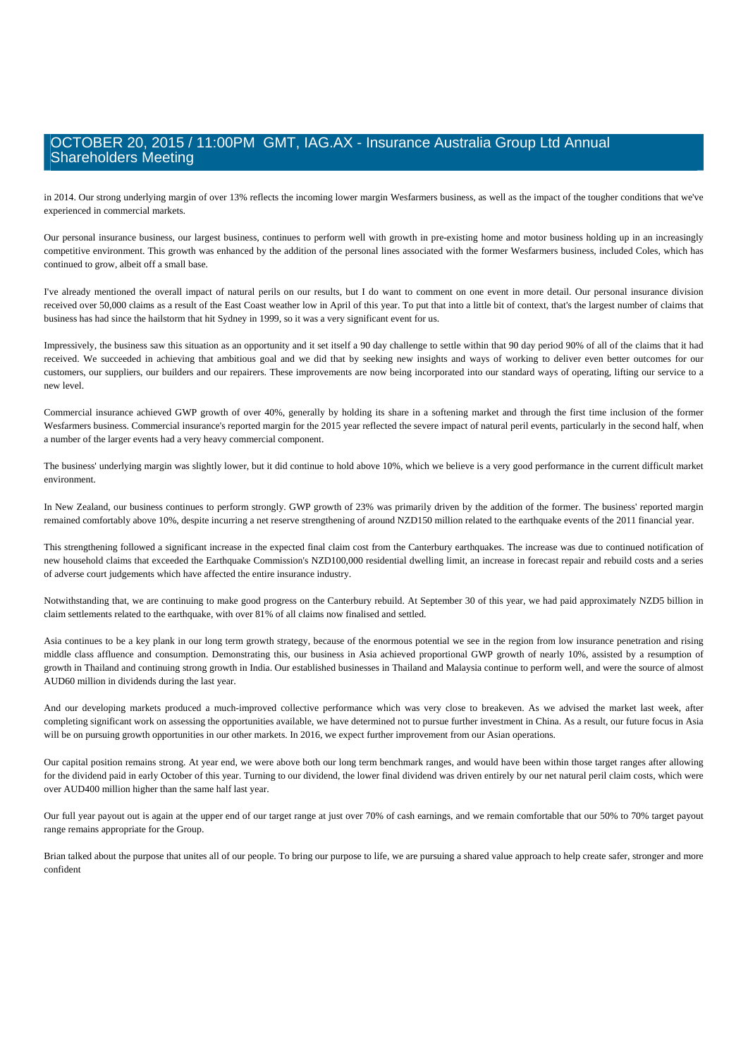in 2014. Our strong underlying margin of over 13% reflects the incoming lower margin Wesfarmers business, as well as the impact of the tougher conditions that we've experienced in commercial markets.

Our personal insurance business, our largest business, continues to perform well with growth in pre-existing home and motor business holding up in an increasingly competitive environment. This growth was enhanced by the addition of the personal lines associated with the former Wesfarmers business, included Coles, which has continued to grow, albeit off a small base.

I've already mentioned the overall impact of natural perils on our results, but I do want to comment on one event in more detail. Our personal insurance division received over 50,000 claims as a result of the East Coast weather low in April of this year. To put that into a little bit of context, that's the largest number of claims that business has had since the hailstorm that hit Sydney in 1999, so it was a very significant event for us.

Impressively, the business saw this situation as an opportunity and it set itself a 90 day challenge to settle within that 90 day period 90% of all of the claims that it had received. We succeeded in achieving that ambitious goal and we did that by seeking new insights and ways of working to deliver even better outcomes for our customers, our suppliers, our builders and our repairers. These improvements are now being incorporated into our standard ways of operating, lifting our service to a new level.

Commercial insurance achieved GWP growth of over 40%, generally by holding its share in a softening market and through the first time inclusion of the former Wesfarmers business. Commercial insurance's reported margin for the 2015 year reflected the severe impact of natural peril events, particularly in the second half, when a number of the larger events had a very heavy commercial component.

The business' underlying margin was slightly lower, but it did continue to hold above 10%, which we believe is a very good performance in the current difficult market environment.

In New Zealand, our business continues to perform strongly. GWP growth of 23% was primarily driven by the addition of the former. The business' reported margin remained comfortably above 10%, despite incurring a net reserve strengthening of around NZD150 million related to the earthquake events of the 2011 financial year.

This strengthening followed a significant increase in the expected final claim cost from the Canterbury earthquakes. The increase was due to continued notification of new household claims that exceeded the Earthquake Commission's NZD100,000 residential dwelling limit, an increase in forecast repair and rebuild costs and a series of adverse court judgements which have affected the entire insurance industry.

Notwithstanding that, we are continuing to make good progress on the Canterbury rebuild. At September 30 of this year, we had paid approximately NZD5 billion in claim settlements related to the earthquake, with over 81% of all claims now finalised and settled.

Asia continues to be a key plank in our long term growth strategy, because of the enormous potential we see in the region from low insurance penetration and rising middle class affluence and consumption. Demonstrating this, our business in Asia achieved proportional GWP growth of nearly 10%, assisted by a resumption of growth in Thailand and continuing strong growth in India. Our established businesses in Thailand and Malaysia continue to perform well, and were the source of almost AUD60 million in dividends during the last year.

And our developing markets produced a much-improved collective performance which was very close to breakeven. As we advised the market last week, after completing significant work on assessing the opportunities available, we have determined not to pursue further investment in China. As a result, our future focus in Asia will be on pursuing growth opportunities in our other markets. In 2016, we expect further improvement from our Asian operations.

Our capital position remains strong. At year end, we were above both our long term benchmark ranges, and would have been within those target ranges after allowing for the dividend paid in early October of this year. Turning to our dividend, the lower final dividend was driven entirely by our net natural peril claim costs, which were over AUD400 million higher than the same half last year.

Our full year payout out is again at the upper end of our target range at just over 70% of cash earnings, and we remain comfortable that our 50% to 70% target payout range remains appropriate for the Group.

Brian talked about the purpose that unites all of our people. To bring our purpose to life, we are pursuing a shared value approach to help create safer, stronger and more confident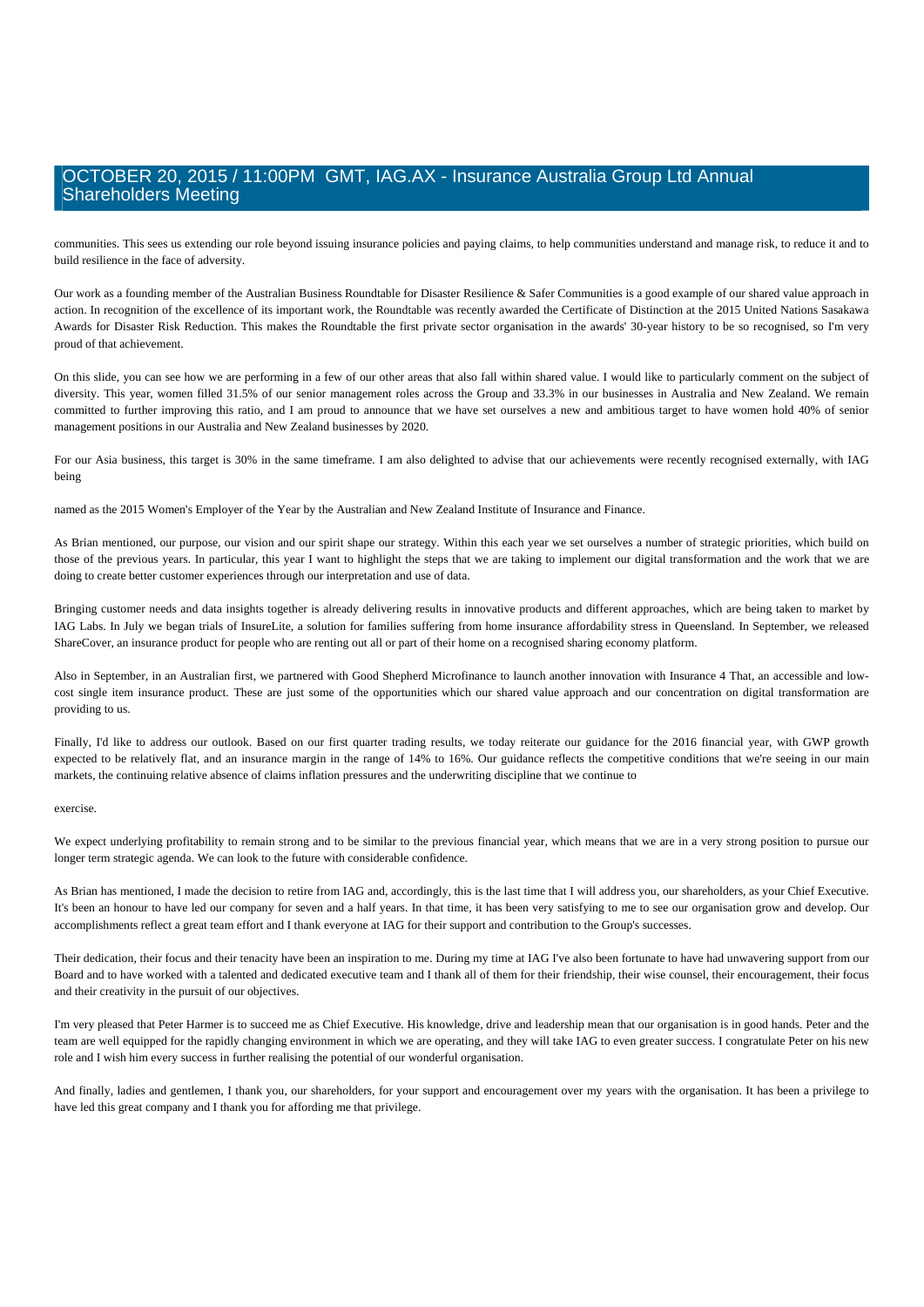communities. This sees us extending our role beyond issuing insurance policies and paying claims, to help communities understand and manage risk, to reduce it and to build resilience in the face of adversity.

Our work as a founding member of the Australian Business Roundtable for Disaster Resilience & Safer Communities is a good example of our shared value approach in action. In recognition of the excellence of its important work, the Roundtable was recently awarded the Certificate of Distinction at the 2015 United Nations Sasakawa Awards for Disaster Risk Reduction. This makes the Roundtable the first private sector organisation in the awards' 30-year history to be so recognised, so I'm very proud of that achievement.

On this slide, you can see how we are performing in a few of our other areas that also fall within shared value. I would like to particularly comment on the subject of diversity. This year, women filled 31.5% of our senior management roles across the Group and 33.3% in our businesses in Australia and New Zealand. We remain committed to further improving this ratio, and I am proud to announce that we have set ourselves a new and ambitious target to have women hold 40% of senior management positions in our Australia and New Zealand businesses by 2020.

For our Asia business, this target is 30% in the same timeframe. I am also delighted to advise that our achievements were recently recognised externally, with IAG being

named as the 2015 Women's Employer of the Year by the Australian and New Zealand Institute of Insurance and Finance.

As Brian mentioned, our purpose, our vision and our spirit shape our strategy. Within this each year we set ourselves a number of strategic priorities, which build on those of the previous years. In particular, this year I want to highlight the steps that we are taking to implement our digital transformation and the work that we are doing to create better customer experiences through our interpretation and use of data.

Bringing customer needs and data insights together is already delivering results in innovative products and different approaches, which are being taken to market by IAG Labs. In July we began trials of InsureLite, a solution for families suffering from home insurance affordability stress in Queensland. In September, we released ShareCover, an insurance product for people who are renting out all or part of their home on a recognised sharing economy platform.

Also in September, in an Australian first, we partnered with Good Shepherd Microfinance to launch another innovation with Insurance 4 That, an accessible and low-cost single item insurance product. These are just some of the opportunities which our shared value approach and our concentration on digital transformation are providing to us.

Finally, I'd like to address our outlook. Based on our first quarter trading results, we today reiterate our guidance for the 2016 financial year, with GWP growth expected to be relatively flat, and an insurance margin in the range of 14% to 16%. Our guidance reflects the competitive conditions that we're seeing in our main markets, the continuing relative absence of claims inflation pressures and the underwriting discipline that we continue to

exercise.

We expect underlying profitability to remain strong and to be similar to the previous financial year, which means that we are in a very strong position to pursue our longer term strategic agenda. We can look to the future with considerable confidence.

As Brian has mentioned, I made the decision to retire from IAG and, accordingly, this is the last time that I will address you, our shareholders, as your Chief Executive. It's been an honour to have led our company for seven and a half years. In that time, it has been very satisfying to me to see our organisation grow and develop. Our accomplishments reflect a great team effort and I thank everyone at IAG for their support and contribution to the Group's successes.

Their dedication, their focus and their tenacity have been an inspiration to me. During my time at IAG I've also been fortunate to have had unwavering support from our Board and to have worked with a talented and dedicated executive team and I thank all of them for their friendship, their wise counsel, their encouragement, their focus and their creativity in the pursuit of our objectives.

I'm very pleased that Peter Harmer is to succeed me as Chief Executive. His knowledge, drive and leadership mean that our organisation is in good hands. Peter and the team are well equipped for the rapidly changing environment in which we are operating, and they will take IAG to even greater success. I congratulate Peter on his new role and I wish him every success in further realising the potential of our wonderful organisation.

And finally, ladies and gentlemen, I thank you, our shareholders, for your support and encouragement over my years with the organisation. It has been a privilege to have led this great company and I thank you for affording me that privilege.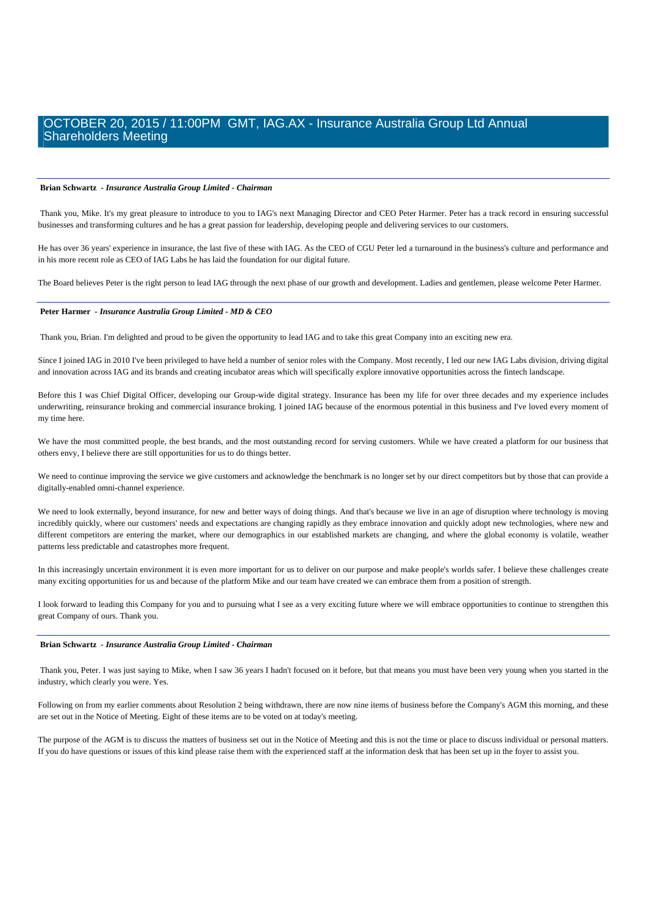**Brian Schwartz** *- Insurance Australia Group Limited - Chairman*

Thank you, Mike. It's my great pleasure to introduce to you to IAG's next Managing Director and CEO Peter Harmer. Peter has a track record in ensuring successful businesses and transforming cultures and he has a great passion for leadership, developing people and delivering services to our customers.

He has over 36 years' experience in insurance, the last five of these with IAG. As the CEO of CGU Peter led a turnaround in the business's culture and performance and in his more recent role as CEO of IAG Labs he has laid the foundation for our digital future.

The Board believes Peter is the right person to lead IAG through the next phase of our growth and development. Ladies and gentlemen, please welcome Peter Harmer.

---

**Peter Harmer** *- Insurance Australia Group Limited - MD & CEO*

Thank you, Brian. I'm delighted and proud to be given the opportunity to lead IAG and to take this great Company into an exciting new era.

Since I joined IAG in 2010 I've been privileged to have held a number of senior roles with the Company. Most recently, I led our new IAG Labs division, driving digital and innovation across IAG and its brands and creating incubator areas which will specifically explore innovative opportunities across the fintech landscape.

Before this I was Chief Digital Officer, developing our Group-wide digital strategy. Insurance has been my life for over three decades and my experience includes underwriting, reinsurance broking and commercial insurance broking. I joined IAG because of the enormous potential in this business and I've loved every moment of my time here.

We have the most committed people, the best brands, and the most outstanding record for serving customers. While we have created a platform for our business that others envy, I believe there are still opportunities for us to do things better.

We need to continue improving the service we give customers and acknowledge the benchmark is no longer set by our direct competitors but by those that can provide a digitally-enabled omni-channel experience.

We need to look externally, beyond insurance, for new and better ways of doing things. And that's because we live in an age of disruption where technology is moving incredibly quickly, where our customers' needs and expectations are changing rapidly as they embrace innovation and quickly adopt new technologies, where new and different competitors are entering the market, where our demographics in our established markets are changing, and where the global economy is volatile, weather patterns less predictable and catastrophes more frequent.

In this increasingly uncertain environment it is even more important for us to deliver on our purpose and make people's worlds safer. I believe these challenges create many exciting opportunities for us and because of the platform Mike and our team have created we can embrace them from a position of strength.

I look forward to leading this Company for you and to pursuing what I see as a very exciting future where we will embrace opportunities to continue to strengthen this great Company of ours. Thank you.

---

**Brian Schwartz** *- Insurance Australia Group Limited - Chairman*

Thank you, Peter. I was just saying to Mike, when I saw 36 years I hadn't focused on it before, but that means you must have been very young when you started in the industry, which clearly you were. Yes.

Following on from my earlier comments about Resolution 2 being withdrawn, there are now nine items of business before the Company's AGM this morning, and these are set out in the Notice of Meeting. Eight of these items are to be voted on at today's meeting.

The purpose of the AGM is to discuss the matters of business set out in the Notice of Meeting and this is not the time or place to discuss individual or personal matters. If you do have questions or issues of this kind please raise them with the experienced staff at the information desk that has been set up in the foyer to assist you.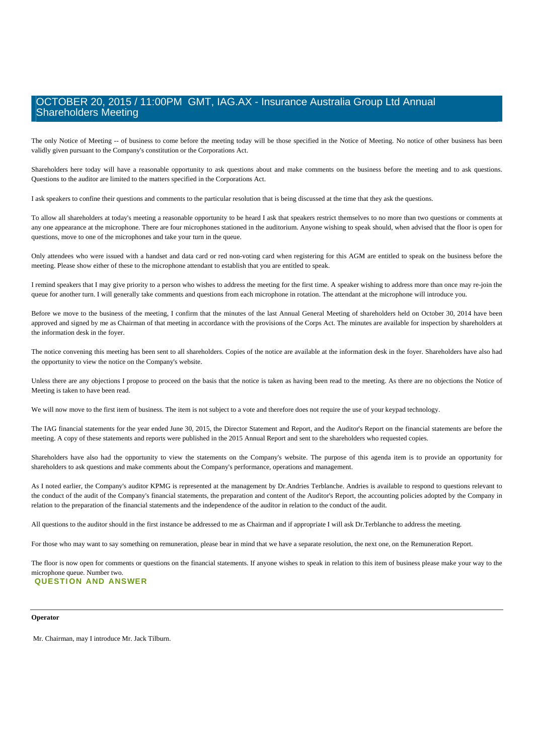# OCTOBER 20, 2015 / 11:00PM GMT, IAG.AX - Insurance Australia Group Ltd Annual Shareholders Meeting

The only Notice of Meeting -- of business to come before the meeting today will be those specified in the Notice of Meeting. No notice of other business has been validly given pursuant to the Company's constitution or the Corporations Act.

Shareholders here today will have a reasonable opportunity to ask questions about and make comments on the business before the meeting and to ask questions. Questions to the auditor are limited to the matters specified in the Corporations Act.

I ask speakers to confine their questions and comments to the particular resolution that is being discussed at the time that they ask the questions.

To allow all shareholders at today's meeting a reasonable opportunity to be heard I ask that speakers restrict themselves to no more than two questions or comments at any one appearance at the microphone. There are four microphones stationed in the auditorium. Anyone wishing to speak should, when advised that the floor is open for questions, move to one of the microphones and take your turn in the queue.

Only attendees who were issued with a handset and data card or red non-voting card when registering for this AGM are entitled to speak on the business before the meeting. Please show either of these to the microphone attendant to establish that you are entitled to speak.

I remind speakers that I may give priority to a person who wishes to address the meeting for the first time. A speaker wishing to address more than once may re-join the queue for another turn. I will generally take comments and questions from each microphone in rotation. The attendant at the microphone will introduce you.

Before we move to the business of the meeting, I confirm that the minutes of the last Annual General Meeting of shareholders held on October 30, 2014 have been approved and signed by me as Chairman of that meeting in accordance with the provisions of the Corps Act. The minutes are available for inspection by shareholders at the information desk in the foyer.

The notice convening this meeting has been sent to all shareholders. Copies of the notice are available at the information desk in the foyer. Shareholders have also had the opportunity to view the notice on the Company's website.

Unless there are any objections I propose to proceed on the basis that the notice is taken as having been read to the meeting. As there are no objections the Notice of Meeting is taken to have been read.

We will now move to the first item of business. The item is not subject to a vote and therefore does not require the use of your keypad technology.

The IAG financial statements for the year ended June 30, 2015, the Director Statement and Report, and the Auditor's Report on the financial statements are before the meeting. A copy of these statements and reports were published in the 2015 Annual Report and sent to the shareholders who requested copies.

Shareholders have also had the opportunity to view the statements on the Company's website. The purpose of this agenda item is to provide an opportunity for shareholders to ask questions and make comments about the Company's performance, operations and management.

As I noted earlier, the Company's auditor KPMG is represented at the management by Dr.Andries Terblanche. Andries is available to respond to questions relevant to the conduct of the audit of the Company's financial statements, the preparation and content of the Auditor's Report, the accounting policies adopted by the Company in relation to the preparation of the financial statements and the independence of the auditor in relation to the conduct of the audit.

All questions to the auditor should in the first instance be addressed to me as Chairman and if appropriate I will ask Dr.Terblanche to address the meeting.

For those who may want to say something on remuneration, please bear in mind that we have a separate resolution, the next one, on the Remuneration Report.

The floor is now open for comments or questions on the financial statements. If anyone wishes to speak in relation to this item of business please make your way to the microphone queue. Number two.

## QUESTION AND ANSWER

---

**Operator**

Mr. Chairman, may I introduce Mr. Jack Tilburn.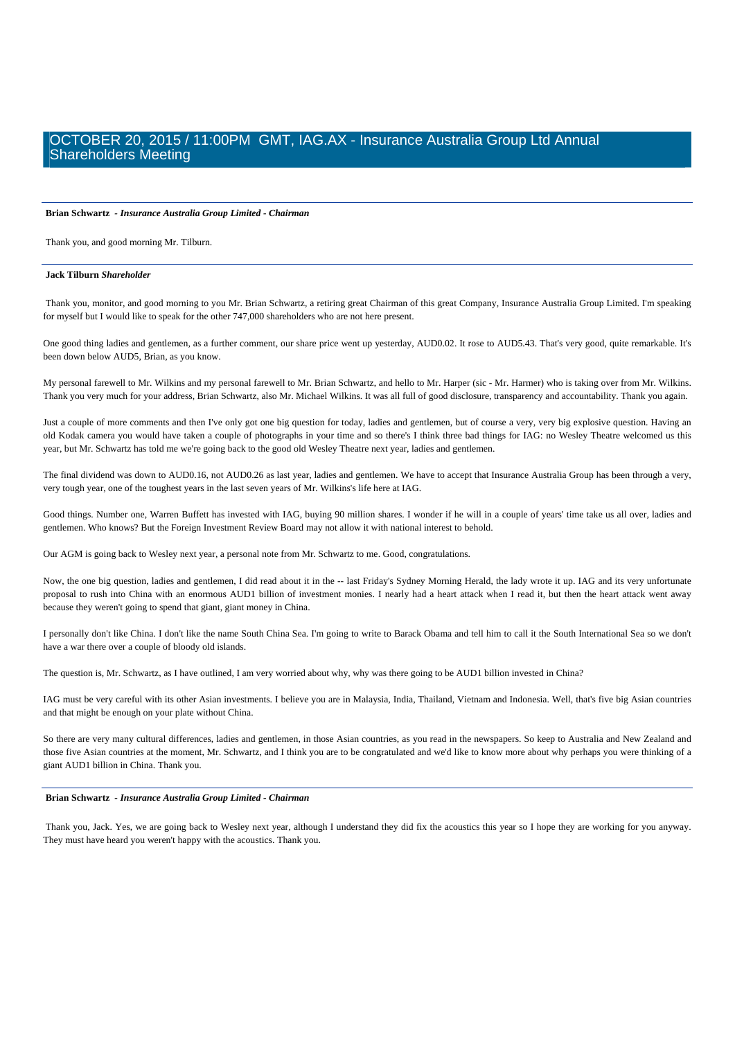**Brian Schwartz** - *Insurance Australia Group Limited - Chairman*

Thank you, and good morning Mr. Tilburn.

**Jack Tilburn** *Shareholder*

Thank you, monitor, and good morning to you Mr. Brian Schwartz, a retiring great Chairman of this great Company, Insurance Australia Group Limited. I'm speaking for myself but I would like to speak for the other 747,000 shareholders who are not here present.

One good thing ladies and gentlemen, as a further comment, our share price went up yesterday, AUD0.02. It rose to AUD5.43. That's very good, quite remarkable. It's been down below AUD5, Brian, as you know.

My personal farewell to Mr. Wilkins and my personal farewell to Mr. Brian Schwartz, and hello to Mr. Harper (sic - Mr. Harmer) who is taking over from Mr. Wilkins. Thank you very much for your address, Brian Schwartz, also Mr. Michael Wilkins. It was all full of good disclosure, transparency and accountability. Thank you again.

Just a couple of more comments and then I've only got one big question for today, ladies and gentlemen, but of course a very, very big explosive question. Having an old Kodak camera you would have taken a couple of photographs in your time and so there's I think three bad things for IAG: no Wesley Theatre welcomed us this year, but Mr. Schwartz has told me we're going back to the good old Wesley Theatre next year, ladies and gentlemen.

The final dividend was down to AUD0.16, not AUD0.26 as last year, ladies and gentlemen. We have to accept that Insurance Australia Group has been through a very, very tough year, one of the toughest years in the last seven years of Mr. Wilkins's life here at IAG.

Good things. Number one, Warren Buffett has invested with IAG, buying 90 million shares. I wonder if he will in a couple of years' time take us all over, ladies and gentlemen. Who knows? But the Foreign Investment Review Board may not allow it with national interest to behold.

Our AGM is going back to Wesley next year, a personal note from Mr. Schwartz to me. Good, congratulations.

Now, the one big question, ladies and gentlemen, I did read about it in the -- last Friday's Sydney Morning Herald, the lady wrote it up. IAG and its very unfortunate proposal to rush into China with an enormous AUD1 billion of investment monies. I nearly had a heart attack when I read it, but then the heart attack went away because they weren't going to spend that giant, giant money in China.

I personally don't like China. I don't like the name South China Sea. I'm going to write to Barack Obama and tell him to call it the South International Sea so we don't have a war there over a couple of bloody old islands.

The question is, Mr. Schwartz, as I have outlined, I am very worried about why, why was there going to be AUD1 billion invested in China?

IAG must be very careful with its other Asian investments. I believe you are in Malaysia, India, Thailand, Vietnam and Indonesia. Well, that's five big Asian countries and that might be enough on your plate without China.

So there are very many cultural differences, ladies and gentlemen, in those Asian countries, as you read in the newspapers. So keep to Australia and New Zealand and those five Asian countries at the moment, Mr. Schwartz, and I think you are to be congratulated and we'd like to know more about why perhaps you were thinking of a giant AUD1 billion in China. Thank you.

**Brian Schwartz** - *Insurance Australia Group Limited - Chairman*

Thank you, Jack. Yes, we are going back to Wesley next year, although I understand they did fix the acoustics this year so I hope they are working for you anyway. They must have heard you weren't happy with the acoustics. Thank you.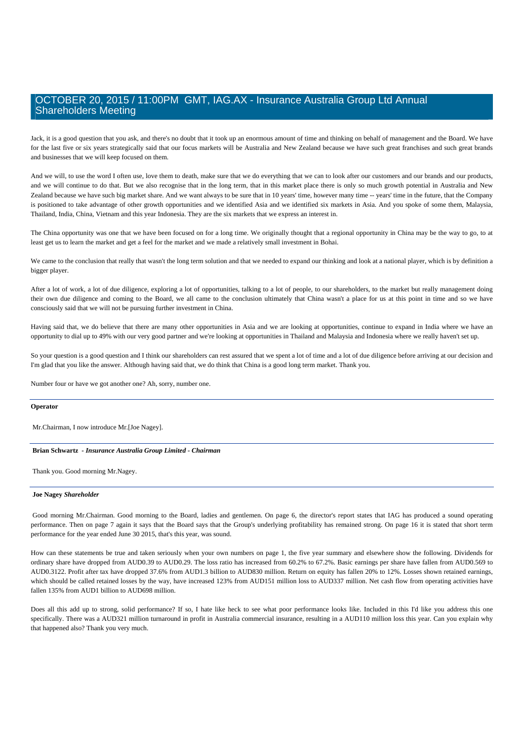Jack, it is a good question that you ask, and there's no doubt that it took up an enormous amount of time and thinking on behalf of management and the Board. We have for the last five or six years strategically said that our focus markets will be Australia and New Zealand because we have such great franchises and such great brands and businesses that we will keep focused on them.

And we will, to use the word I often use, love them to death, make sure that we do everything that we can to look after our customers and our brands and our products, and we will continue to do that. But we also recognise that in the long term, that in this market place there is only so much growth potential in Australia and New Zealand because we have such big market share. And we want always to be sure that in 10 years' time, however many time -- years' time in the future, that the Company is positioned to take advantage of other growth opportunities and we identified Asia and we identified six markets in Asia. And you spoke of some them, Malaysia, Thailand, India, China, Vietnam and this year Indonesia. They are the six markets that we express an interest in.

The China opportunity was one that we have been focused on for a long time. We originally thought that a regional opportunity in China may be the way to go, to at least get us to learn the market and get a feel for the market and we made a relatively small investment in Bohai.

We came to the conclusion that really that wasn't the long term solution and that we needed to expand our thinking and look at a national player, which is by definition a bigger player.

After a lot of work, a lot of due diligence, exploring a lot of opportunities, talking to a lot of people, to our shareholders, to the market but really management doing their own due diligence and coming to the Board, we all came to the conclusion ultimately that China wasn't a place for us at this point in time and so we have consciously said that we will not be pursuing further investment in China.

Having said that, we do believe that there are many other opportunities in Asia and we are looking at opportunities, continue to expand in India where we have an opportunity to dial up to 49% with our very good partner and we're looking at opportunities in Thailand and Malaysia and Indonesia where we really haven't set up.

So your question is a good question and I think our shareholders can rest assured that we spent a lot of time and a lot of due diligence before arriving at our decision and I'm glad that you like the answer. Although having said that, we do think that China is a good long term market. Thank you.

Number four or have we got another one? Ah, sorry, number one.

---

**Operator**

Mr.Chairman, I now introduce Mr.[Joe Nagey].

---

**Brian Schwartz** - ***Insurance Australia Group Limited - Chairman***

Thank you. Good morning Mr.Nagey.

---

**Joe Nagey** ***Shareholder***

Good morning Mr.Chairman. Good morning to the Board, ladies and gentlemen. On page 6, the director's report states that IAG has produced a sound operating performance. Then on page 7 again it says that the Board says that the Group's underlying profitability has remained strong. On page 16 it is stated that short term performance for the year ended June 30 2015, that's this year, was sound.

How can these statements be true and taken seriously when your own numbers on page 1, the five year summary and elsewhere show the following. Dividends for ordinary share have dropped from AUD0.39 to AUD0.29. The loss ratio has increased from 60.2% to 67.2%. Basic earnings per share have fallen from AUD0.569 to AUD0.3122. Profit after tax have dropped 37.6% from AUD1.3 billion to AUD830 million. Return on equity has fallen 20% to 12%. Losses shown retained earnings, which should be called retained losses by the way, have increased 123% from AUD151 million loss to AUD337 million. Net cash flow from operating activities have fallen 135% from AUD1 billion to AUD698 million.

Does all this add up to strong, solid performance? If so, I hate like heck to see what poor performance looks like. Included in this I'd like you address this one specifically. There was a AUD321 million turnaround in profit in Australia commercial insurance, resulting in a AUD110 million loss this year. Can you explain why that happened also? Thank you very much.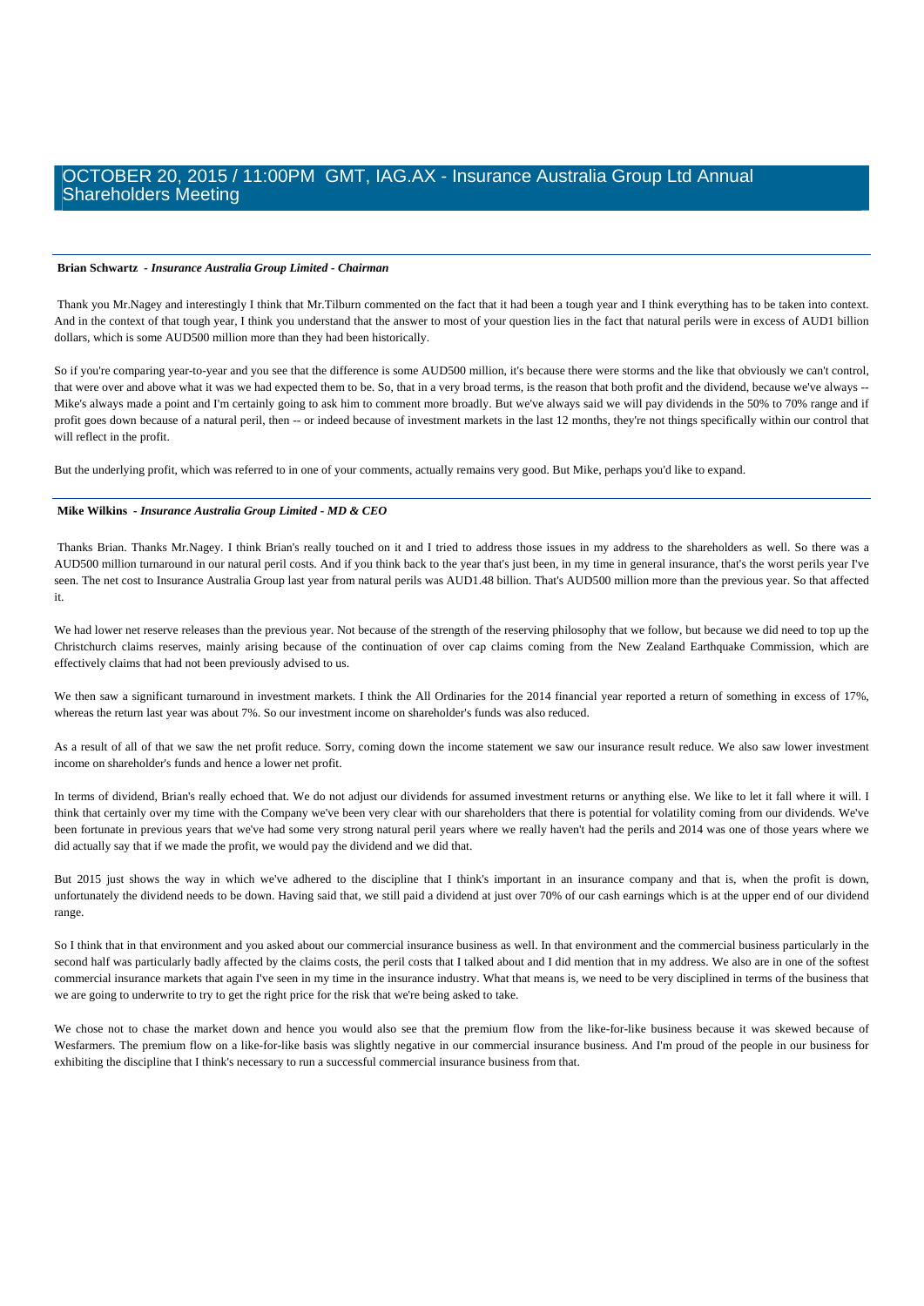**Brian Schwartz** - *Insurance Australia Group Limited - Chairman*

Thank you Mr.Nagey and interestingly I think that Mr.Tilburn commented on the fact that it had been a tough year and I think everything has to be taken into context. And in the context of that tough year, I think you understand that the answer to most of your question lies in the fact that natural perils were in excess of AUD1 billion dollars, which is some AUD500 million more than they had been historically.

So if you're comparing year-to-year and you see that the difference is some AUD500 million, it's because there were storms and the like that obviously we can't control, that were over and above what it was we had expected them to be. So, that in a very broad terms, is the reason that both profit and the dividend, because we've always -- Mike's always made a point and I'm certainly going to ask him to comment more broadly. But we've always said we will pay dividends in the 50% to 70% range and if profit goes down because of a natural peril, then -- or indeed because of investment markets in the last 12 months, they're not things specifically within our control that will reflect in the profit.

But the underlying profit, which was referred to in one of your comments, actually remains very good. But Mike, perhaps you'd like to expand.

**Mike Wilkins** - *Insurance Australia Group Limited - MD & CEO*

Thanks Brian. Thanks Mr.Nagey. I think Brian's really touched on it and I tried to address those issues in my address to the shareholders as well. So there was a AUD500 million turnaround in our natural peril costs. And if you think back to the year that's just been, in my time in general insurance, that's the worst perils year I've seen. The net cost to Insurance Australia Group last year from natural perils was AUD1.48 billion. That's AUD500 million more than the previous year. So that affected it.

We had lower net reserve releases than the previous year. Not because of the strength of the reserving philosophy that we follow, but because we did need to top up the Christchurch claims reserves, mainly arising because of the continuation of over cap claims coming from the New Zealand Earthquake Commission, which are effectively claims that had not been previously advised to us.

We then saw a significant turnaround in investment markets. I think the All Ordinaries for the 2014 financial year reported a return of something in excess of 17%, whereas the return last year was about 7%. So our investment income on shareholder's funds was also reduced.

As a result of all of that we saw the net profit reduce. Sorry, coming down the income statement we saw our insurance result reduce. We also saw lower investment income on shareholder's funds and hence a lower net profit.

In terms of dividend, Brian's really echoed that. We do not adjust our dividends for assumed investment returns or anything else. We like to let it fall where it will. I think that certainly over my time with the Company we've been very clear with our shareholders that there is potential for volatility coming from our dividends. We've been fortunate in previous years that we've had some very strong natural peril years where we really haven't had the perils and 2014 was one of those years where we did actually say that if we made the profit, we would pay the dividend and we did that.

But 2015 just shows the way in which we've adhered to the discipline that I think's important in an insurance company and that is, when the profit is down, unfortunately the dividend needs to be down. Having said that, we still paid a dividend at just over 70% of our cash earnings which is at the upper end of our dividend range.

So I think that in that environment and you asked about our commercial insurance business as well. In that environment and the commercial business particularly in the second half was particularly badly affected by the claims costs, the peril costs that I talked about and I did mention that in my address. We also are in one of the softest commercial insurance markets that again I've seen in my time in the insurance industry. What that means is, we need to be very disciplined in terms of the business that we are going to underwrite to try to get the right price for the risk that we're being asked to take.

We chose not to chase the market down and hence you would also see that the premium flow from the like-for-like business because it was skewed because of Wesfarmers. The premium flow on a like-for-like basis was slightly negative in our commercial insurance business. And I'm proud of the people in our business for exhibiting the discipline that I think's necessary to run a successful commercial insurance business from that.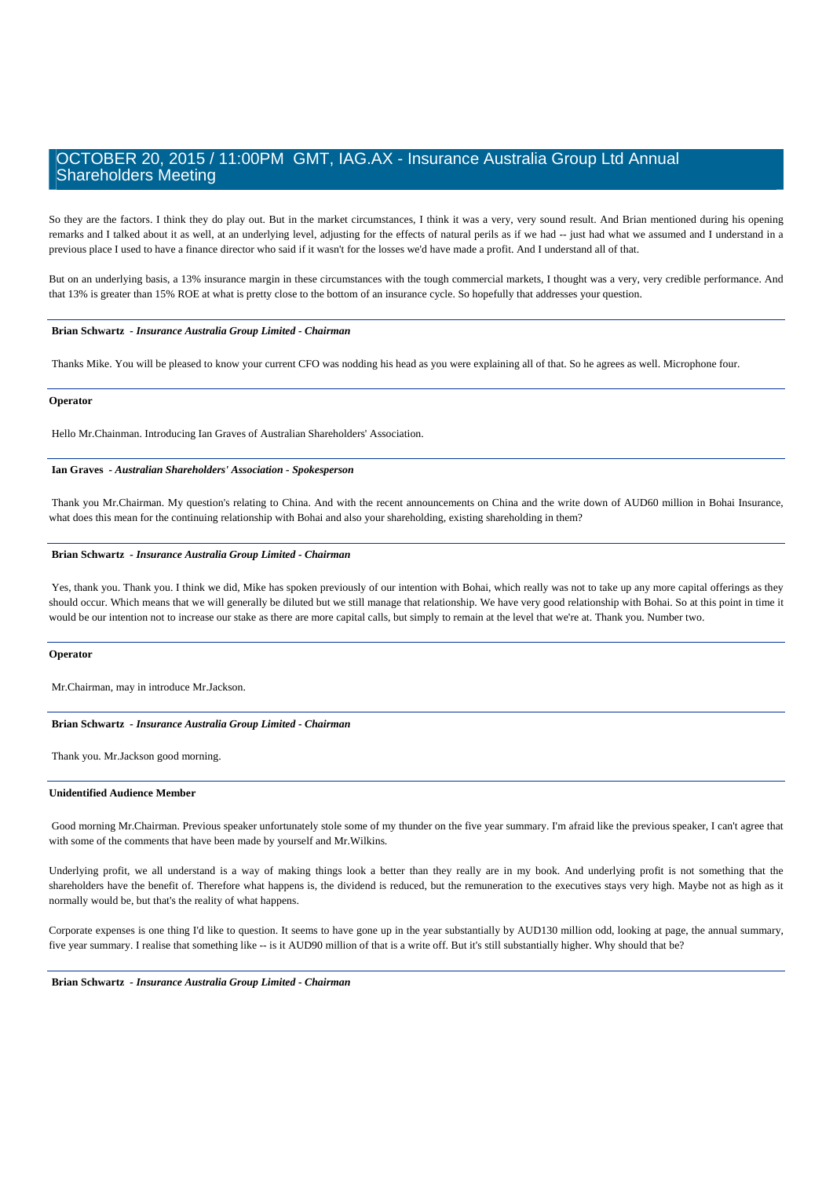So they are the factors. I think they do play out. But in the market circumstances, I think it was a very, very sound result. And Brian mentioned during his opening remarks and I talked about it as well, at an underlying level, adjusting for the effects of natural perils as if we had -- just had what we assumed and I understand in a previous place I used to have a finance director who said if it wasn't for the losses we'd have made a profit. And I understand all of that.

But on an underlying basis, a 13% insurance margin in these circumstances with the tough commercial markets, I thought was a very, very credible performance. And that 13% is greater than 15% ROE at what is pretty close to the bottom of an insurance cycle. So hopefully that addresses your question.

**Brian Schwartz** - *Insurance Australia Group Limited - Chairman*

Thanks Mike. You will be pleased to know your current CFO was nodding his head as you were explaining all of that. So he agrees as well. Microphone four.

**Operator**

Hello Mr.Chainman. Introducing Ian Graves of Australian Shareholders' Association.

**Ian Graves** - *Australian Shareholders' Association - Spokesperson*

Thank you Mr.Chairman. My question's relating to China. And with the recent announcements on China and the write down of AUD60 million in Bohai Insurance, what does this mean for the continuing relationship with Bohai and also your shareholding, existing shareholding in them?

**Brian Schwartz** - *Insurance Australia Group Limited - Chairman*

Yes, thank you. Thank you. I think we did, Mike has spoken previously of our intention with Bohai, which really was not to take up any more capital offerings as they should occur. Which means that we will generally be diluted but we still manage that relationship. We have very good relationship with Bohai. So at this point in time it would be our intention not to increase our stake as there are more capital calls, but simply to remain at the level that we're at. Thank you. Number two.

**Operator**

Mr.Chairman, may in introduce Mr.Jackson.

**Brian Schwartz** - *Insurance Australia Group Limited - Chairman*

Thank you. Mr.Jackson good morning.

**Unidentified Audience Member**

Good morning Mr.Chairman. Previous speaker unfortunately stole some of my thunder on the five year summary. I'm afraid like the previous speaker, I can't agree that with some of the comments that have been made by yourself and Mr.Wilkins.

Underlying profit, we all understand is a way of making things look a better than they really are in my book. And underlying profit is not something that the shareholders have the benefit of. Therefore what happens is, the dividend is reduced, but the remuneration to the executives stays very high. Maybe not as high as it normally would be, but that's the reality of what happens.

Corporate expenses is one thing I'd like to question. It seems to have gone up in the year substantially by AUD130 million odd, looking at page, the annual summary, five year summary. I realise that something like -- is it AUD90 million of that is a write off. But it's still substantially higher. Why should that be?

**Brian Schwartz** - *Insurance Australia Group Limited - Chairman*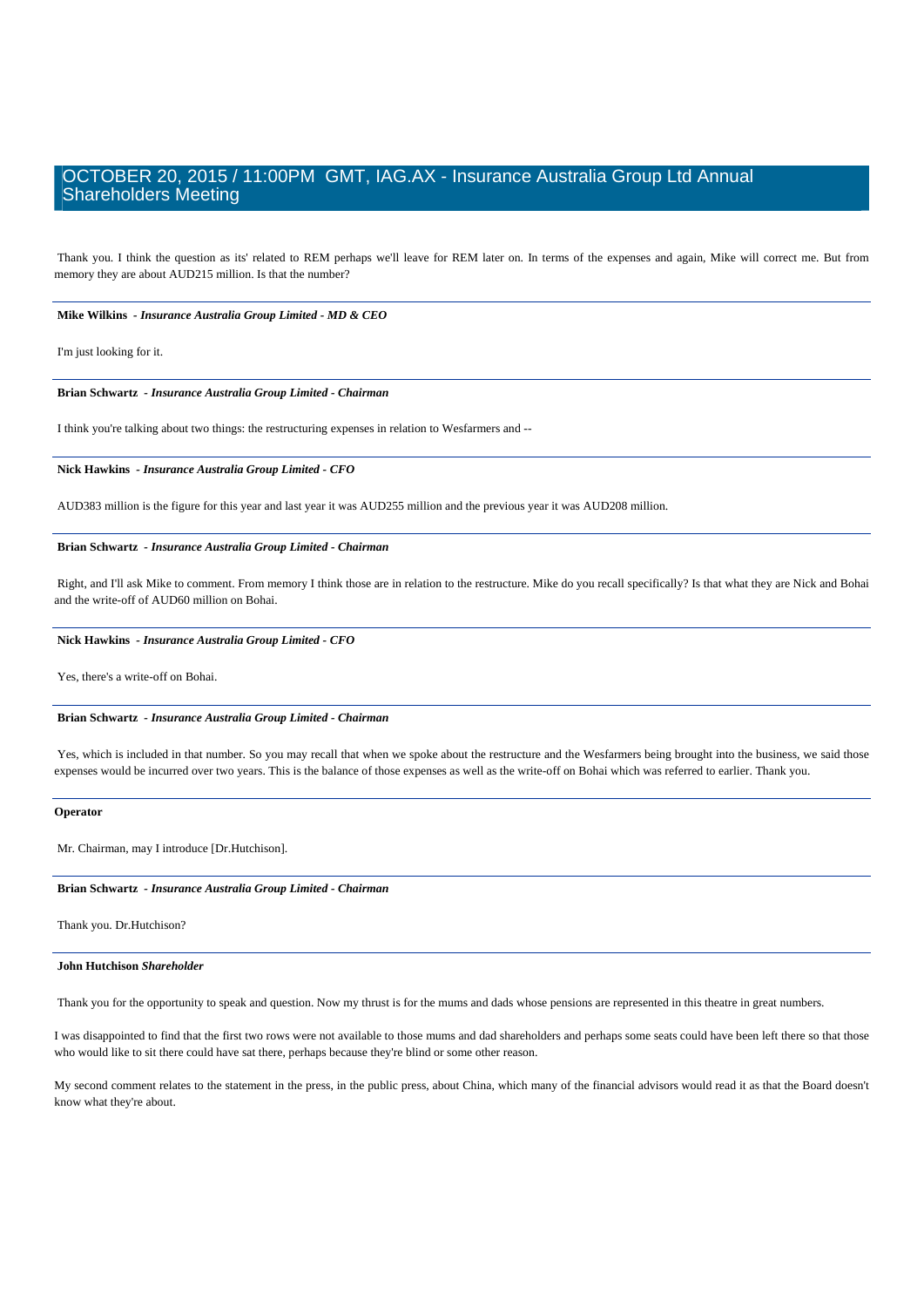Thank you. I think the question as its' related to REM perhaps we'll leave for REM later on. In terms of the expenses and again, Mike will correct me. But from memory they are about AUD215 million. Is that the number?

**Mike Wilkins** - ***Insurance Australia Group Limited - MD & CEO***

I'm just looking for it.

**Brian Schwartz** - ***Insurance Australia Group Limited - Chairman***

I think you're talking about two things: the restructuring expenses in relation to Wesfarmers and --

**Nick Hawkins** - ***Insurance Australia Group Limited - CFO***

AUD383 million is the figure for this year and last year it was AUD255 million and the previous year it was AUD208 million.

**Brian Schwartz** - ***Insurance Australia Group Limited - Chairman***

Right, and I'll ask Mike to comment. From memory I think those are in relation to the restructure. Mike do you recall specifically? Is that what they are Nick and Bohai and the write-off of AUD60 million on Bohai.

**Nick Hawkins** - ***Insurance Australia Group Limited - CFO***

Yes, there's a write-off on Bohai.

**Brian Schwartz** - ***Insurance Australia Group Limited - Chairman***

Yes, which is included in that number. So you may recall that when we spoke about the restructure and the Wesfarmers being brought into the business, we said those expenses would be incurred over two years. This is the balance of those expenses as well as the write-off on Bohai which was referred to earlier. Thank you.

**Operator**

Mr. Chairman, may I introduce [Dr.Hutchison].

**Brian Schwartz** - ***Insurance Australia Group Limited - Chairman***

Thank you. Dr.Hutchison?

**John Hutchison** ***Shareholder***

Thank you for the opportunity to speak and question. Now my thrust is for the mums and dads whose pensions are represented in this theatre in great numbers.

I was disappointed to find that the first two rows were not available to those mums and dad shareholders and perhaps some seats could have been left there so that those who would like to sit there could have sat there, perhaps because they're blind or some other reason.

My second comment relates to the statement in the press, in the public press, about China, which many of the financial advisors would read it as that the Board doesn't know what they're about.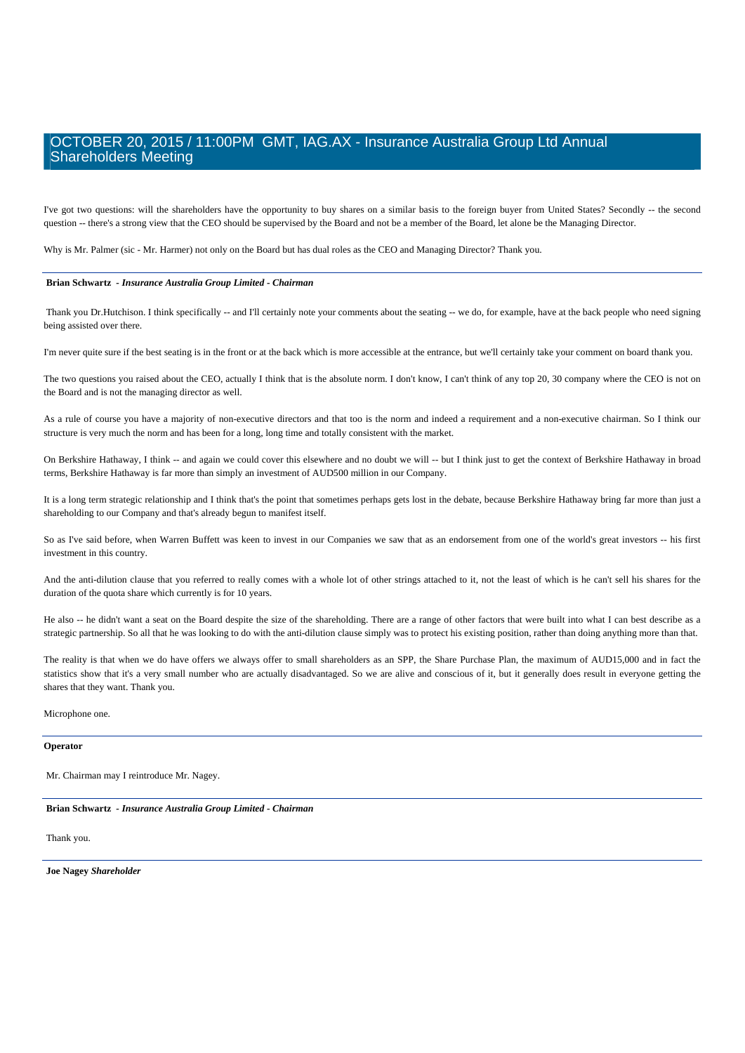I've got two questions: will the shareholders have the opportunity to buy shares on a similar basis to the foreign buyer from United States? Secondly -- the second question -- there's a strong view that the CEO should be supervised by the Board and not be a member of the Board, let alone be the Managing Director.

Why is Mr. Palmer (sic - Mr. Harmer) not only on the Board but has dual roles as the CEO and Managing Director? Thank you.

---

**Brian Schwartz** - ***Insurance Australia Group Limited - Chairman***

Thank you Dr.Hutchison. I think specifically -- and I'll certainly note your comments about the seating -- we do, for example, have at the back people who need signing being assisted over there.

I'm never quite sure if the best seating is in the front or at the back which is more accessible at the entrance, but we'll certainly take your comment on board thank you.

The two questions you raised about the CEO, actually I think that is the absolute norm. I don't know, I can't think of any top 20, 30 company where the CEO is not on the Board and is not the managing director as well.

As a rule of course you have a majority of non-executive directors and that too is the norm and indeed a requirement and a non-executive chairman. So I think our structure is very much the norm and has been for a long, long time and totally consistent with the market.

On Berkshire Hathaway, I think -- and again we could cover this elsewhere and no doubt we will -- but I think just to get the context of Berkshire Hathaway in broad terms, Berkshire Hathaway is far more than simply an investment of AUD500 million in our Company.

It is a long term strategic relationship and I think that's the point that sometimes perhaps gets lost in the debate, because Berkshire Hathaway bring far more than just a shareholding to our Company and that's already begun to manifest itself.

So as I've said before, when Warren Buffett was keen to invest in our Companies we saw that as an endorsement from one of the world's great investors -- his first investment in this country.

And the anti-dilution clause that you referred to really comes with a whole lot of other strings attached to it, not the least of which is he can't sell his shares for the duration of the quota share which currently is for 10 years.

He also -- he didn't want a seat on the Board despite the size of the shareholding. There are a range of other factors that were built into what I can best describe as a strategic partnership. So all that he was looking to do with the anti-dilution clause simply was to protect his existing position, rather than doing anything more than that.

The reality is that when we do have offers we always offer to small shareholders as an SPP, the Share Purchase Plan, the maximum of AUD15,000 and in fact the statistics show that it's a very small number who are actually disadvantaged. So we are alive and conscious of it, but it generally does result in everyone getting the shares that they want. Thank you.

Microphone one.

---

**Operator**

Mr. Chairman may I reintroduce Mr. Nagey.

---

**Brian Schwartz** - ***Insurance Australia Group Limited - Chairman***

Thank you.

---

**Joe Nagey** ***Shareholder***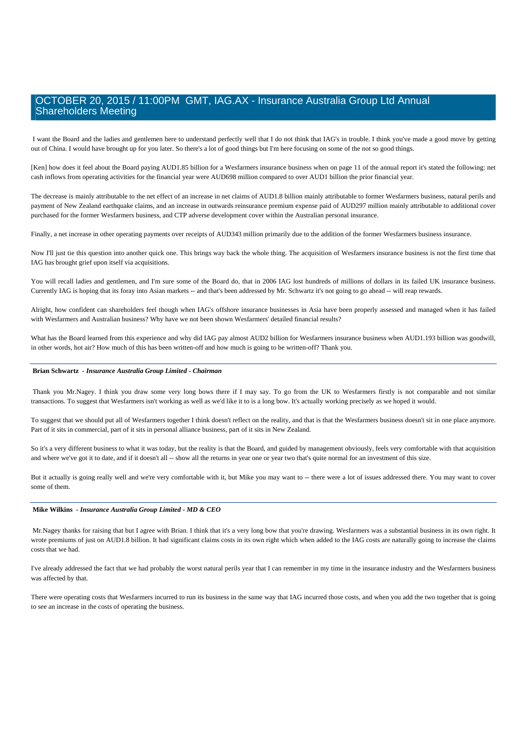I want the Board and the ladies and gentlemen here to understand perfectly well that I do not think that IAG's in trouble. I think you've made a good move by getting out of China. I would have brought up for you later. So there's a lot of good things but I'm here focusing on some of the not so good things.

[Ken] how does it feel about the Board paying AUD1.85 billion for a Wesfarmers insurance business when on page 11 of the annual report it's stated the following: net cash inflows from operating activities for the financial year were AUD698 million compared to over AUD1 billion the prior financial year.

The decrease is mainly attributable to the net effect of an increase in net claims of AUD1.8 billion mainly attributable to former Wesfarmers business, natural perils and payment of New Zealand earthquake claims, and an increase in outwards reinsurance premium expense paid of AUD297 million mainly attributable to additional cover purchased for the former Wesfarmers business, and CTP adverse development cover within the Australian personal insurance.

Finally, a net increase in other operating payments over receipts of AUD343 million primarily due to the addition of the former Wesfarmers business insurance.

Now I'll just tie this question into another quick one. This brings way back the whole thing. The acquisition of Wesfarmers insurance business is not the first time that IAG has brought grief upon itself via acquisitions.

You will recall ladies and gentlemen, and I'm sure some of the Board do, that in 2006 IAG lost hundreds of millions of dollars in its failed UK insurance business. Currently IAG is hoping that its foray into Asian markets -- and that's been addressed by Mr. Schwartz it's not going to go ahead -- will reap rewards.

Alright, how confident can shareholders feel though when IAG's offshore insurance businesses in Asia have been properly assessed and managed when it has failed with Wesfarmers and Australian business? Why have we not been shown Wesfarmers' detailed financial results?

What has the Board learned from this experience and why did IAG pay almost AUD2 billion for Wesfarmers insurance business when AUD1.193 billion was goodwill, in other words, hot air? How much of this has been written-off and how much is going to be written-off? Thank you.

**Brian Schwartz** - ***Insurance Australia Group Limited - Chairman***

Thank you Mr.Nagey. I think you draw some very long bows there if I may say. To go from the UK to Wesfarmers firstly is not comparable and not similar transactions. To suggest that Wesfarmers isn't working as well as we'd like it to is a long bow. It's actually working precisely as we hoped it would.

To suggest that we should put all of Wesfarmers together I think doesn't reflect on the reality, and that is that the Wesfarmers business doesn't sit in one place anymore. Part of it sits in commercial, part of it sits in personal alliance business, part of it sits in New Zealand.

So it's a very different business to what it was today, but the reality is that the Board, and guided by management obviously, feels very comfortable with that acquisition and where we've got it to date, and if it doesn't all -- show all the returns in year one or year two that's quite normal for an investment of this size.

But it actually is going really well and we're very comfortable with it, but Mike you may want to -- there were a lot of issues addressed there. You may want to cover some of them.

**Mike Wilkins** - ***Insurance Australia Group Limited - MD & CEO***

Mr.Nagey thanks for raising that but I agree with Brian. I think that it's a very long bow that you're drawing. Wesfarmers was a substantial business in its own right. It wrote premiums of just on AUD1.8 billion. It had significant claims costs in its own right which when added to the IAG costs are naturally going to increase the claims costs that we had.

I've already addressed the fact that we had probably the worst natural perils year that I can remember in my time in the insurance industry and the Wesfarmers business was affected by that.

There were operating costs that Wesfarmers incurred to run its business in the same way that IAG incurred those costs, and when you add the two together that is going to see an increase in the costs of operating the business.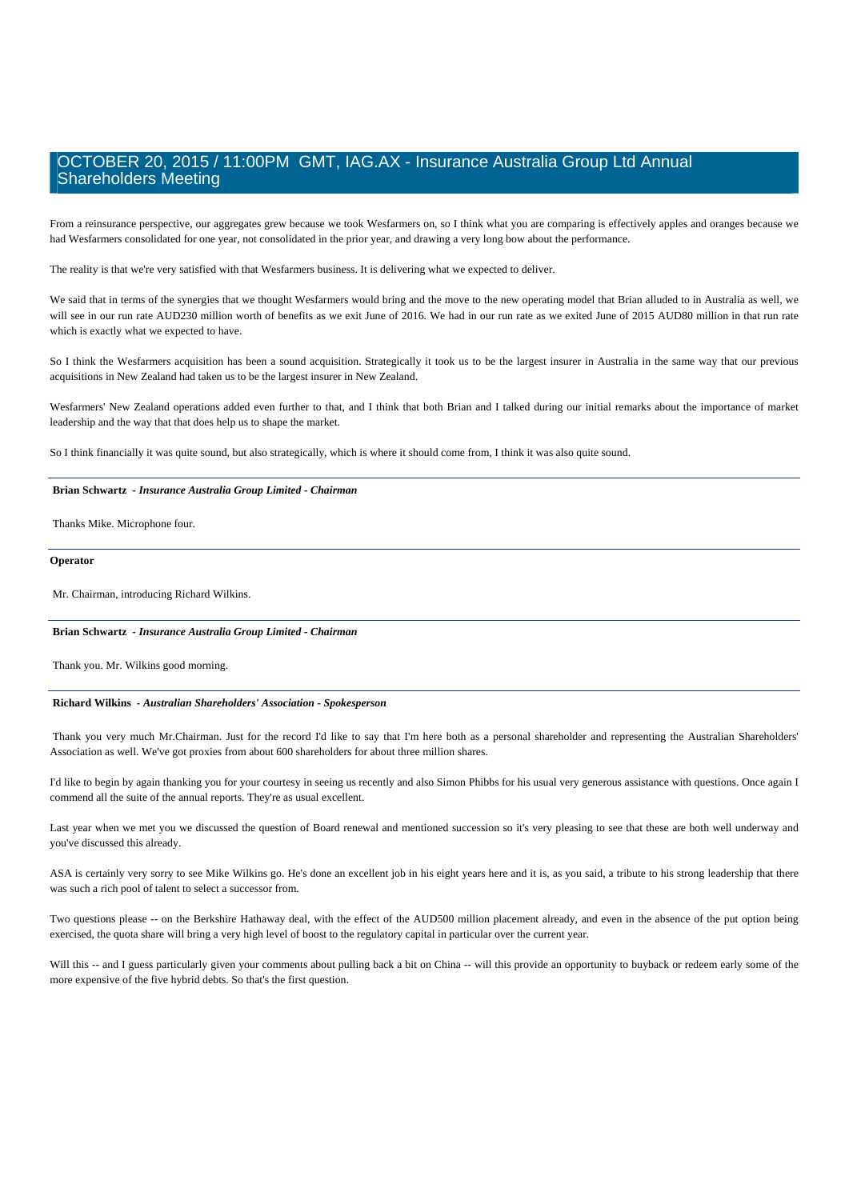From a reinsurance perspective, our aggregates grew because we took Wesfarmers on, so I think what you are comparing is effectively apples and oranges because we had Wesfarmers consolidated for one year, not consolidated in the prior year, and drawing a very long bow about the performance.

The reality is that we're very satisfied with that Wesfarmers business. It is delivering what we expected to deliver.

We said that in terms of the synergies that we thought Wesfarmers would bring and the move to the new operating model that Brian alluded to in Australia as well, we will see in our run rate AUD230 million worth of benefits as we exit June of 2016. We had in our run rate as we exited June of 2015 AUD80 million in that run rate which is exactly what we expected to have.

So I think the Wesfarmers acquisition has been a sound acquisition. Strategically it took us to be the largest insurer in Australia in the same way that our previous acquisitions in New Zealand had taken us to be the largest insurer in New Zealand.

Wesfarmers' New Zealand operations added even further to that, and I think that both Brian and I talked during our initial remarks about the importance of market leadership and the way that that does help us to shape the market.

So I think financially it was quite sound, but also strategically, which is where it should come from, I think it was also quite sound.

---

**Brian Schwartz** - ***Insurance Australia Group Limited - Chairman***

Thanks Mike. Microphone four.

---

**Operator**

Mr. Chairman, introducing Richard Wilkins.

---

**Brian Schwartz** - ***Insurance Australia Group Limited - Chairman***

Thank you. Mr. Wilkins good morning.

---

**Richard Wilkins** - ***Australian Shareholders' Association - Spokesperson***

Thank you very much Mr.Chairman. Just for the record I'd like to say that I'm here both as a personal shareholder and representing the Australian Shareholders' Association as well. We've got proxies from about 600 shareholders for about three million shares.

I'd like to begin by again thanking you for your courtesy in seeing us recently and also Simon Phibbs for his usual very generous assistance with questions. Once again I commend all the suite of the annual reports. They're as usual excellent.

Last year when we met you we discussed the question of Board renewal and mentioned succession so it's very pleasing to see that these are both well underway and you've discussed this already.

ASA is certainly very sorry to see Mike Wilkins go. He's done an excellent job in his eight years here and it is, as you said, a tribute to his strong leadership that there was such a rich pool of talent to select a successor from.

Two questions please -- on the Berkshire Hathaway deal, with the effect of the AUD500 million placement already, and even in the absence of the put option being exercised, the quota share will bring a very high level of boost to the regulatory capital in particular over the current year.

Will this -- and I guess particularly given your comments about pulling back a bit on China -- will this provide an opportunity to buyback or redeem early some of the more expensive of the five hybrid debts. So that's the first question.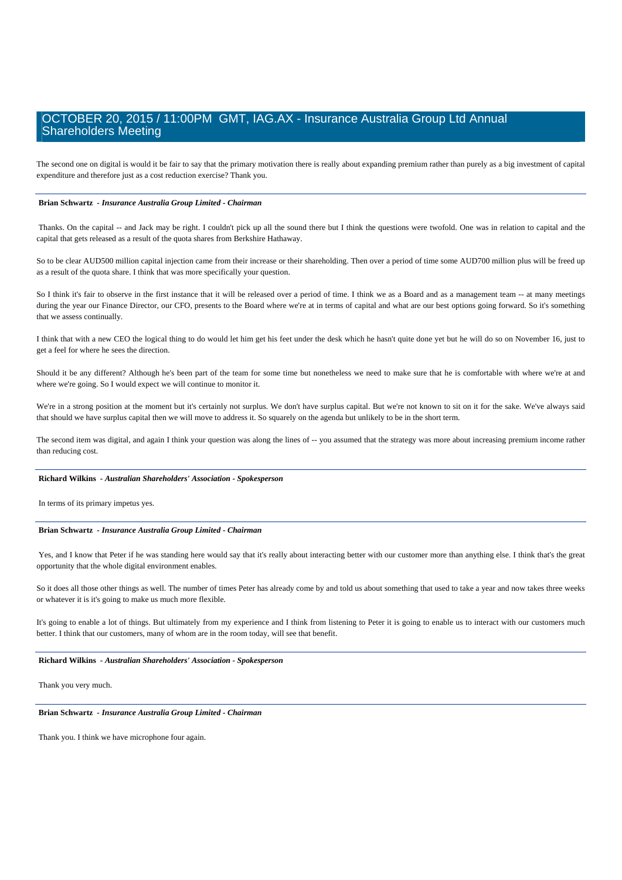The second one on digital is would it be fair to say that the primary motivation there is really about expanding premium rather than purely as a big investment of capital expenditure and therefore just as a cost reduction exercise? Thank you.

**Brian Schwartz** *- Insurance Australia Group Limited - Chairman*

Thanks. On the capital -- and Jack may be right. I couldn't pick up all the sound there but I think the questions were twofold. One was in relation to capital and the capital that gets released as a result of the quota shares from Berkshire Hathaway.

So to be clear AUD500 million capital injection came from their increase or their shareholding. Then over a period of time some AUD700 million plus will be freed up as a result of the quota share. I think that was more specifically your question.

So I think it's fair to observe in the first instance that it will be released over a period of time. I think we as a Board and as a management team -- at many meetings during the year our Finance Director, our CFO, presents to the Board where we're at in terms of capital and what are our best options going forward. So it's something that we assess continually.

I think that with a new CEO the logical thing to do would let him get his feet under the desk which he hasn't quite done yet but he will do so on November 16, just to get a feel for where he sees the direction.

Should it be any different? Although he's been part of the team for some time but nonetheless we need to make sure that he is comfortable with where we're at and where we're going. So I would expect we will continue to monitor it.

We're in a strong position at the moment but it's certainly not surplus. We don't have surplus capital. But we're not known to sit on it for the sake. We've always said that should we have surplus capital then we will move to address it. So squarely on the agenda but unlikely to be in the short term.

The second item was digital, and again I think your question was along the lines of -- you assumed that the strategy was more about increasing premium income rather than reducing cost.

**Richard Wilkins** *- Australian Shareholders' Association - Spokesperson*

In terms of its primary impetus yes.

**Brian Schwartz** *- Insurance Australia Group Limited - Chairman*

Yes, and I know that Peter if he was standing here would say that it's really about interacting better with our customer more than anything else. I think that's the great opportunity that the whole digital environment enables.

So it does all those other things as well. The number of times Peter has already come by and told us about something that used to take a year and now takes three weeks or whatever it is it's going to make us much more flexible.

It's going to enable a lot of things. But ultimately from my experience and I think from listening to Peter it is going to enable us to interact with our customers much better. I think that our customers, many of whom are in the room today, will see that benefit.

**Richard Wilkins** *- Australian Shareholders' Association - Spokesperson*

Thank you very much.

**Brian Schwartz** *- Insurance Australia Group Limited - Chairman*

Thank you. I think we have microphone four again.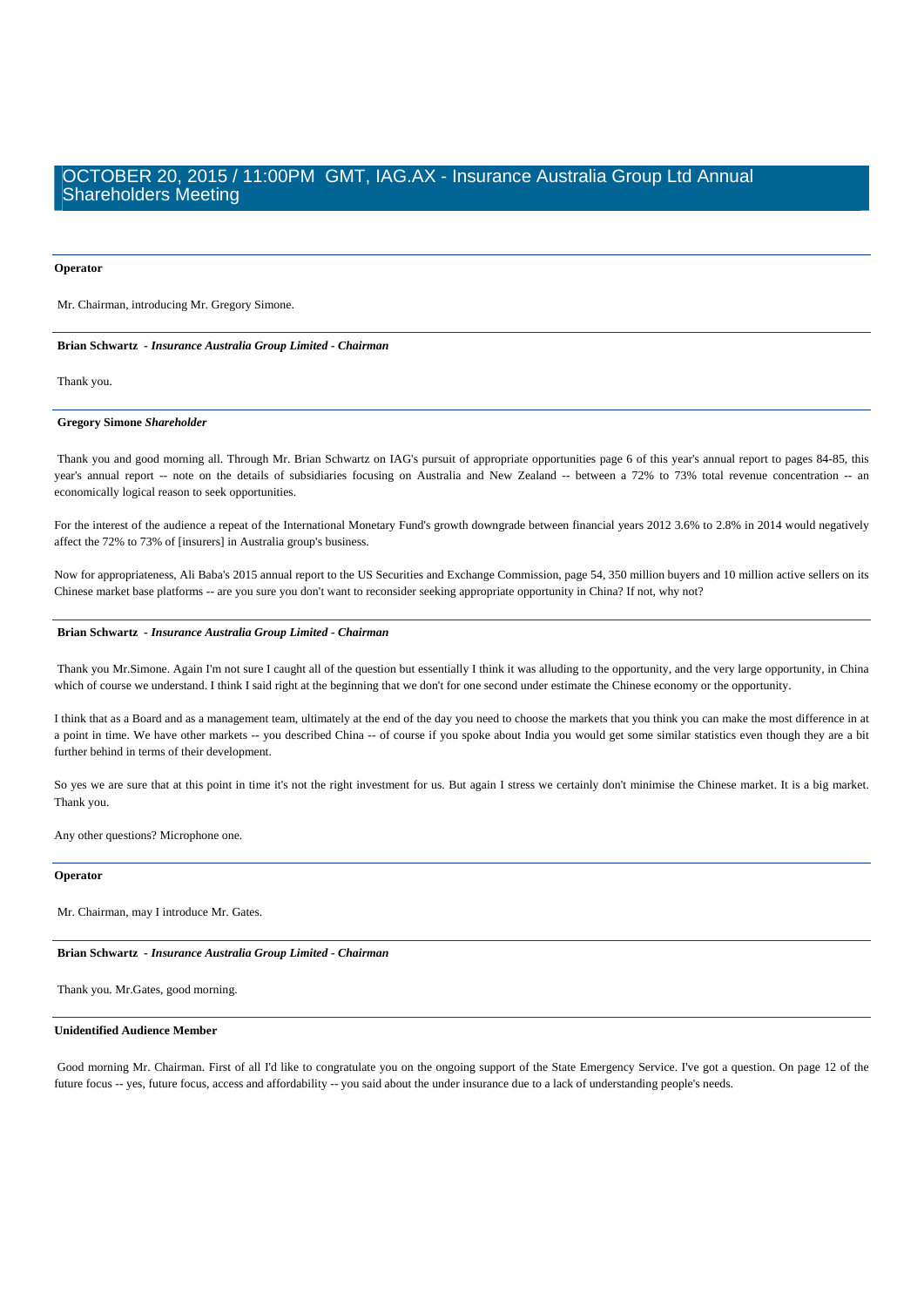**Operator**

Mr. Chairman, introducing Mr. Gregory Simone.

**Brian Schwartz** - ***Insurance Australia Group Limited - Chairman***

Thank you.

**Gregory Simone** ***Shareholder***

Thank you and good morning all. Through Mr. Brian Schwartz on IAG's pursuit of appropriate opportunities page 6 of this year's annual report to pages 84-85, this year's annual report -- note on the details of subsidiaries focusing on Australia and New Zealand -- between a 72% to 73% total revenue concentration -- an economically logical reason to seek opportunities.

For the interest of the audience a repeat of the International Monetary Fund's growth downgrade between financial years 2012 3.6% to 2.8% in 2014 would negatively affect the 72% to 73% of [insurers] in Australia group's business.

Now for appropriateness, Ali Baba's 2015 annual report to the US Securities and Exchange Commission, page 54, 350 million buyers and 10 million active sellers on its Chinese market base platforms -- are you sure you don't want to reconsider seeking appropriate opportunity in China? If not, why not?

**Brian Schwartz** - ***Insurance Australia Group Limited - Chairman***

Thank you Mr.Simone. Again I'm not sure I caught all of the question but essentially I think it was alluding to the opportunity, and the very large opportunity, in China which of course we understand. I think I said right at the beginning that we don't for one second under estimate the Chinese economy or the opportunity.

I think that as a Board and as a management team, ultimately at the end of the day you need to choose the markets that you think you can make the most difference in at a point in time. We have other markets -- you described China -- of course if you spoke about India you would get some similar statistics even though they are a bit further behind in terms of their development.

So yes we are sure that at this point in time it's not the right investment for us. But again I stress we certainly don't minimise the Chinese market. It is a big market. Thank you.

Any other questions? Microphone one.

**Operator**

Mr. Chairman, may I introduce Mr. Gates.

**Brian Schwartz** - ***Insurance Australia Group Limited - Chairman***

Thank you. Mr.Gates, good morning.

**Unidentified Audience Member**

Good morning Mr. Chairman. First of all I'd like to congratulate you on the ongoing support of the State Emergency Service. I've got a question. On page 12 of the future focus -- yes, future focus, access and affordability -- you said about the under insurance due to a lack of understanding people's needs.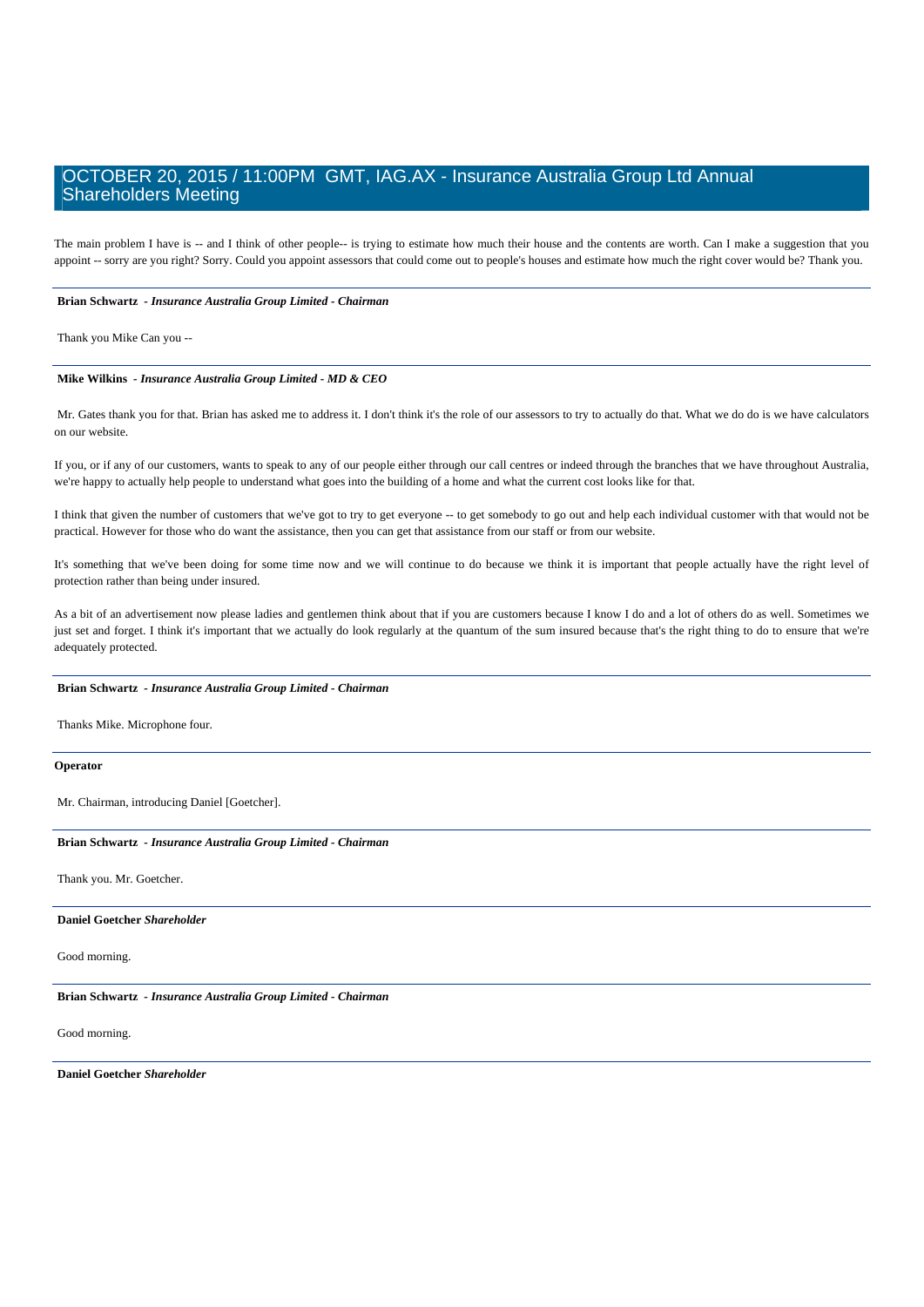The main problem I have is -- and I think of other people-- is trying to estimate how much their house and the contents are worth. Can I make a suggestion that you appoint -- sorry are you right? Sorry. Could you appoint assessors that could come out to people's houses and estimate how much the right cover would be? Thank you.

**Brian Schwartz** - ***Insurance Australia Group Limited - Chairman***

Thank you Mike Can you --

**Mike Wilkins** - ***Insurance Australia Group Limited - MD & CEO***

Mr. Gates thank you for that. Brian has asked me to address it. I don't think it's the role of our assessors to try to actually do that. What we do do is we have calculators on our website.

If you, or if any of our customers, wants to speak to any of our people either through our call centres or indeed through the branches that we have throughout Australia, we're happy to actually help people to understand what goes into the building of a home and what the current cost looks like for that.

I think that given the number of customers that we've got to try to get everyone -- to get somebody to go out and help each individual customer with that would not be practical. However for those who do want the assistance, then you can get that assistance from our staff or from our website.

It's something that we've been doing for some time now and we will continue to do because we think it is important that people actually have the right level of protection rather than being under insured.

As a bit of an advertisement now please ladies and gentlemen think about that if you are customers because I know I do and a lot of others do as well. Sometimes we just set and forget. I think it's important that we actually do look regularly at the quantum of the sum insured because that's the right thing to do to ensure that we're adequately protected.

**Brian Schwartz** - ***Insurance Australia Group Limited - Chairman***

Thanks Mike. Microphone four.

**Operator**

Mr. Chairman, introducing Daniel [Goetcher].

**Brian Schwartz** - ***Insurance Australia Group Limited - Chairman***

Thank you. Mr. Goetcher.

**Daniel Goetcher** ***Shareholder***

Good morning.

**Brian Schwartz** - ***Insurance Australia Group Limited - Chairman***

Good morning.

**Daniel Goetcher** ***Shareholder***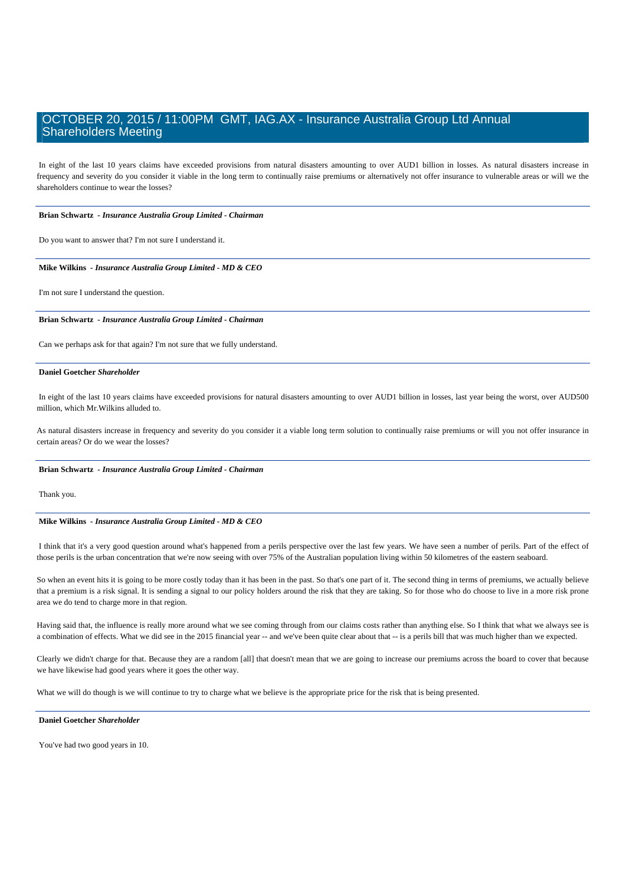In eight of the last 10 years claims have exceeded provisions from natural disasters amounting to over AUD1 billion in losses. As natural disasters increase in frequency and severity do you consider it viable in the long term to continually raise premiums or alternatively not offer insurance to vulnerable areas or will we the shareholders continue to wear the losses?

---

**Brian Schwartz** - ***Insurance Australia Group Limited - Chairman***

Do you want to answer that? I'm not sure I understand it.

---

**Mike Wilkins** - ***Insurance Australia Group Limited - MD & CEO***

I'm not sure I understand the question.

---

**Brian Schwartz** - ***Insurance Australia Group Limited - Chairman***

Can we perhaps ask for that again? I'm not sure that we fully understand.

---

**Daniel Goetcher** ***Shareholder***

In eight of the last 10 years claims have exceeded provisions for natural disasters amounting to over AUD1 billion in losses, last year being the worst, over AUD500 million, which Mr.Wilkins alluded to.

As natural disasters increase in frequency and severity do you consider it a viable long term solution to continually raise premiums or will you not offer insurance in certain areas? Or do we wear the losses?

---

**Brian Schwartz** - ***Insurance Australia Group Limited - Chairman***

Thank you.

---

**Mike Wilkins** - ***Insurance Australia Group Limited - MD & CEO***

I think that it's a very good question around what's happened from a perils perspective over the last few years. We have seen a number of perils. Part of the effect of those perils is the urban concentration that we're now seeing with over 75% of the Australian population living within 50 kilometres of the eastern seaboard.

So when an event hits it is going to be more costly today than it has been in the past. So that's one part of it. The second thing in terms of premiums, we actually believe that a premium is a risk signal. It is sending a signal to our policy holders around the risk that they are taking. So for those who do choose to live in a more risk prone area we do tend to charge more in that region.

Having said that, the influence is really more around what we see coming through from our claims costs rather than anything else. So I think that what we always see is a combination of effects. What we did see in the 2015 financial year -- and we've been quite clear about that -- is a perils bill that was much higher than we expected.

Clearly we didn't charge for that. Because they are a random [all] that doesn't mean that we are going to increase our premiums across the board to cover that because we have likewise had good years where it goes the other way.

What we will do though is we will continue to try to charge what we believe is the appropriate price for the risk that is being presented.

---

**Daniel Goetcher** ***Shareholder***

You've had two good years in 10.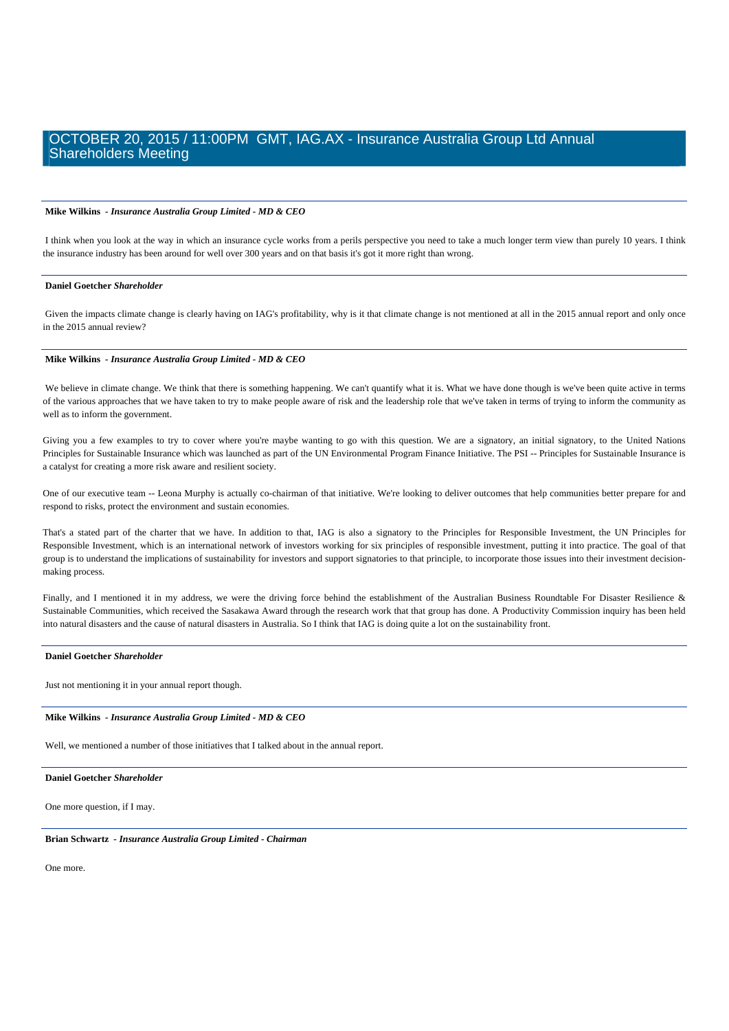**Mike Wilkins** - ***Insurance Australia Group Limited - MD & CEO***

I think when you look at the way in which an insurance cycle works from a perils perspective you need to take a much longer term view than purely 10 years. I think the insurance industry has been around for well over 300 years and on that basis it's got it more right than wrong.

**Daniel Goetcher** ***Shareholder***

Given the impacts climate change is clearly having on IAG's profitability, why is it that climate change is not mentioned at all in the 2015 annual report and only once in the 2015 annual review?

**Mike Wilkins** - ***Insurance Australia Group Limited - MD & CEO***

We believe in climate change. We think that there is something happening. We can't quantify what it is. What we have done though is we've been quite active in terms of the various approaches that we have taken to try to make people aware of risk and the leadership role that we've taken in terms of trying to inform the community as well as to inform the government.

Giving you a few examples to try to cover where you're maybe wanting to go with this question. We are a signatory, an initial signatory, to the United Nations Principles for Sustainable Insurance which was launched as part of the UN Environmental Program Finance Initiative. The PSI -- Principles for Sustainable Insurance is a catalyst for creating a more risk aware and resilient society.

One of our executive team -- Leona Murphy is actually co-chairman of that initiative. We're looking to deliver outcomes that help communities better prepare for and respond to risks, protect the environment and sustain economies.

That's a stated part of the charter that we have. In addition to that, IAG is also a signatory to the Principles for Responsible Investment, the UN Principles for Responsible Investment, which is an international network of investors working for six principles of responsible investment, putting it into practice. The goal of that group is to understand the implications of sustainability for investors and support signatories to that principle, to incorporate those issues into their investment decision-making process.

Finally, and I mentioned it in my address, we were the driving force behind the establishment of the Australian Business Roundtable For Disaster Resilience & Sustainable Communities, which received the Sasakawa Award through the research work that that group has done. A Productivity Commission inquiry has been held into natural disasters and the cause of natural disasters in Australia. So I think that IAG is doing quite a lot on the sustainability front.

**Daniel Goetcher** ***Shareholder***

Just not mentioning it in your annual report though.

**Mike Wilkins** - ***Insurance Australia Group Limited - MD & CEO***

Well, we mentioned a number of those initiatives that I talked about in the annual report.

**Daniel Goetcher** ***Shareholder***

One more question, if I may.

**Brian Schwartz** - ***Insurance Australia Group Limited - Chairman***

One more.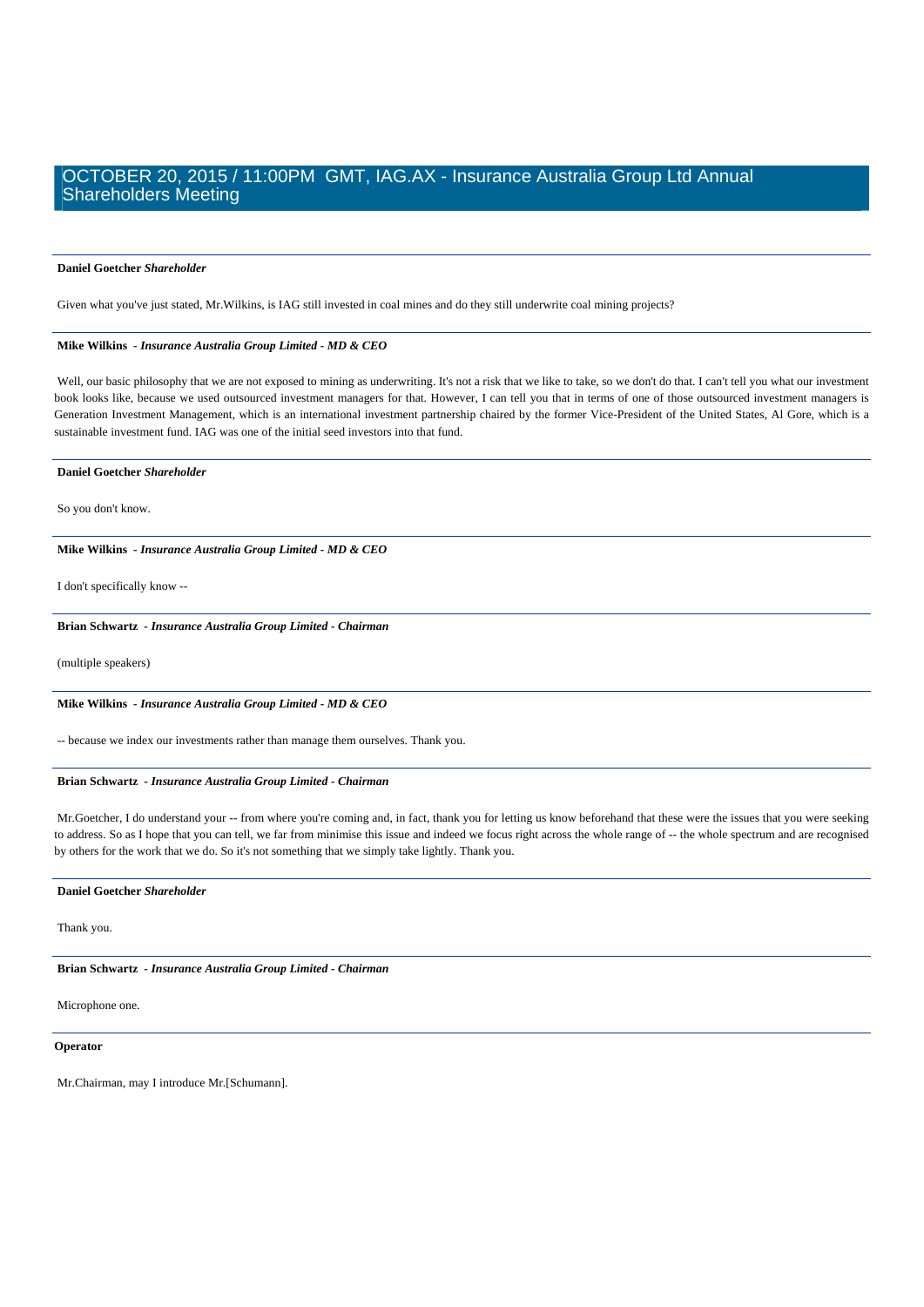**Daniel Goetcher** ***Shareholder***

Given what you've just stated, Mr.Wilkins, is IAG still invested in coal mines and do they still underwrite coal mining projects?

**Mike Wilkins** - ***Insurance Australia Group Limited - MD & CEO***

Well, our basic philosophy that we are not exposed to mining as underwriting. It's not a risk that we like to take, so we don't do that. I can't tell you what our investment book looks like, because we used outsourced investment managers for that. However, I can tell you that in terms of one of those outsourced investment managers is Generation Investment Management, which is an international investment partnership chaired by the former Vice-President of the United States, Al Gore, which is a sustainable investment fund. IAG was one of the initial seed investors into that fund.

**Daniel Goetcher** ***Shareholder***

So you don't know.

**Mike Wilkins** - ***Insurance Australia Group Limited - MD & CEO***

I don't specifically know --

**Brian Schwartz** - ***Insurance Australia Group Limited - Chairman***

(multiple speakers)

**Mike Wilkins** - ***Insurance Australia Group Limited - MD & CEO***

-- because we index our investments rather than manage them ourselves. Thank you.

**Brian Schwartz** - ***Insurance Australia Group Limited - Chairman***

Mr.Goetcher, I do understand your -- from where you're coming and, in fact, thank you for letting us know beforehand that these were the issues that you were seeking to address. So as I hope that you can tell, we far from minimise this issue and indeed we focus right across the whole range of -- the whole spectrum and are recognised by others for the work that we do. So it's not something that we simply take lightly. Thank you.

**Daniel Goetcher** ***Shareholder***

Thank you.

**Brian Schwartz** - ***Insurance Australia Group Limited - Chairman***

Microphone one.

**Operator**

Mr.Chairman, may I introduce Mr.[Schumann].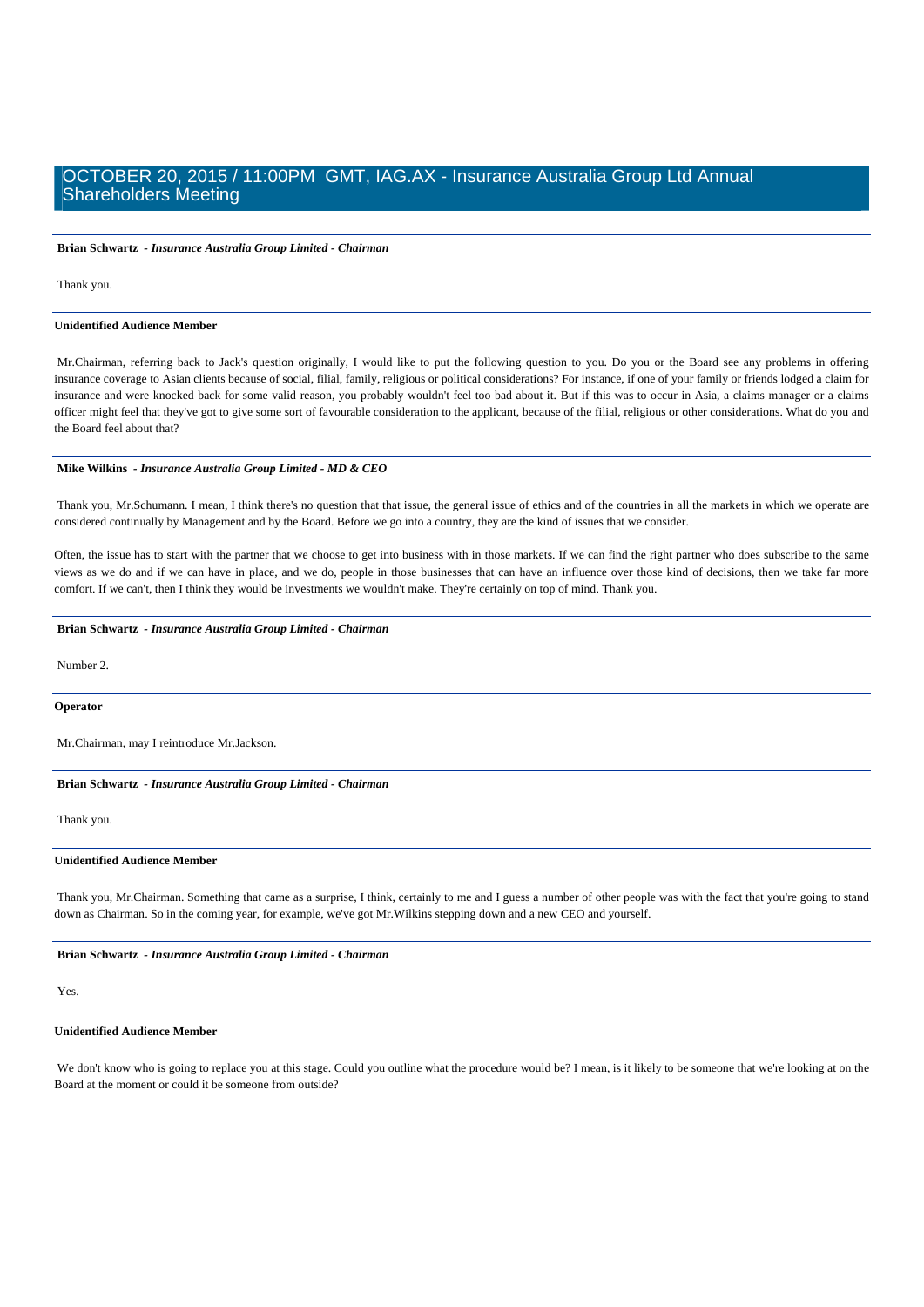**Brian Schwartz** - ***Insurance Australia Group Limited - Chairman***

Thank you.

**Unidentified Audience Member**

Mr.Chairman, referring back to Jack's question originally, I would like to put the following question to you. Do you or the Board see any problems in offering insurance coverage to Asian clients because of social, filial, family, religious or political considerations? For instance, if one of your family or friends lodged a claim for insurance and were knocked back for some valid reason, you probably wouldn't feel too bad about it. But if this was to occur in Asia, a claims manager or a claims officer might feel that they've got to give some sort of favourable consideration to the applicant, because of the filial, religious or other considerations. What do you and the Board feel about that?

**Mike Wilkins** - ***Insurance Australia Group Limited - MD & CEO***

Thank you, Mr.Schumann. I mean, I think there's no question that that issue, the general issue of ethics and of the countries in all the markets in which we operate are considered continually by Management and by the Board. Before we go into a country, they are the kind of issues that we consider.

Often, the issue has to start with the partner that we choose to get into business with in those markets. If we can find the right partner who does subscribe to the same views as we do and if we can have in place, and we do, people in those businesses that can have an influence over those kind of decisions, then we take far more comfort. If we can't, then I think they would be investments we wouldn't make. They're certainly on top of mind. Thank you.

**Brian Schwartz** - ***Insurance Australia Group Limited - Chairman***

Number 2.

**Operator**

Mr.Chairman, may I reintroduce Mr.Jackson.

**Brian Schwartz** - ***Insurance Australia Group Limited - Chairman***

Thank you.

**Unidentified Audience Member**

Thank you, Mr.Chairman. Something that came as a surprise, I think, certainly to me and I guess a number of other people was with the fact that you're going to stand down as Chairman. So in the coming year, for example, we've got Mr.Wilkins stepping down and a new CEO and yourself.

**Brian Schwartz** - ***Insurance Australia Group Limited - Chairman***

Yes.

**Unidentified Audience Member**

We don't know who is going to replace you at this stage. Could you outline what the procedure would be? I mean, is it likely to be someone that we're looking at on the Board at the moment or could it be someone from outside?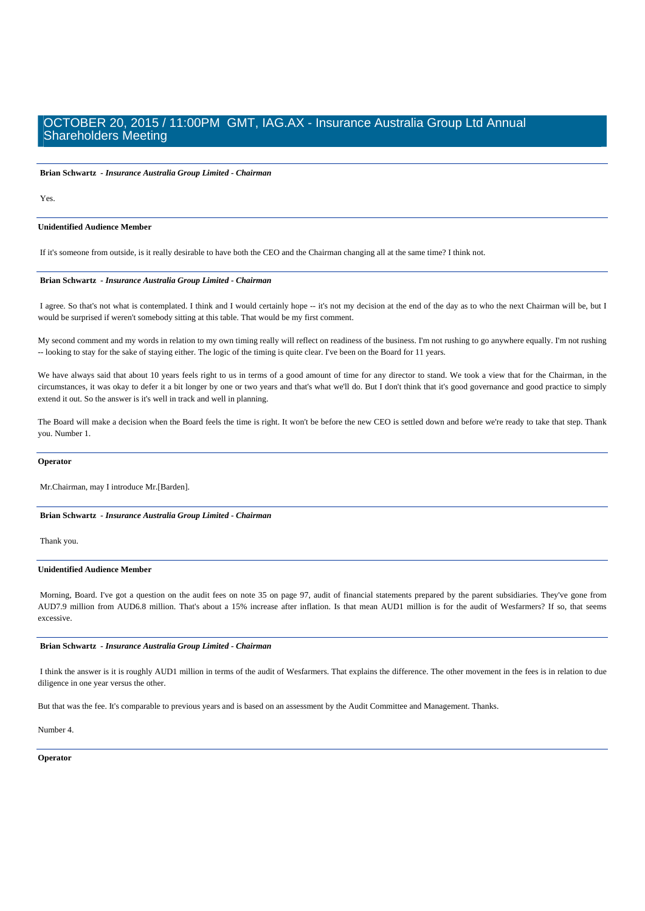**Brian Schwartz** - ***Insurance Australia Group Limited - Chairman***

Yes.

**Unidentified Audience Member**

If it's someone from outside, is it really desirable to have both the CEO and the Chairman changing all at the same time? I think not.

**Brian Schwartz** - ***Insurance Australia Group Limited - Chairman***

I agree. So that's not what is contemplated. I think and I would certainly hope -- it's not my decision at the end of the day as to who the next Chairman will be, but I would be surprised if weren't somebody sitting at this table. That would be my first comment.

My second comment and my words in relation to my own timing really will reflect on readiness of the business. I'm not rushing to go anywhere equally. I'm not rushing -- looking to stay for the sake of staying either. The logic of the timing is quite clear. I've been on the Board for 11 years.

We have always said that about 10 years feels right to us in terms of a good amount of time for any director to stand. We took a view that for the Chairman, in the circumstances, it was okay to defer it a bit longer by one or two years and that's what we'll do. But I don't think that it's good governance and good practice to simply extend it out. So the answer is it's well in track and well in planning.

The Board will make a decision when the Board feels the time is right. It won't be before the new CEO is settled down and before we're ready to take that step. Thank you. Number 1.

**Operator**

Mr.Chairman, may I introduce Mr.[Barden].

**Brian Schwartz** - ***Insurance Australia Group Limited - Chairman***

Thank you.

**Unidentified Audience Member**

Morning, Board. I've got a question on the audit fees on note 35 on page 97, audit of financial statements prepared by the parent subsidiaries. They've gone from AUD7.9 million from AUD6.8 million. That's about a 15% increase after inflation. Is that mean AUD1 million is for the audit of Wesfarmers? If so, that seems excessive.

**Brian Schwartz** - ***Insurance Australia Group Limited - Chairman***

I think the answer is it is roughly AUD1 million in terms of the audit of Wesfarmers. That explains the difference. The other movement in the fees is in relation to due diligence in one year versus the other.

But that was the fee. It's comparable to previous years and is based on an assessment by the Audit Committee and Management. Thanks.

Number 4.

**Operator**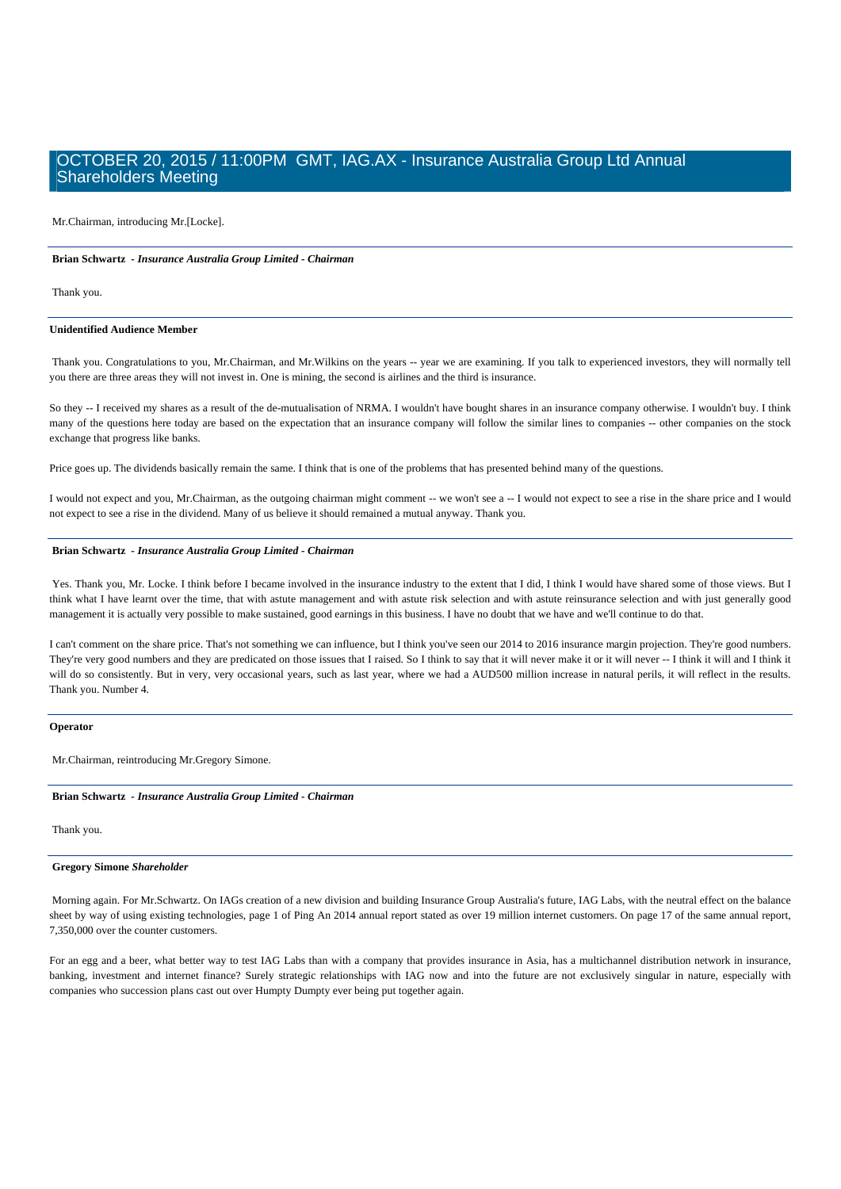Mr.Chairman, introducing Mr.[Locke].

**Brian Schwartz** - ***Insurance Australia Group Limited - Chairman***

Thank you.

**Unidentified Audience Member**

Thank you. Congratulations to you, Mr.Chairman, and Mr.Wilkins on the years -- year we are examining. If you talk to experienced investors, they will normally tell you there are three areas they will not invest in. One is mining, the second is airlines and the third is insurance.

So they -- I received my shares as a result of the de-mutualisation of NRMA. I wouldn't have bought shares in an insurance company otherwise. I wouldn't buy. I think many of the questions here today are based on the expectation that an insurance company will follow the similar lines to companies -- other companies on the stock exchange that progress like banks.

Price goes up. The dividends basically remain the same. I think that is one of the problems that has presented behind many of the questions.

I would not expect and you, Mr.Chairman, as the outgoing chairman might comment -- we won't see a -- I would not expect to see a rise in the share price and I would not expect to see a rise in the dividend. Many of us believe it should remained a mutual anyway. Thank you.

**Brian Schwartz** - ***Insurance Australia Group Limited - Chairman***

Yes. Thank you, Mr. Locke. I think before I became involved in the insurance industry to the extent that I did, I think I would have shared some of those views. But I think what I have learnt over the time, that with astute management and with astute risk selection and with astute reinsurance selection and with just generally good management it is actually very possible to make sustained, good earnings in this business. I have no doubt that we have and we'll continue to do that.

I can't comment on the share price. That's not something we can influence, but I think you've seen our 2014 to 2016 insurance margin projection. They're good numbers. They're very good numbers and they are predicated on those issues that I raised. So I think to say that it will never make it or it will never -- I think it will and I think it will do so consistently. But in very, very occasional years, such as last year, where we had a AUD500 million increase in natural perils, it will reflect in the results. Thank you. Number 4.

**Operator**

Mr.Chairman, reintroducing Mr.Gregory Simone.

**Brian Schwartz** - ***Insurance Australia Group Limited - Chairman***

Thank you.

**Gregory Simone** ***Shareholder***

Morning again. For Mr.Schwartz. On IAGs creation of a new division and building Insurance Group Australia's future, IAG Labs, with the neutral effect on the balance sheet by way of using existing technologies, page 1 of Ping An 2014 annual report stated as over 19 million internet customers. On page 17 of the same annual report, 7,350,000 over the counter customers.

For an egg and a beer, what better way to test IAG Labs than with a company that provides insurance in Asia, has a multichannel distribution network in insurance, banking, investment and internet finance? Surely strategic relationships with IAG now and into the future are not exclusively singular in nature, especially with companies who succession plans cast out over Humpty Dumpty ever being put together again.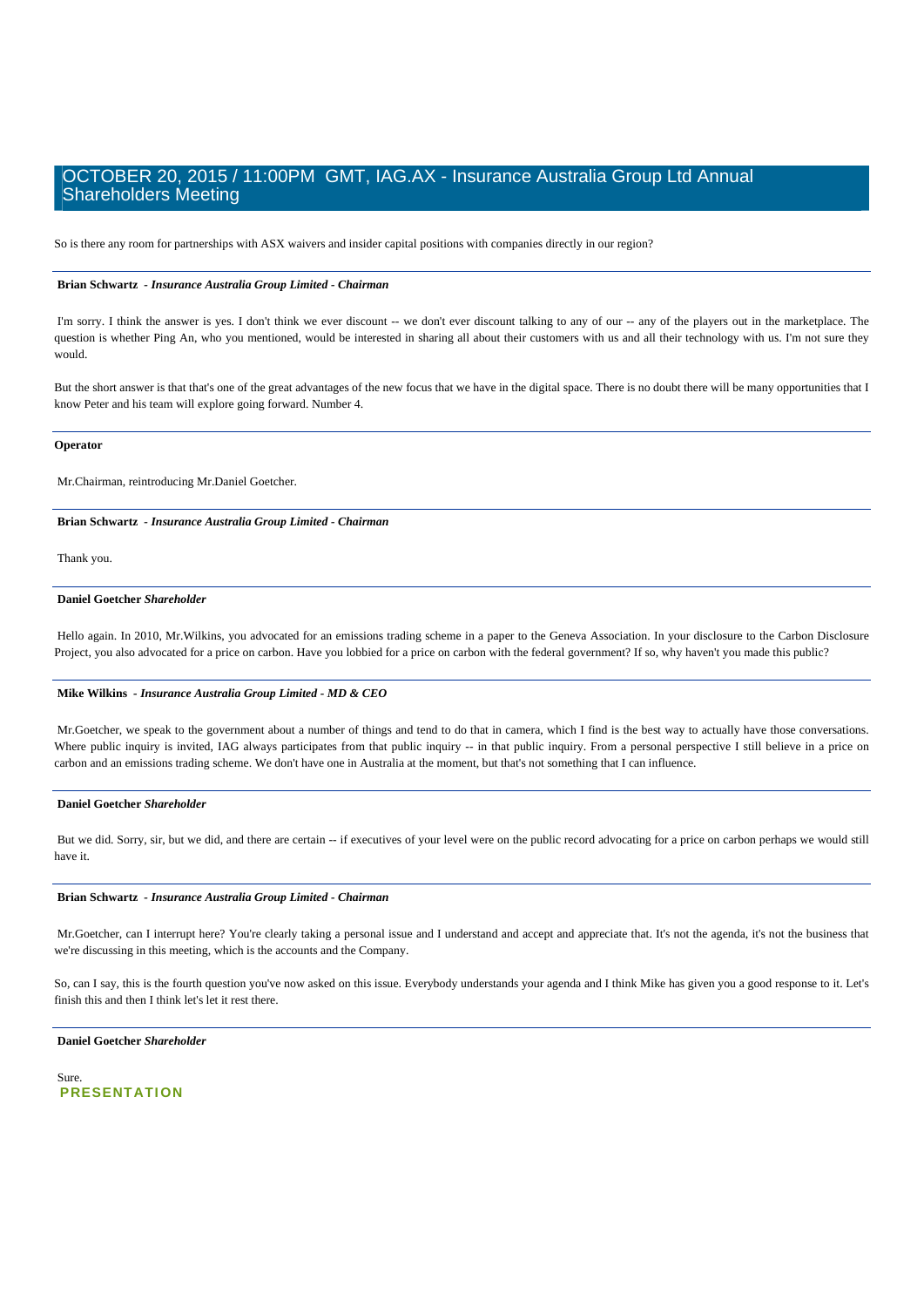So is there any room for partnerships with ASX waivers and insider capital positions with companies directly in our region?

**Brian Schwartz** - ***Insurance Australia Group Limited - Chairman***

I'm sorry. I think the answer is yes. I don't think we ever discount -- we don't ever discount talking to any of our -- any of the players out in the marketplace. The question is whether Ping An, who you mentioned, would be interested in sharing all about their customers with us and all their technology with us. I'm not sure they would.

But the short answer is that that's one of the great advantages of the new focus that we have in the digital space. There is no doubt there will be many opportunities that I know Peter and his team will explore going forward. Number 4.

**Operator**

Mr.Chairman, reintroducing Mr.Daniel Goetcher.

**Brian Schwartz** - ***Insurance Australia Group Limited - Chairman***

Thank you.

**Daniel Goetcher** ***Shareholder***

Hello again. In 2010, Mr.Wilkins, you advocated for an emissions trading scheme in a paper to the Geneva Association. In your disclosure to the Carbon Disclosure Project, you also advocated for a price on carbon. Have you lobbied for a price on carbon with the federal government? If so, why haven't you made this public?

**Mike Wilkins** - ***Insurance Australia Group Limited - MD & CEO***

Mr.Goetcher, we speak to the government about a number of things and tend to do that in camera, which I find is the best way to actually have those conversations. Where public inquiry is invited, IAG always participates from that public inquiry -- in that public inquiry. From a personal perspective I still believe in a price on carbon and an emissions trading scheme. We don't have one in Australia at the moment, but that's not something that I can influence.

**Daniel Goetcher** ***Shareholder***

But we did. Sorry, sir, but we did, and there are certain -- if executives of your level were on the public record advocating for a price on carbon perhaps we would still have it.

**Brian Schwartz** - ***Insurance Australia Group Limited - Chairman***

Mr.Goetcher, can I interrupt here? You're clearly taking a personal issue and I understand and accept and appreciate that. It's not the agenda, it's not the business that we're discussing in this meeting, which is the accounts and the Company.

So, can I say, this is the fourth question you've now asked on this issue. Everybody understands your agenda and I think Mike has given you a good response to it. Let's finish this and then I think let's let it rest there.

**Daniel Goetcher** ***Shareholder***

Sure.

## PRESENTATION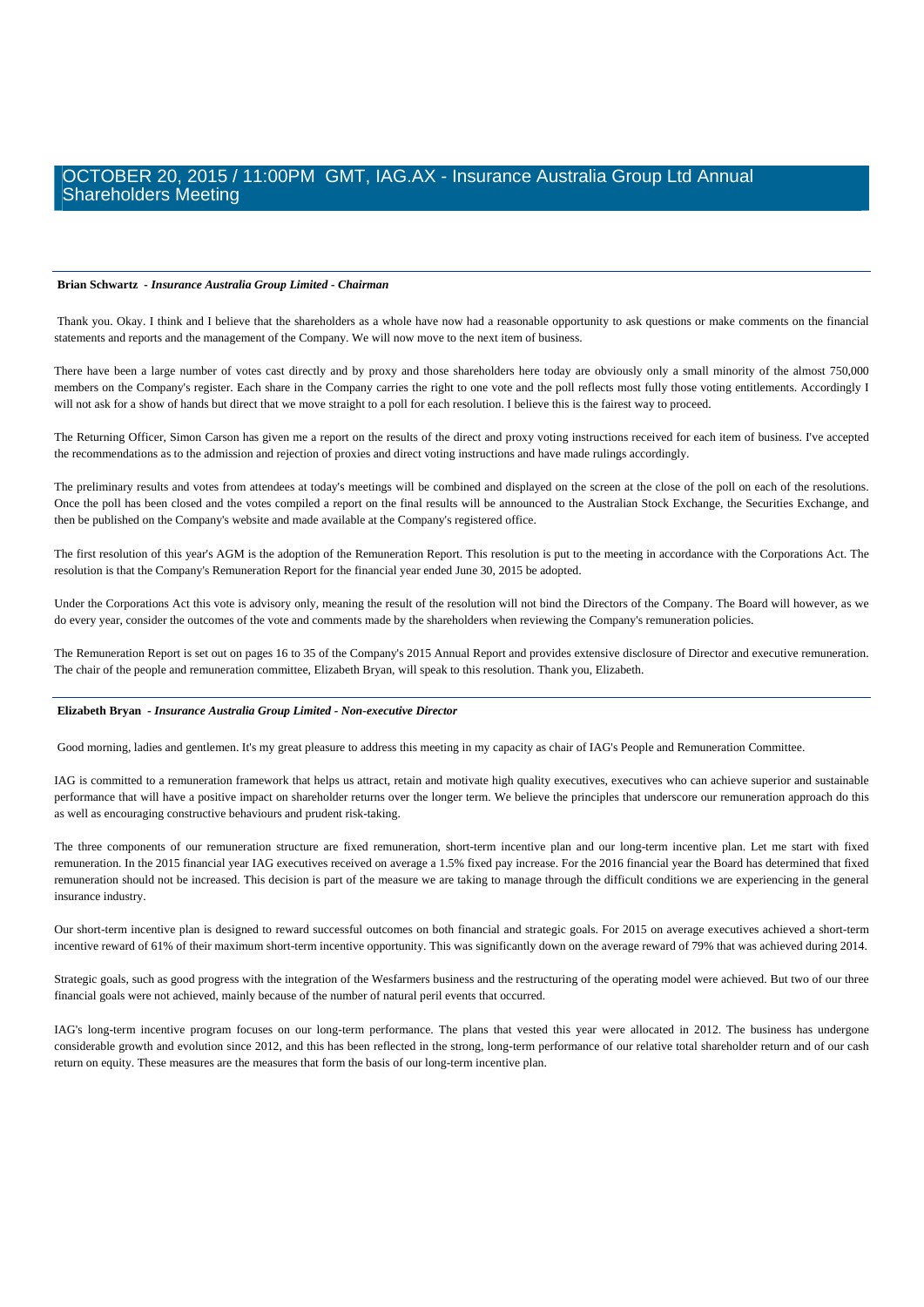**Brian Schwartz** - *Insurance Australia Group Limited - Chairman*

Thank you. Okay. I think and I believe that the shareholders as a whole have now had a reasonable opportunity to ask questions or make comments on the financial statements and reports and the management of the Company. We will now move to the next item of business.

There have been a large number of votes cast directly and by proxy and those shareholders here today are obviously only a small minority of the almost 750,000 members on the Company's register. Each share in the Company carries the right to one vote and the poll reflects most fully those voting entitlements. Accordingly I will not ask for a show of hands but direct that we move straight to a poll for each resolution. I believe this is the fairest way to proceed.

The Returning Officer, Simon Carson has given me a report on the results of the direct and proxy voting instructions received for each item of business. I've accepted the recommendations as to the admission and rejection of proxies and direct voting instructions and have made rulings accordingly.

The preliminary results and votes from attendees at today's meetings will be combined and displayed on the screen at the close of the poll on each of the resolutions. Once the poll has been closed and the votes compiled a report on the final results will be announced to the Australian Stock Exchange, the Securities Exchange, and then be published on the Company's website and made available at the Company's registered office.

The first resolution of this year's AGM is the adoption of the Remuneration Report. This resolution is put to the meeting in accordance with the Corporations Act. The resolution is that the Company's Remuneration Report for the financial year ended June 30, 2015 be adopted.

Under the Corporations Act this vote is advisory only, meaning the result of the resolution will not bind the Directors of the Company. The Board will however, as we do every year, consider the outcomes of the vote and comments made by the shareholders when reviewing the Company's remuneration policies.

The Remuneration Report is set out on pages 16 to 35 of the Company's 2015 Annual Report and provides extensive disclosure of Director and executive remuneration. The chair of the people and remuneration committee, Elizabeth Bryan, will speak to this resolution. Thank you, Elizabeth.

**Elizabeth Bryan** - *Insurance Australia Group Limited - Non-executive Director*

Good morning, ladies and gentlemen. It's my great pleasure to address this meeting in my capacity as chair of IAG's People and Remuneration Committee.

IAG is committed to a remuneration framework that helps us attract, retain and motivate high quality executives, executives who can achieve superior and sustainable performance that will have a positive impact on shareholder returns over the longer term. We believe the principles that underscore our remuneration approach do this as well as encouraging constructive behaviours and prudent risk-taking.

The three components of our remuneration structure are fixed remuneration, short-term incentive plan and our long-term incentive plan. Let me start with fixed remuneration. In the 2015 financial year IAG executives received on average a 1.5% fixed pay increase. For the 2016 financial year the Board has determined that fixed remuneration should not be increased. This decision is part of the measure we are taking to manage through the difficult conditions we are experiencing in the general insurance industry.

Our short-term incentive plan is designed to reward successful outcomes on both financial and strategic goals. For 2015 on average executives achieved a short-term incentive reward of 61% of their maximum short-term incentive opportunity. This was significantly down on the average reward of 79% that was achieved during 2014.

Strategic goals, such as good progress with the integration of the Wesfarmers business and the restructuring of the operating model were achieved. But two of our three financial goals were not achieved, mainly because of the number of natural peril events that occurred.

IAG's long-term incentive program focuses on our long-term performance. The plans that vested this year were allocated in 2012. The business has undergone considerable growth and evolution since 2012, and this has been reflected in the strong, long-term performance of our relative total shareholder return and of our cash return on equity. These measures are the measures that form the basis of our long-term incentive plan.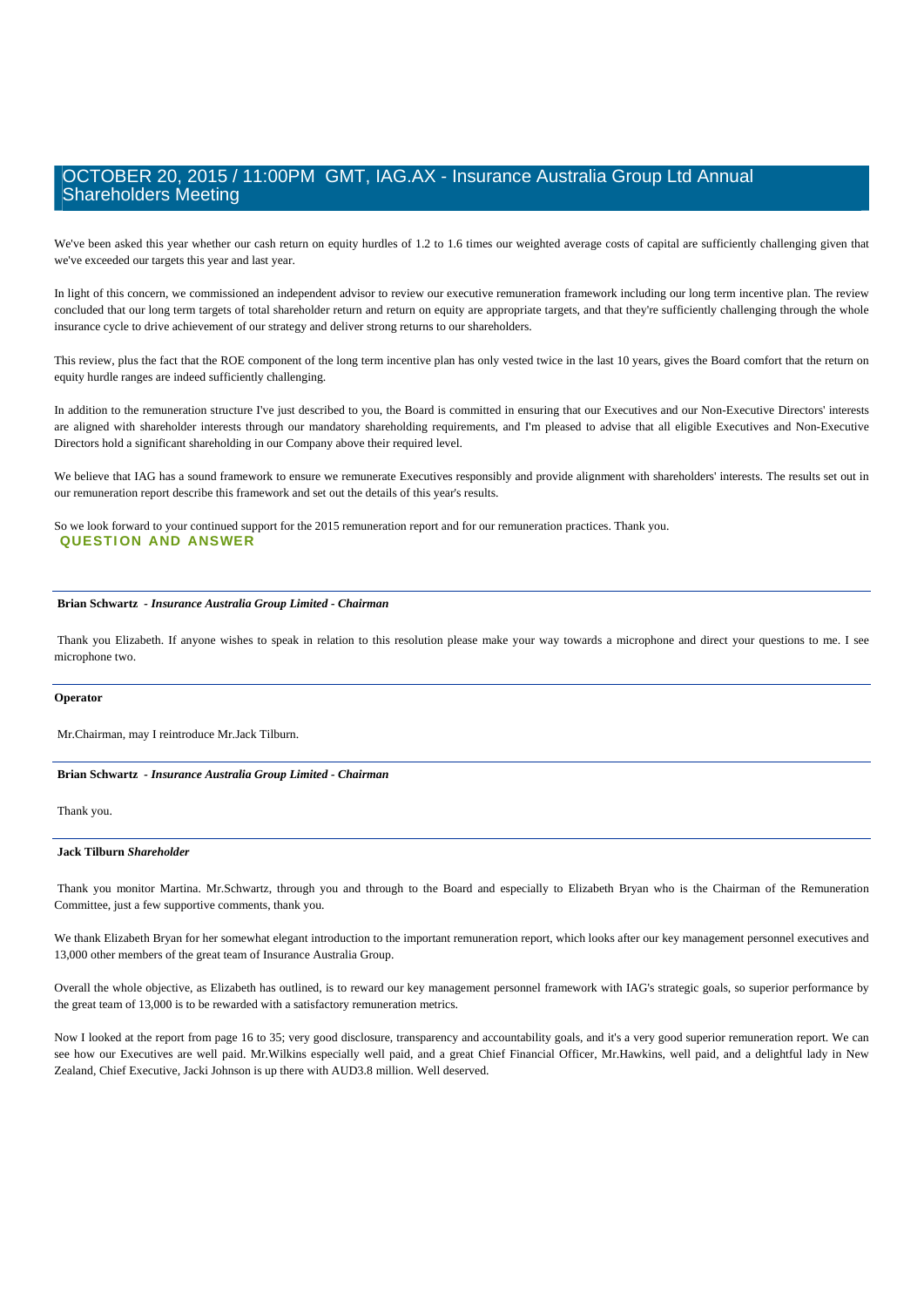We've been asked this year whether our cash return on equity hurdles of 1.2 to 1.6 times our weighted average costs of capital are sufficiently challenging given that we've exceeded our targets this year and last year.

In light of this concern, we commissioned an independent advisor to review our executive remuneration framework including our long term incentive plan. The review concluded that our long term targets of total shareholder return and return on equity are appropriate targets, and that they're sufficiently challenging through the whole insurance cycle to drive achievement of our strategy and deliver strong returns to our shareholders.

This review, plus the fact that the ROE component of the long term incentive plan has only vested twice in the last 10 years, gives the Board comfort that the return on equity hurdle ranges are indeed sufficiently challenging.

In addition to the remuneration structure I've just described to you, the Board is committed in ensuring that our Executives and our Non-Executive Directors' interests are aligned with shareholder interests through our mandatory shareholding requirements, and I'm pleased to advise that all eligible Executives and Non-Executive Directors hold a significant shareholding in our Company above their required level.

We believe that IAG has a sound framework to ensure we remunerate Executives responsibly and provide alignment with shareholders' interests. The results set out in our remuneration report describe this framework and set out the details of this year's results.

So we look forward to your continued support for the 2015 remuneration report and for our remuneration practices. Thank you.

## QUESTION AND ANSWER

**Brian Schwartz** - ***Insurance Australia Group Limited - Chairman***

Thank you Elizabeth. If anyone wishes to speak in relation to this resolution please make your way towards a microphone and direct your questions to me. I see microphone two.

**Operator**

Mr.Chairman, may I reintroduce Mr.Jack Tilburn.

**Brian Schwartz** - ***Insurance Australia Group Limited - Chairman***

Thank you.

**Jack Tilburn** ***Shareholder***

Thank you monitor Martina. Mr.Schwartz, through you and through to the Board and especially to Elizabeth Bryan who is the Chairman of the Remuneration Committee, just a few supportive comments, thank you.

We thank Elizabeth Bryan for her somewhat elegant introduction to the important remuneration report, which looks after our key management personnel executives and 13,000 other members of the great team of Insurance Australia Group.

Overall the whole objective, as Elizabeth has outlined, is to reward our key management personnel framework with IAG's strategic goals, so superior performance by the great team of 13,000 is to be rewarded with a satisfactory remuneration metrics.

Now I looked at the report from page 16 to 35; very good disclosure, transparency and accountability goals, and it's a very good superior remuneration report. We can see how our Executives are well paid. Mr.Wilkins especially well paid, and a great Chief Financial Officer, Mr.Hawkins, well paid, and a delightful lady in New Zealand, Chief Executive, Jacki Johnson is up there with AUD3.8 million. Well deserved.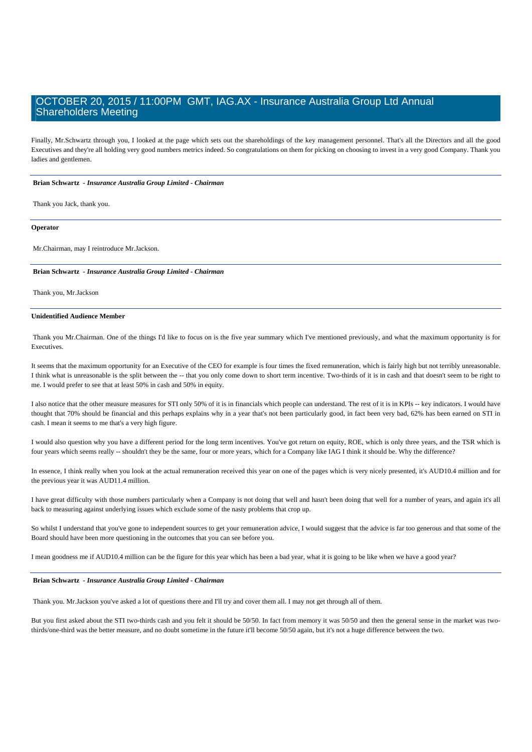Finally, Mr.Schwartz through you, I looked at the page which sets out the shareholdings of the key management personnel. That's all the Directors and all the good Executives and they're all holding very good numbers metrics indeed. So congratulations on them for picking on choosing to invest in a very good Company. Thank you ladies and gentlemen.

---

**Brian Schwartz** *- Insurance Australia Group Limited - Chairman*

Thank you Jack, thank you.

---

**Operator**

Mr.Chairman, may I reintroduce Mr.Jackson.

---

**Brian Schwartz** *- Insurance Australia Group Limited - Chairman*

Thank you, Mr.Jackson

---

**Unidentified Audience Member**

Thank you Mr.Chairman. One of the things I'd like to focus on is the five year summary which I've mentioned previously, and what the maximum opportunity is for Executives.

It seems that the maximum opportunity for an Executive of the CEO for example is four times the fixed remuneration, which is fairly high but not terribly unreasonable. I think what is unreasonable is the split between the -- that you only come down to short term incentive. Two-thirds of it is in cash and that doesn't seem to be right to me. I would prefer to see that at least 50% in cash and 50% in equity.

I also notice that the other measure measures for STI only 50% of it is in financials which people can understand. The rest of it is in KPIs -- key indicators. I would have thought that 70% should be financial and this perhaps explains why in a year that's not been particularly good, in fact been very bad, 62% has been earned on STI in cash. I mean it seems to me that's a very high figure.

I would also question why you have a different period for the long term incentives. You've got return on equity, ROE, which is only three years, and the TSR which is four years which seems really -- shouldn't they be the same, four or more years, which for a Company like IAG I think it should be. Why the difference?

In essence, I think really when you look at the actual remuneration received this year on one of the pages which is very nicely presented, it's AUD10.4 million and for the previous year it was AUD11.4 million.

I have great difficulty with those numbers particularly when a Company is not doing that well and hasn't been doing that well for a number of years, and again it's all back to measuring against underlying issues which exclude some of the nasty problems that crop up.

So whilst I understand that you've gone to independent sources to get your remuneration advice, I would suggest that the advice is far too generous and that some of the Board should have been more questioning in the outcomes that you can see before you.

I mean goodness me if AUD10.4 million can be the figure for this year which has been a bad year, what it is going to be like when we have a good year?

---

**Brian Schwartz** *- Insurance Australia Group Limited - Chairman*

Thank you. Mr.Jackson you've asked a lot of questions there and I'll try and cover them all. I may not get through all of them.

But you first asked about the STI two-thirds cash and you felt it should be 50/50. In fact from memory it was 50/50 and then the general sense in the market was two-thirds/one-third was the better measure, and no doubt sometime in the future it'll become 50/50 again, but it's not a huge difference between the two.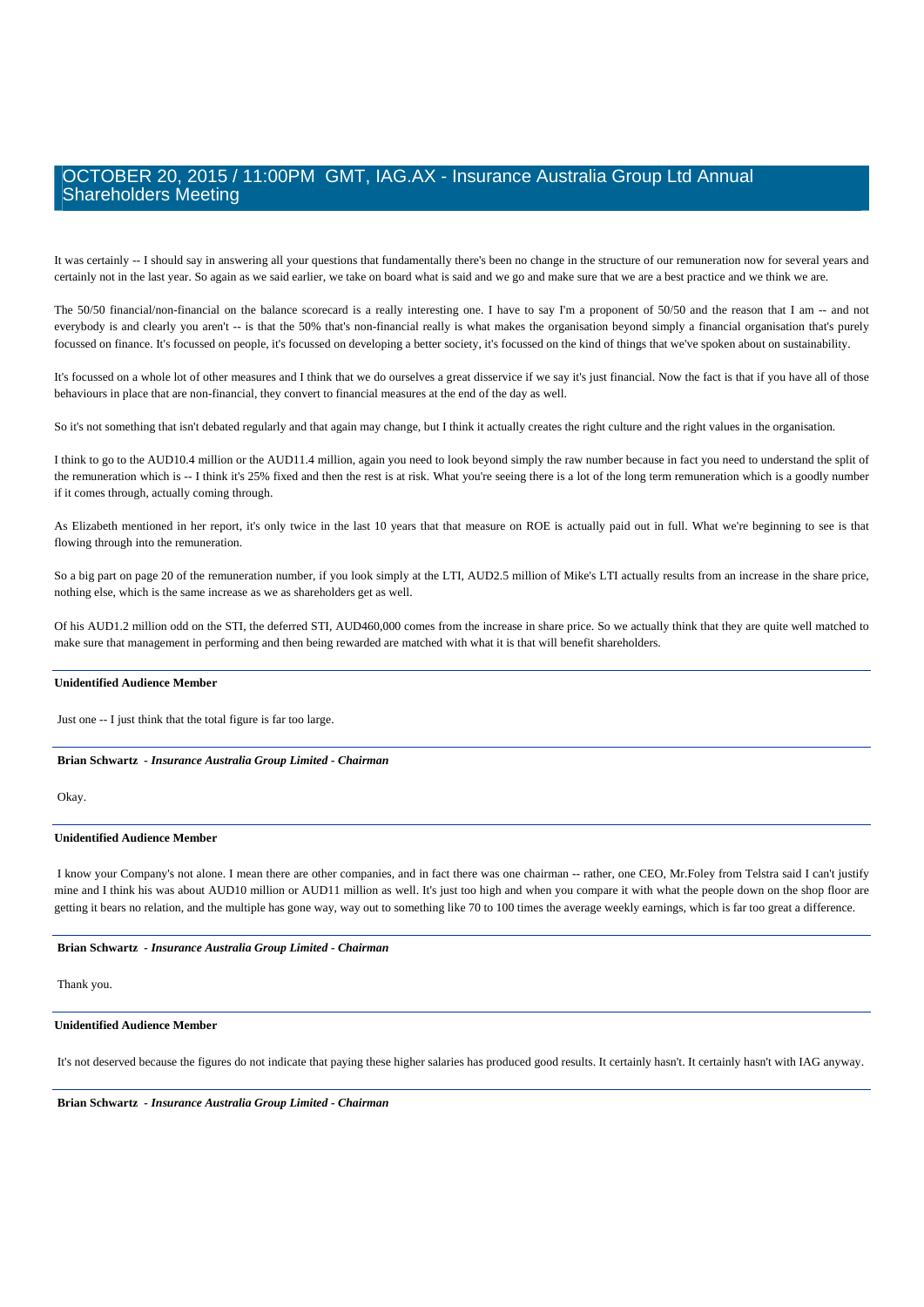It was certainly -- I should say in answering all your questions that fundamentally there's been no change in the structure of our remuneration now for several years and certainly not in the last year. So again as we said earlier, we take on board what is said and we go and make sure that we are a best practice and we think we are.

The 50/50 financial/non-financial on the balance scorecard is a really interesting one. I have to say I'm a proponent of 50/50 and the reason that I am -- and not everybody is and clearly you aren't -- is that the 50% that's non-financial really is what makes the organisation beyond simply a financial organisation that's purely focussed on finance. It's focussed on people, it's focussed on developing a better society, it's focussed on the kind of things that we've spoken about on sustainability.

It's focussed on a whole lot of other measures and I think that we do ourselves a great disservice if we say it's just financial. Now the fact is that if you have all of those behaviours in place that are non-financial, they convert to financial measures at the end of the day as well.

So it's not something that isn't debated regularly and that again may change, but I think it actually creates the right culture and the right values in the organisation.

I think to go to the AUD10.4 million or the AUD11.4 million, again you need to look beyond simply the raw number because in fact you need to understand the split of the remuneration which is -- I think it's 25% fixed and then the rest is at risk. What you're seeing there is a lot of the long term remuneration which is a goodly number if it comes through, actually coming through.

As Elizabeth mentioned in her report, it's only twice in the last 10 years that that measure on ROE is actually paid out in full. What we're beginning to see is that flowing through into the remuneration.

So a big part on page 20 of the remuneration number, if you look simply at the LTI, AUD2.5 million of Mike's LTI actually results from an increase in the share price, nothing else, which is the same increase as we as shareholders get as well.

Of his AUD1.2 million odd on the STI, the deferred STI, AUD460,000 comes from the increase in share price. So we actually think that they are quite well matched to make sure that management in performing and then being rewarded are matched with what it is that will benefit shareholders.

---

**Unidentified Audience Member**

Just one -- I just think that the total figure is far too large.

---

**Brian Schwartz** - ***Insurance Australia Group Limited - Chairman***

Okay.

---

**Unidentified Audience Member**

I know your Company's not alone. I mean there are other companies, and in fact there was one chairman -- rather, one CEO, Mr.Foley from Telstra said I can't justify mine and I think his was about AUD10 million or AUD11 million as well. It's just too high and when you compare it with what the people down on the shop floor are getting it bears no relation, and the multiple has gone way, way out to something like 70 to 100 times the average weekly earnings, which is far too great a difference.

---

**Brian Schwartz** - ***Insurance Australia Group Limited - Chairman***

Thank you.

---

**Unidentified Audience Member**

It's not deserved because the figures do not indicate that paying these higher salaries has produced good results. It certainly hasn't. It certainly hasn't with IAG anyway.

---

**Brian Schwartz** - ***Insurance Australia Group Limited - Chairman***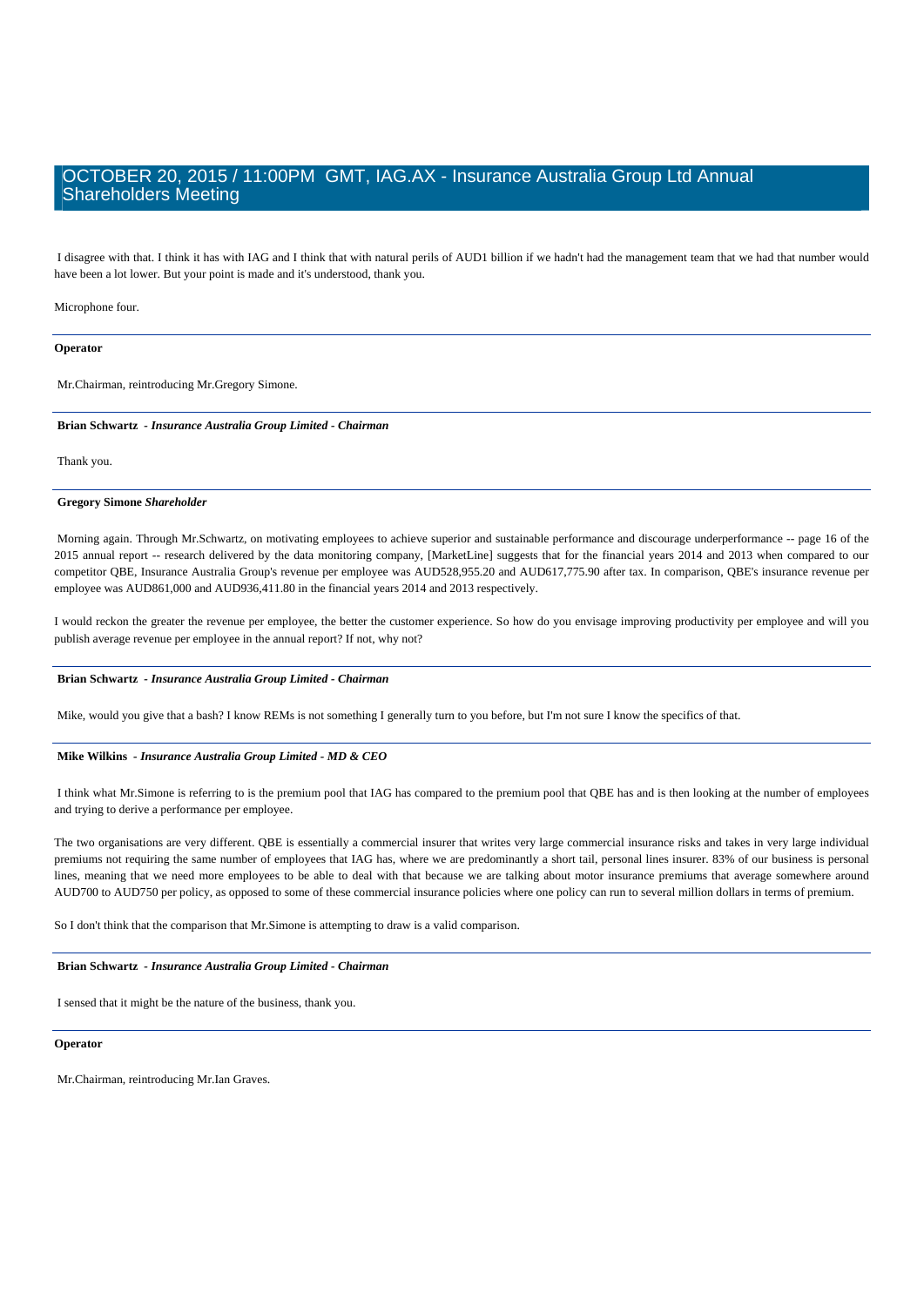I disagree with that. I think it has with IAG and I think that with natural perils of AUD1 billion if we hadn't had the management team that we had that number would have been a lot lower. But your point is made and it's understood, thank you.

Microphone four.

---

**Operator**

Mr.Chairman, reintroducing Mr.Gregory Simone.

---

**Brian Schwartz** - ***Insurance Australia Group Limited - Chairman***

Thank you.

---

**Gregory Simone** ***Shareholder***

Morning again. Through Mr.Schwartz, on motivating employees to achieve superior and sustainable performance and discourage underperformance -- page 16 of the 2015 annual report -- research delivered by the data monitoring company, [MarketLine] suggests that for the financial years 2014 and 2013 when compared to our competitor QBE, Insurance Australia Group's revenue per employee was AUD528,955.20 and AUD617,775.90 after tax. In comparison, QBE's insurance revenue per employee was AUD861,000 and AUD936,411.80 in the financial years 2014 and 2013 respectively.

I would reckon the greater the revenue per employee, the better the customer experience. So how do you envisage improving productivity per employee and will you publish average revenue per employee in the annual report? If not, why not?

---

**Brian Schwartz** - ***Insurance Australia Group Limited - Chairman***

Mike, would you give that a bash? I know REMs is not something I generally turn to you before, but I'm not sure I know the specifics of that.

---

**Mike Wilkins** - ***Insurance Australia Group Limited - MD & CEO***

I think what Mr.Simone is referring to is the premium pool that IAG has compared to the premium pool that QBE has and is then looking at the number of employees and trying to derive a performance per employee.

The two organisations are very different. QBE is essentially a commercial insurer that writes very large commercial insurance risks and takes in very large individual premiums not requiring the same number of employees that IAG has, where we are predominantly a short tail, personal lines insurer. 83% of our business is personal lines, meaning that we need more employees to be able to deal with that because we are talking about motor insurance premiums that average somewhere around AUD700 to AUD750 per policy, as opposed to some of these commercial insurance policies where one policy can run to several million dollars in terms of premium.

So I don't think that the comparison that Mr.Simone is attempting to draw is a valid comparison.

---

**Brian Schwartz** - ***Insurance Australia Group Limited - Chairman***

I sensed that it might be the nature of the business, thank you.

---

**Operator**

Mr.Chairman, reintroducing Mr.Ian Graves.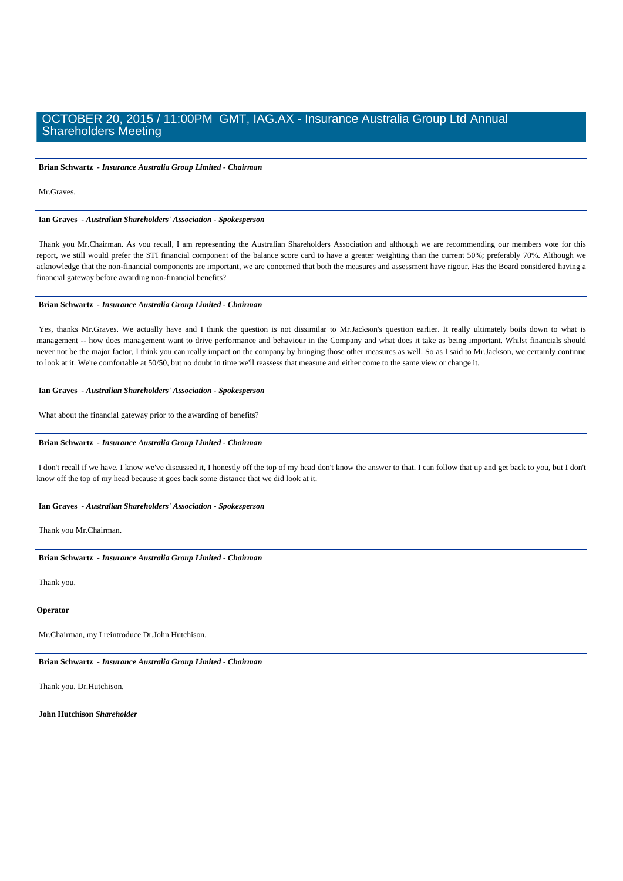**Brian Schwartz** - *Insurance Australia Group Limited - Chairman*

Mr.Graves.

**Ian Graves** - *Australian Shareholders' Association - Spokesperson*

Thank you Mr.Chairman. As you recall, I am representing the Australian Shareholders Association and although we are recommending our members vote for this report, we still would prefer the STI financial component of the balance score card to have a greater weighting than the current 50%; preferably 70%. Although we acknowledge that the non-financial components are important, we are concerned that both the measures and assessment have rigour. Has the Board considered having a financial gateway before awarding non-financial benefits?

**Brian Schwartz** - *Insurance Australia Group Limited - Chairman*

Yes, thanks Mr.Graves. We actually have and I think the question is not dissimilar to Mr.Jackson's question earlier. It really ultimately boils down to what is management -- how does management want to drive performance and behaviour in the Company and what does it take as being important. Whilst financials should never not be the major factor, I think you can really impact on the company by bringing those other measures as well. So as I said to Mr.Jackson, we certainly continue to look at it. We're comfortable at 50/50, but no doubt in time we'll reassess that measure and either come to the same view or change it.

**Ian Graves** - *Australian Shareholders' Association - Spokesperson*

What about the financial gateway prior to the awarding of benefits?

**Brian Schwartz** - *Insurance Australia Group Limited - Chairman*

I don't recall if we have. I know we've discussed it, I honestly off the top of my head don't know the answer to that. I can follow that up and get back to you, but I don't know off the top of my head because it goes back some distance that we did look at it.

**Ian Graves** - *Australian Shareholders' Association - Spokesperson*

Thank you Mr.Chairman.

**Brian Schwartz** - *Insurance Australia Group Limited - Chairman*

Thank you.

**Operator**

Mr.Chairman, my I reintroduce Dr.John Hutchison.

**Brian Schwartz** - *Insurance Australia Group Limited - Chairman*

Thank you. Dr.Hutchison.

**John Hutchison** *Shareholder*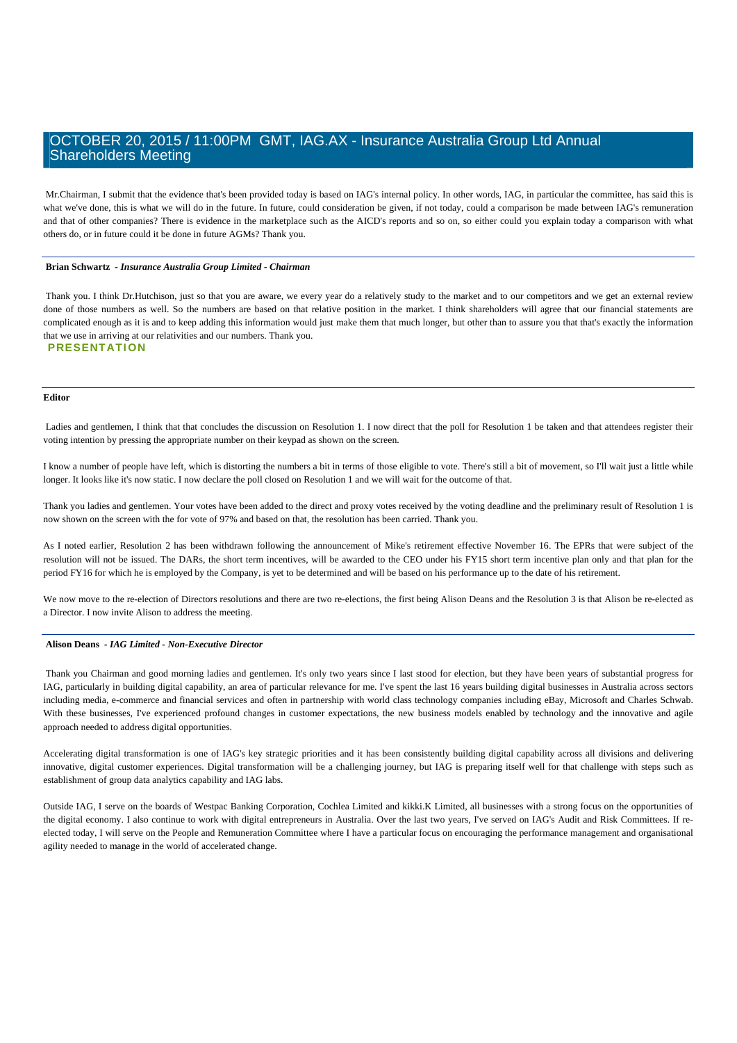Mr.Chairman, I submit that the evidence that's been provided today is based on IAG's internal policy. In other words, IAG, in particular the committee, has said this is what we've done, this is what we will do in the future. In future, could consideration be given, if not today, could a comparison be made between IAG's remuneration and that of other companies? There is evidence in the marketplace such as the AICD's reports and so on, so either could you explain today a comparison with what others do, or in future could it be done in future AGMs? Thank you.

**Brian Schwartz** - ***Insurance Australia Group Limited - Chairman***

Thank you. I think Dr.Hutchison, just so that you are aware, we every year do a relatively study to the market and to our competitors and we get an external review done of those numbers as well. So the numbers are based on that relative position in the market. I think shareholders will agree that our financial statements are complicated enough as it is and to keep adding this information would just make them that much longer, but other than to assure you that that's exactly the information that we use in arriving at our relativities and our numbers. Thank you.

## PRESENTATION

**Editor**

Ladies and gentlemen, I think that that concludes the discussion on Resolution 1. I now direct that the poll for Resolution 1 be taken and that attendees register their voting intention by pressing the appropriate number on their keypad as shown on the screen.

I know a number of people have left, which is distorting the numbers a bit in terms of those eligible to vote. There's still a bit of movement, so I'll wait just a little while longer. It looks like it's now static. I now declare the poll closed on Resolution 1 and we will wait for the outcome of that.

Thank you ladies and gentlemen. Your votes have been added to the direct and proxy votes received by the voting deadline and the preliminary result of Resolution 1 is now shown on the screen with the for vote of 97% and based on that, the resolution has been carried. Thank you.

As I noted earlier, Resolution 2 has been withdrawn following the announcement of Mike's retirement effective November 16. The EPRs that were subject of the resolution will not be issued. The DARs, the short term incentives, will be awarded to the CEO under his FY15 short term incentive plan only and that plan for the period FY16 for which he is employed by the Company, is yet to be determined and will be based on his performance up to the date of his retirement.

We now move to the re-election of Directors resolutions and there are two re-elections, the first being Alison Deans and the Resolution 3 is that Alison be re-elected as a Director. I now invite Alison to address the meeting.

**Alison Deans** - ***IAG Limited - Non-Executive Director***

Thank you Chairman and good morning ladies and gentlemen. It's only two years since I last stood for election, but they have been years of substantial progress for IAG, particularly in building digital capability, an area of particular relevance for me. I've spent the last 16 years building digital businesses in Australia across sectors including media, e-commerce and financial services and often in partnership with world class technology companies including eBay, Microsoft and Charles Schwab. With these businesses, I've experienced profound changes in customer expectations, the new business models enabled by technology and the innovative and agile approach needed to address digital opportunities.

Accelerating digital transformation is one of IAG's key strategic priorities and it has been consistently building digital capability across all divisions and delivering innovative, digital customer experiences. Digital transformation will be a challenging journey, but IAG is preparing itself well for that challenge with steps such as establishment of group data analytics capability and IAG labs.

Outside IAG, I serve on the boards of Westpac Banking Corporation, Cochlea Limited and kikki.K Limited, all businesses with a strong focus on the opportunities of the digital economy. I also continue to work with digital entrepreneurs in Australia. Over the last two years, I've served on IAG's Audit and Risk Committees. If re-elected today, I will serve on the People and Remuneration Committee where I have a particular focus on encouraging the performance management and organisational agility needed to manage in the world of accelerated change.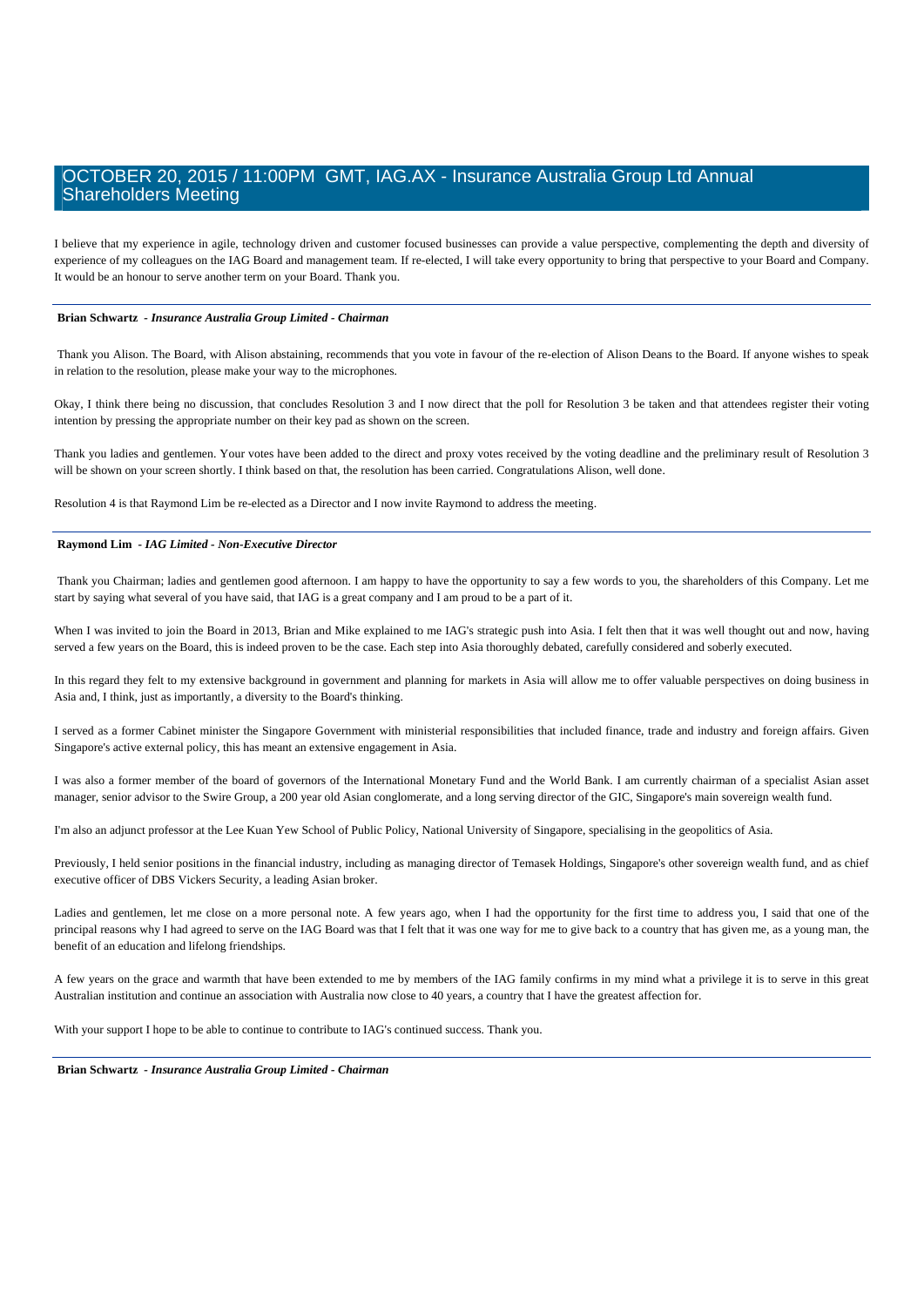I believe that my experience in agile, technology driven and customer focused businesses can provide a value perspective, complementing the depth and diversity of experience of my colleagues on the IAG Board and management team. If re-elected, I will take every opportunity to bring that perspective to your Board and Company. It would be an honour to serve another term on your Board. Thank you.

---

**Brian Schwartz** - ***Insurance Australia Group Limited - Chairman***

Thank you Alison. The Board, with Alison abstaining, recommends that you vote in favour of the re-election of Alison Deans to the Board. If anyone wishes to speak in relation to the resolution, please make your way to the microphones.

Okay, I think there being no discussion, that concludes Resolution 3 and I now direct that the poll for Resolution 3 be taken and that attendees register their voting intention by pressing the appropriate number on their key pad as shown on the screen.

Thank you ladies and gentlemen. Your votes have been added to the direct and proxy votes received by the voting deadline and the preliminary result of Resolution 3 will be shown on your screen shortly. I think based on that, the resolution has been carried. Congratulations Alison, well done.

Resolution 4 is that Raymond Lim be re-elected as a Director and I now invite Raymond to address the meeting.

---

**Raymond Lim** - ***IAG Limited - Non-Executive Director***

Thank you Chairman; ladies and gentlemen good afternoon. I am happy to have the opportunity to say a few words to you, the shareholders of this Company. Let me start by saying what several of you have said, that IAG is a great company and I am proud to be a part of it.

When I was invited to join the Board in 2013, Brian and Mike explained to me IAG's strategic push into Asia. I felt then that it was well thought out and now, having served a few years on the Board, this is indeed proven to be the case. Each step into Asia thoroughly debated, carefully considered and soberly executed.

In this regard they felt to my extensive background in government and planning for markets in Asia will allow me to offer valuable perspectives on doing business in Asia and, I think, just as importantly, a diversity to the Board's thinking.

I served as a former Cabinet minister the Singapore Government with ministerial responsibilities that included finance, trade and industry and foreign affairs. Given Singapore's active external policy, this has meant an extensive engagement in Asia.

I was also a former member of the board of governors of the International Monetary Fund and the World Bank. I am currently chairman of a specialist Asian asset manager, senior advisor to the Swire Group, a 200 year old Asian conglomerate, and a long serving director of the GIC, Singapore's main sovereign wealth fund.

I'm also an adjunct professor at the Lee Kuan Yew School of Public Policy, National University of Singapore, specialising in the geopolitics of Asia.

Previously, I held senior positions in the financial industry, including as managing director of Temasek Holdings, Singapore's other sovereign wealth fund, and as chief executive officer of DBS Vickers Security, a leading Asian broker.

Ladies and gentlemen, let me close on a more personal note. A few years ago, when I had the opportunity for the first time to address you, I said that one of the principal reasons why I had agreed to serve on the IAG Board was that I felt that it was one way for me to give back to a country that has given me, as a young man, the benefit of an education and lifelong friendships.

A few years on the grace and warmth that have been extended to me by members of the IAG family confirms in my mind what a privilege it is to serve in this great Australian institution and continue an association with Australia now close to 40 years, a country that I have the greatest affection for.

With your support I hope to be able to continue to contribute to IAG's continued success. Thank you.

---

**Brian Schwartz** - ***Insurance Australia Group Limited - Chairman***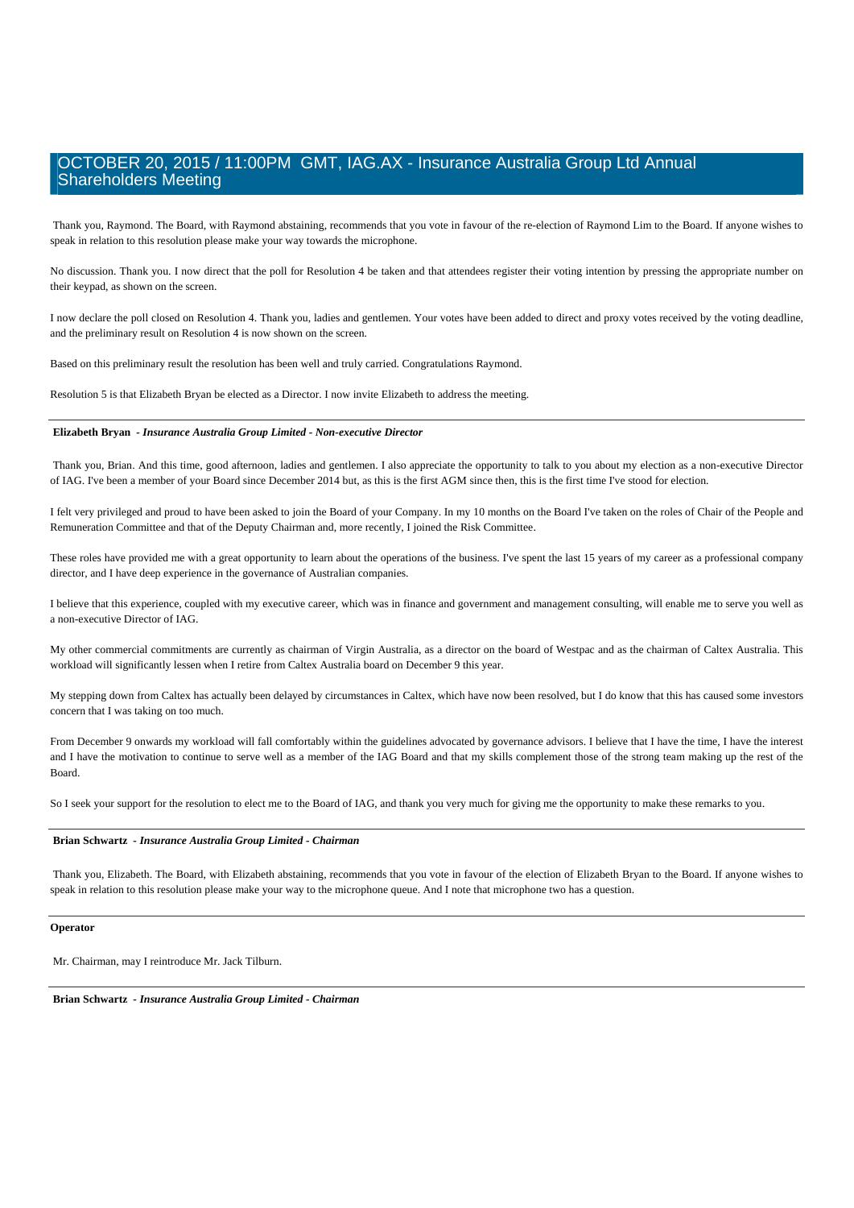Thank you, Raymond. The Board, with Raymond abstaining, recommends that you vote in favour of the re-election of Raymond Lim to the Board. If anyone wishes to speak in relation to this resolution please make your way towards the microphone.

No discussion. Thank you. I now direct that the poll for Resolution 4 be taken and that attendees register their voting intention by pressing the appropriate number on their keypad, as shown on the screen.

I now declare the poll closed on Resolution 4. Thank you, ladies and gentlemen. Your votes have been added to direct and proxy votes received by the voting deadline, and the preliminary result on Resolution 4 is now shown on the screen.

Based on this preliminary result the resolution has been well and truly carried. Congratulations Raymond.

Resolution 5 is that Elizabeth Bryan be elected as a Director. I now invite Elizabeth to address the meeting.

---

**Elizabeth Bryan** - ***Insurance Australia Group Limited - Non-executive Director***

Thank you, Brian. And this time, good afternoon, ladies and gentlemen. I also appreciate the opportunity to talk to you about my election as a non-executive Director of IAG. I've been a member of your Board since December 2014 but, as this is the first AGM since then, this is the first time I've stood for election.

I felt very privileged and proud to have been asked to join the Board of your Company. In my 10 months on the Board I've taken on the roles of Chair of the People and Remuneration Committee and that of the Deputy Chairman and, more recently, I joined the Risk Committee.

These roles have provided me with a great opportunity to learn about the operations of the business. I've spent the last 15 years of my career as a professional company director, and I have deep experience in the governance of Australian companies.

I believe that this experience, coupled with my executive career, which was in finance and government and management consulting, will enable me to serve you well as a non-executive Director of IAG.

My other commercial commitments are currently as chairman of Virgin Australia, as a director on the board of Westpac and as the chairman of Caltex Australia. This workload will significantly lessen when I retire from Caltex Australia board on December 9 this year.

My stepping down from Caltex has actually been delayed by circumstances in Caltex, which have now been resolved, but I do know that this has caused some investors concern that I was taking on too much.

From December 9 onwards my workload will fall comfortably within the guidelines advocated by governance advisors. I believe that I have the time, I have the interest and I have the motivation to continue to serve well as a member of the IAG Board and that my skills complement those of the strong team making up the rest of the Board.

So I seek your support for the resolution to elect me to the Board of IAG, and thank you very much for giving me the opportunity to make these remarks to you.

---

**Brian Schwartz** - ***Insurance Australia Group Limited - Chairman***

Thank you, Elizabeth. The Board, with Elizabeth abstaining, recommends that you vote in favour of the election of Elizabeth Bryan to the Board. If anyone wishes to speak in relation to this resolution please make your way to the microphone queue. And I note that microphone two has a question.

---

**Operator**

Mr. Chairman, may I reintroduce Mr. Jack Tilburn.

---

**Brian Schwartz** - ***Insurance Australia Group Limited - Chairman***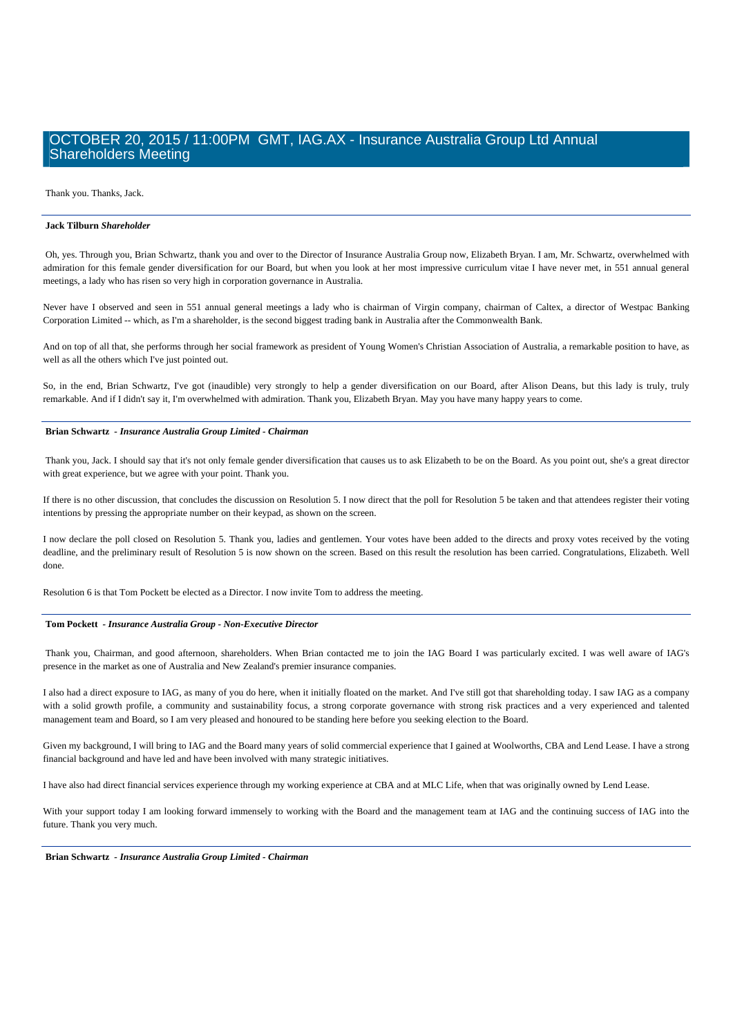Thank you. Thanks, Jack.

**Jack Tilburn** *Shareholder*

Oh, yes. Through you, Brian Schwartz, thank you and over to the Director of Insurance Australia Group now, Elizabeth Bryan. I am, Mr. Schwartz, overwhelmed with admiration for this female gender diversification for our Board, but when you look at her most impressive curriculum vitae I have never met, in 551 annual general meetings, a lady who has risen so very high in corporation governance in Australia.

Never have I observed and seen in 551 annual general meetings a lady who is chairman of Virgin company, chairman of Caltex, a director of Westpac Banking Corporation Limited -- which, as I'm a shareholder, is the second biggest trading bank in Australia after the Commonwealth Bank.

And on top of all that, she performs through her social framework as president of Young Women's Christian Association of Australia, a remarkable position to have, as well as all the others which I've just pointed out.

So, in the end, Brian Schwartz, I've got (inaudible) very strongly to help a gender diversification on our Board, after Alison Deans, but this lady is truly, truly remarkable. And if I didn't say it, I'm overwhelmed with admiration. Thank you, Elizabeth Bryan. May you have many happy years to come.

**Brian Schwartz** - *Insurance Australia Group Limited - Chairman*

Thank you, Jack. I should say that it's not only female gender diversification that causes us to ask Elizabeth to be on the Board. As you point out, she's a great director with great experience, but we agree with your point. Thank you.

If there is no other discussion, that concludes the discussion on Resolution 5. I now direct that the poll for Resolution 5 be taken and that attendees register their voting intentions by pressing the appropriate number on their keypad, as shown on the screen.

I now declare the poll closed on Resolution 5. Thank you, ladies and gentlemen. Your votes have been added to the directs and proxy votes received by the voting deadline, and the preliminary result of Resolution 5 is now shown on the screen. Based on this result the resolution has been carried. Congratulations, Elizabeth. Well done.

Resolution 6 is that Tom Pockett be elected as a Director. I now invite Tom to address the meeting.

**Tom Pockett** - *Insurance Australia Group - Non-Executive Director*

Thank you, Chairman, and good afternoon, shareholders. When Brian contacted me to join the IAG Board I was particularly excited. I was well aware of IAG's presence in the market as one of Australia and New Zealand's premier insurance companies.

I also had a direct exposure to IAG, as many of you do here, when it initially floated on the market. And I've still got that shareholding today. I saw IAG as a company with a solid growth profile, a community and sustainability focus, a strong corporate governance with strong risk practices and a very experienced and talented management team and Board, so I am very pleased and honoured to be standing here before you seeking election to the Board.

Given my background, I will bring to IAG and the Board many years of solid commercial experience that I gained at Woolworths, CBA and Lend Lease. I have a strong financial background and have led and have been involved with many strategic initiatives.

I have also had direct financial services experience through my working experience at CBA and at MLC Life, when that was originally owned by Lend Lease.

With your support today I am looking forward immensely to working with the Board and the management team at IAG and the continuing success of IAG into the future. Thank you very much.

**Brian Schwartz** - *Insurance Australia Group Limited - Chairman*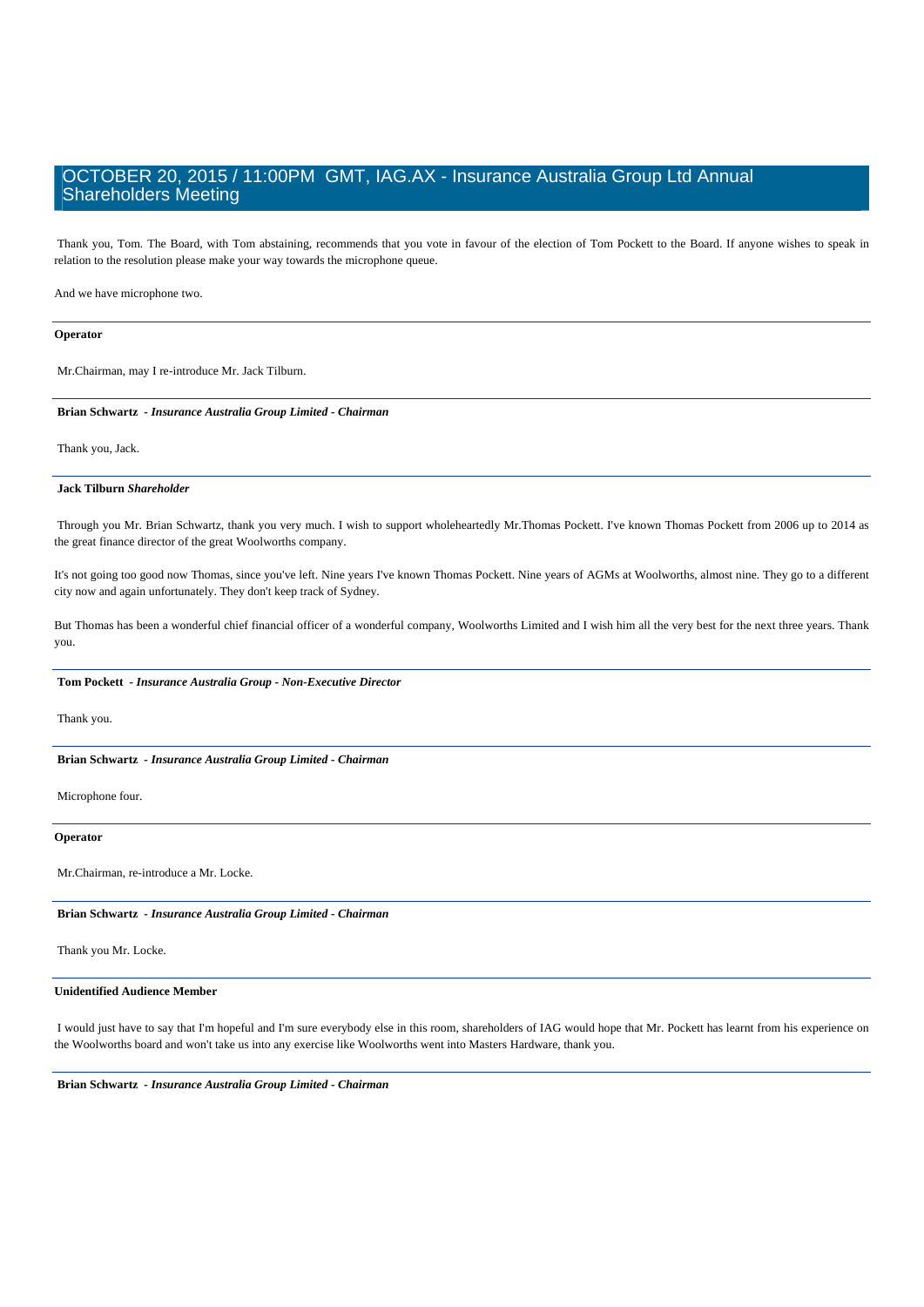Thank you, Tom. The Board, with Tom abstaining, recommends that you vote in favour of the election of Tom Pockett to the Board. If anyone wishes to speak in relation to the resolution please make your way towards the microphone queue.

And we have microphone two.

---

**Operator**

Mr.Chairman, may I re-introduce Mr. Jack Tilburn.

---

**Brian Schwartz** *- Insurance Australia Group Limited - Chairman*

Thank you, Jack.

---

**Jack Tilburn** ***Shareholder***

Through you Mr. Brian Schwartz, thank you very much. I wish to support wholeheartedly Mr.Thomas Pockett. I've known Thomas Pockett from 2006 up to 2014 as the great finance director of the great Woolworths company.

It's not going too good now Thomas, since you've left. Nine years I've known Thomas Pockett. Nine years of AGMs at Woolworths, almost nine. They go to a different city now and again unfortunately. They don't keep track of Sydney.

But Thomas has been a wonderful chief financial officer of a wonderful company, Woolworths Limited and I wish him all the very best for the next three years. Thank you.

---

**Tom Pockett** *- Insurance Australia Group - Non-Executive Director*

Thank you.

---

**Brian Schwartz** *- Insurance Australia Group Limited - Chairman*

Microphone four.

---

**Operator**

Mr.Chairman, re-introduce a Mr. Locke.

---

**Brian Schwartz** *- Insurance Australia Group Limited - Chairman*

Thank you Mr. Locke.

---

**Unidentified Audience Member**

I would just have to say that I'm hopeful and I'm sure everybody else in this room, shareholders of IAG would hope that Mr. Pockett has learnt from his experience on the Woolworths board and won't take us into any exercise like Woolworths went into Masters Hardware, thank you.

---

**Brian Schwartz** *- Insurance Australia Group Limited - Chairman*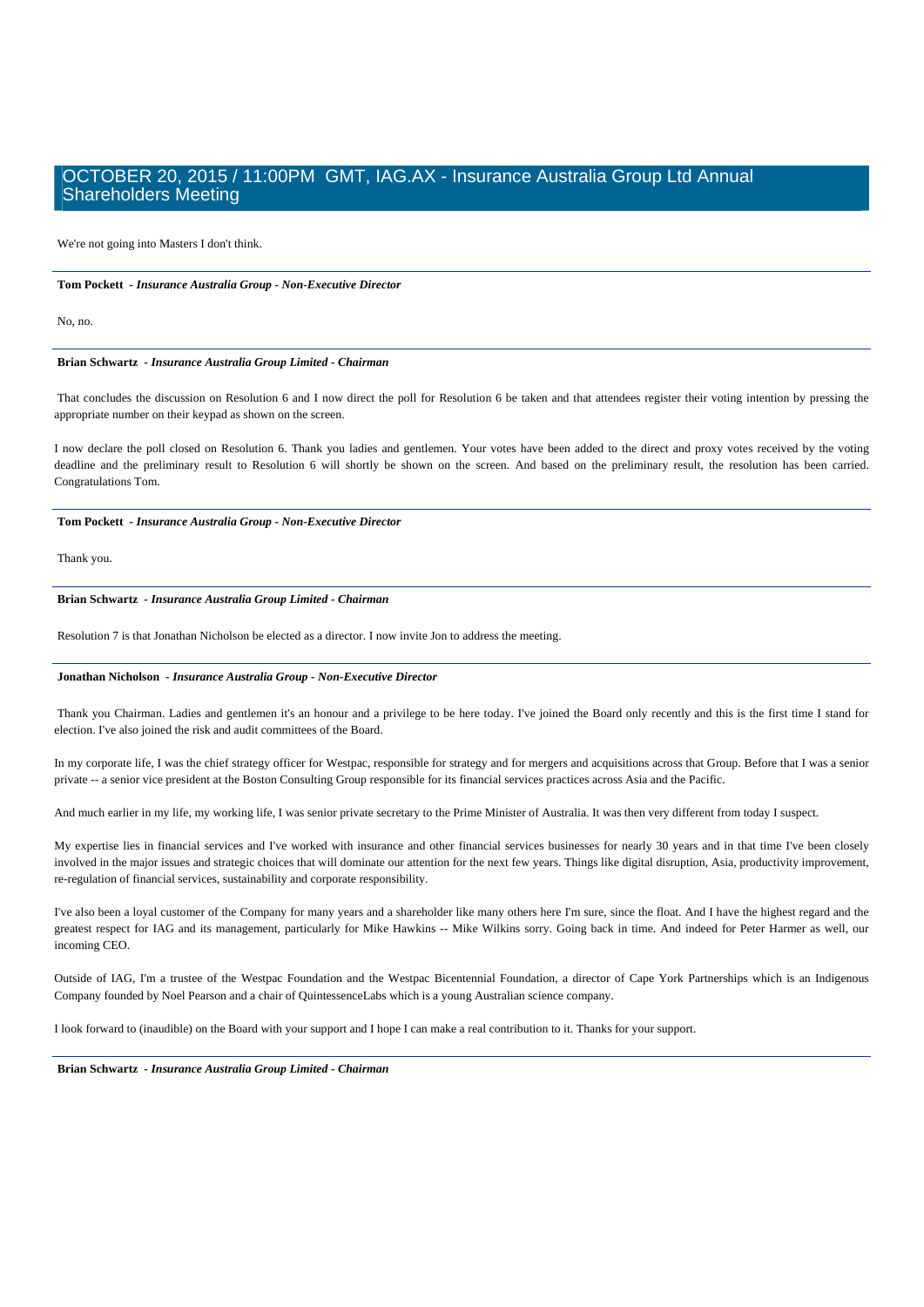We're not going into Masters I don't think.

---

**Tom Pockett** - ***Insurance Australia Group - Non-Executive Director***

No, no.

---

**Brian Schwartz** - ***Insurance Australia Group Limited - Chairman***

That concludes the discussion on Resolution 6 and I now direct the poll for Resolution 6 be taken and that attendees register their voting intention by pressing the appropriate number on their keypad as shown on the screen.

I now declare the poll closed on Resolution 6. Thank you ladies and gentlemen. Your votes have been added to the direct and proxy votes received by the voting deadline and the preliminary result to Resolution 6 will shortly be shown on the screen. And based on the preliminary result, the resolution has been carried. Congratulations Tom.

---

**Tom Pockett** - ***Insurance Australia Group - Non-Executive Director***

Thank you.

---

**Brian Schwartz** - ***Insurance Australia Group Limited - Chairman***

Resolution 7 is that Jonathan Nicholson be elected as a director. I now invite Jon to address the meeting.

---

**Jonathan Nicholson** - ***Insurance Australia Group - Non-Executive Director***

Thank you Chairman. Ladies and gentlemen it's an honour and a privilege to be here today. I've joined the Board only recently and this is the first time I stand for election. I've also joined the risk and audit committees of the Board.

In my corporate life, I was the chief strategy officer for Westpac, responsible for strategy and for mergers and acquisitions across that Group. Before that I was a senior private -- a senior vice president at the Boston Consulting Group responsible for its financial services practices across Asia and the Pacific.

And much earlier in my life, my working life, I was senior private secretary to the Prime Minister of Australia. It was then very different from today I suspect.

My expertise lies in financial services and I've worked with insurance and other financial services businesses for nearly 30 years and in that time I've been closely involved in the major issues and strategic choices that will dominate our attention for the next few years. Things like digital disruption, Asia, productivity improvement, re-regulation of financial services, sustainability and corporate responsibility.

I've also been a loyal customer of the Company for many years and a shareholder like many others here I'm sure, since the float. And I have the highest regard and the greatest respect for IAG and its management, particularly for Mike Hawkins -- Mike Wilkins sorry. Going back in time. And indeed for Peter Harmer as well, our incoming CEO.

Outside of IAG, I'm a trustee of the Westpac Foundation and the Westpac Bicentennial Foundation, a director of Cape York Partnerships which is an Indigenous Company founded by Noel Pearson and a chair of QuintessenceLabs which is a young Australian science company.

I look forward to (inaudible) on the Board with your support and I hope I can make a real contribution to it. Thanks for your support.

---

**Brian Schwartz** - ***Insurance Australia Group Limited - Chairman***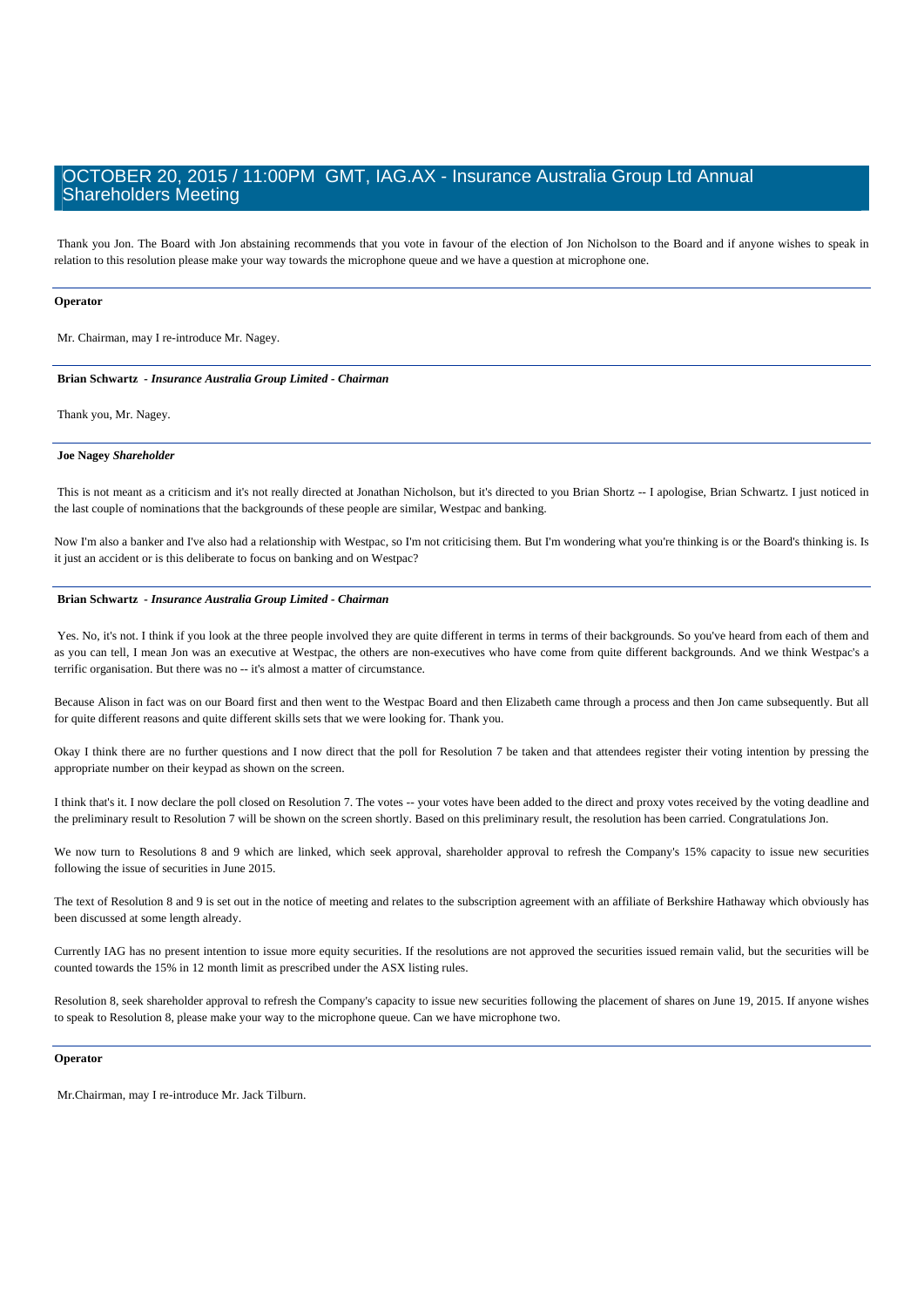Thank you Jon. The Board with Jon abstaining recommends that you vote in favour of the election of Jon Nicholson to the Board and if anyone wishes to speak in relation to this resolution please make your way towards the microphone queue and we have a question at microphone one.

---

**Operator**

Mr. Chairman, may I re-introduce Mr. Nagey.

---

**Brian Schwartz** *- Insurance Australia Group Limited - Chairman*

Thank you, Mr. Nagey.

---

**Joe Nagey** *Shareholder*

This is not meant as a criticism and it's not really directed at Jonathan Nicholson, but it's directed to you Brian Shortz -- I apologise, Brian Schwartz. I just noticed in the last couple of nominations that the backgrounds of these people are similar, Westpac and banking.

Now I'm also a banker and I've also had a relationship with Westpac, so I'm not criticising them. But I'm wondering what you're thinking is or the Board's thinking is. Is it just an accident or is this deliberate to focus on banking and on Westpac?

---

**Brian Schwartz** *- Insurance Australia Group Limited - Chairman*

Yes. No, it's not. I think if you look at the three people involved they are quite different in terms in terms of their backgrounds. So you've heard from each of them and as you can tell, I mean Jon was an executive at Westpac, the others are non-executives who have come from quite different backgrounds. And we think Westpac's a terrific organisation. But there was no -- it's almost a matter of circumstance.

Because Alison in fact was on our Board first and then went to the Westpac Board and then Elizabeth came through a process and then Jon came subsequently. But all for quite different reasons and quite different skills sets that we were looking for. Thank you.

Okay I think there are no further questions and I now direct that the poll for Resolution 7 be taken and that attendees register their voting intention by pressing the appropriate number on their keypad as shown on the screen.

I think that's it. I now declare the poll closed on Resolution 7. The votes -- your votes have been added to the direct and proxy votes received by the voting deadline and the preliminary result to Resolution 7 will be shown on the screen shortly. Based on this preliminary result, the resolution has been carried. Congratulations Jon.

We now turn to Resolutions 8 and 9 which are linked, which seek approval, shareholder approval to refresh the Company's 15% capacity to issue new securities following the issue of securities in June 2015.

The text of Resolution 8 and 9 is set out in the notice of meeting and relates to the subscription agreement with an affiliate of Berkshire Hathaway which obviously has been discussed at some length already.

Currently IAG has no present intention to issue more equity securities. If the resolutions are not approved the securities issued remain valid, but the securities will be counted towards the 15% in 12 month limit as prescribed under the ASX listing rules.

Resolution 8, seek shareholder approval to refresh the Company's capacity to issue new securities following the placement of shares on June 19, 2015. If anyone wishes to speak to Resolution 8, please make your way to the microphone queue. Can we have microphone two.

---

**Operator**

Mr.Chairman, may I re-introduce Mr. Jack Tilburn.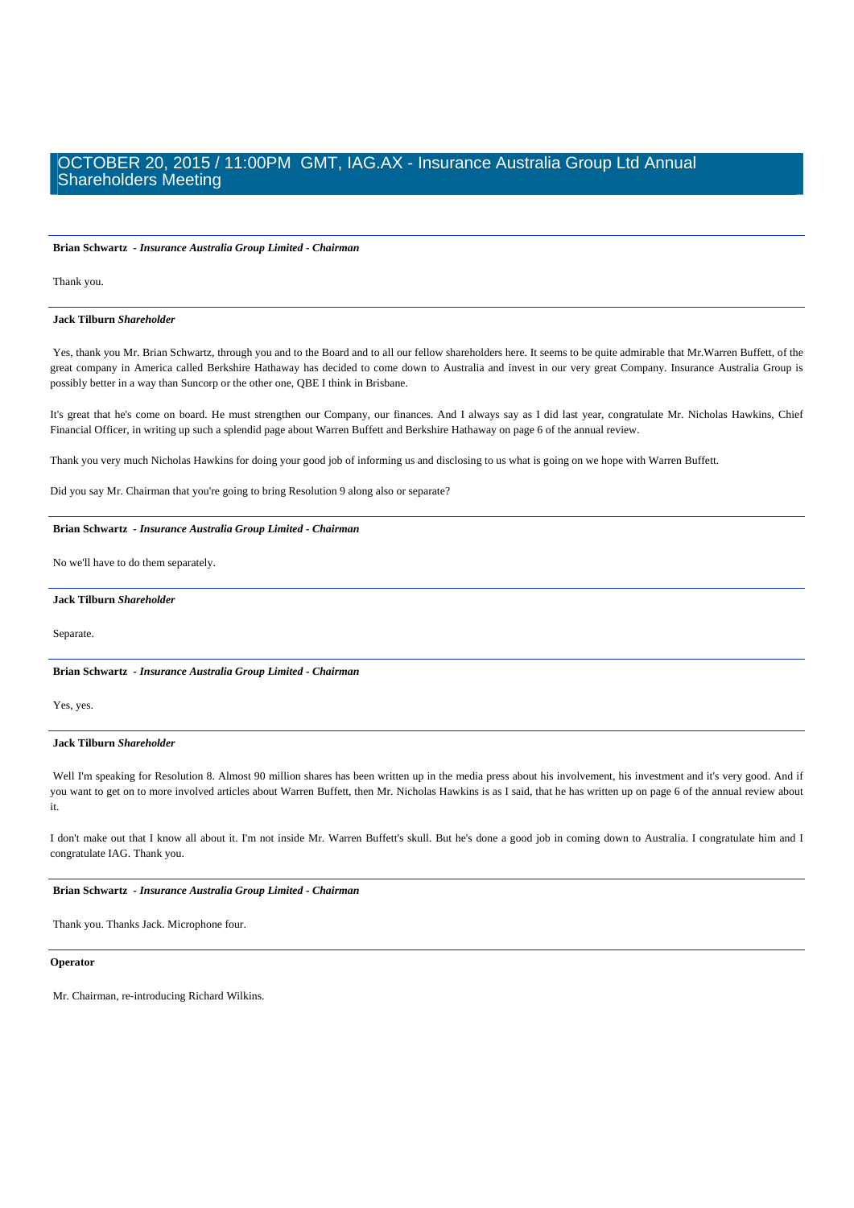**Brian Schwartz** - ***Insurance Australia Group Limited - Chairman***

Thank you.

**Jack Tilburn** ***Shareholder***

Yes, thank you Mr. Brian Schwartz, through you and to the Board and to all our fellow shareholders here. It seems to be quite admirable that Mr.Warren Buffett, of the great company in America called Berkshire Hathaway has decided to come down to Australia and invest in our very great Company. Insurance Australia Group is possibly better in a way than Suncorp or the other one, QBE I think in Brisbane.

It's great that he's come on board. He must strengthen our Company, our finances. And I always say as I did last year, congratulate Mr. Nicholas Hawkins, Chief Financial Officer, in writing up such a splendid page about Warren Buffett and Berkshire Hathaway on page 6 of the annual review.

Thank you very much Nicholas Hawkins for doing your good job of informing us and disclosing to us what is going on we hope with Warren Buffett.

Did you say Mr. Chairman that you're going to bring Resolution 9 along also or separate?

**Brian Schwartz** - ***Insurance Australia Group Limited - Chairman***

No we'll have to do them separately.

**Jack Tilburn** ***Shareholder***

Separate.

**Brian Schwartz** - ***Insurance Australia Group Limited - Chairman***

Yes, yes.

**Jack Tilburn** ***Shareholder***

Well I'm speaking for Resolution 8. Almost 90 million shares has been written up in the media press about his involvement, his investment and it's very good. And if you want to get on to more involved articles about Warren Buffett, then Mr. Nicholas Hawkins is as I said, that he has written up on page 6 of the annual review about it.

I don't make out that I know all about it. I'm not inside Mr. Warren Buffett's skull. But he's done a good job in coming down to Australia. I congratulate him and I congratulate IAG. Thank you.

**Brian Schwartz** - ***Insurance Australia Group Limited - Chairman***

Thank you. Thanks Jack. Microphone four.

**Operator**

Mr. Chairman, re-introducing Richard Wilkins.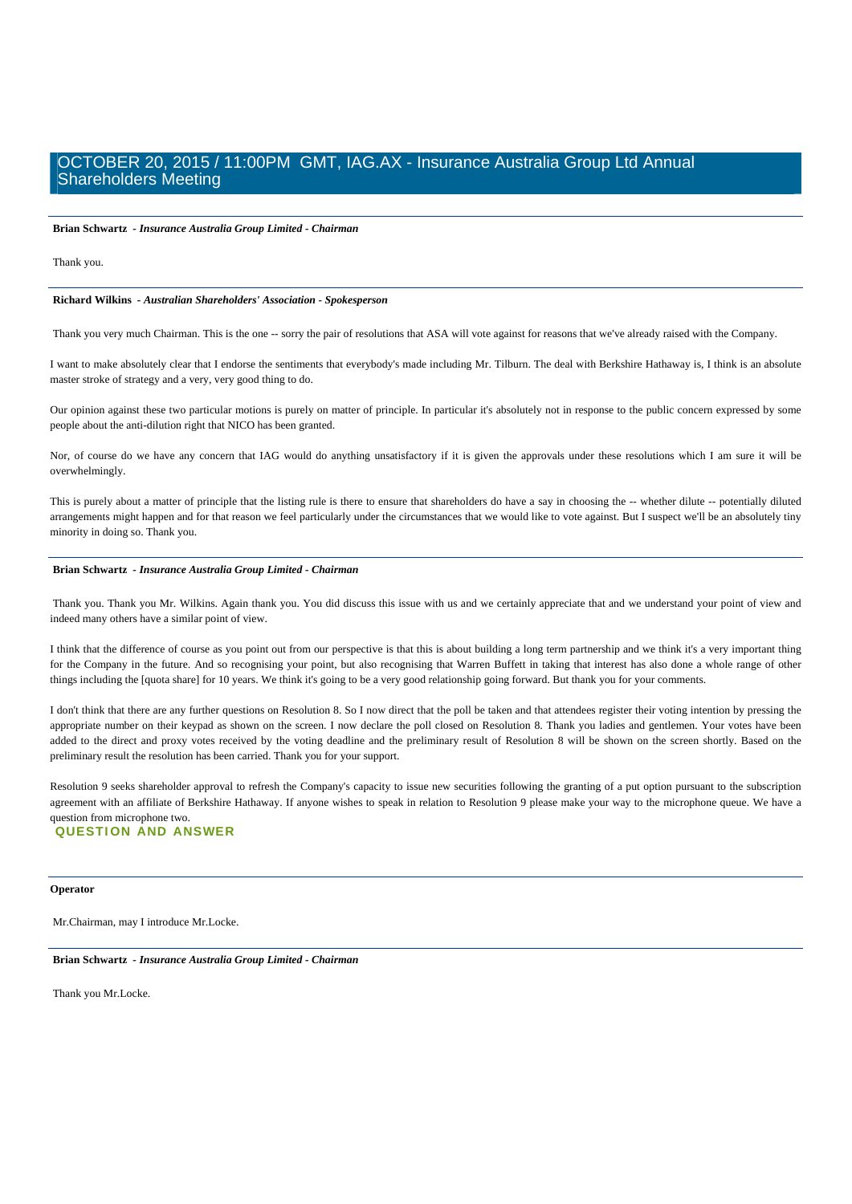**Brian Schwartz** - ***Insurance Australia Group Limited - Chairman***

Thank you.

**Richard Wilkins** - ***Australian Shareholders' Association - Spokesperson***

Thank you very much Chairman. This is the one -- sorry the pair of resolutions that ASA will vote against for reasons that we've already raised with the Company.

I want to make absolutely clear that I endorse the sentiments that everybody's made including Mr. Tilburn. The deal with Berkshire Hathaway is, I think is an absolute master stroke of strategy and a very, very good thing to do.

Our opinion against these two particular motions is purely on matter of principle. In particular it's absolutely not in response to the public concern expressed by some people about the anti-dilution right that NICO has been granted.

Nor, of course do we have any concern that IAG would do anything unsatisfactory if it is given the approvals under these resolutions which I am sure it will be overwhelmingly.

This is purely about a matter of principle that the listing rule is there to ensure that shareholders do have a say in choosing the -- whether dilute -- potentially diluted arrangements might happen and for that reason we feel particularly under the circumstances that we would like to vote against. But I suspect we'll be an absolutely tiny minority in doing so. Thank you.

**Brian Schwartz** - ***Insurance Australia Group Limited - Chairman***

Thank you. Thank you Mr. Wilkins. Again thank you. You did discuss this issue with us and we certainly appreciate that and we understand your point of view and indeed many others have a similar point of view.

I think that the difference of course as you point out from our perspective is that this is about building a long term partnership and we think it's a very important thing for the Company in the future. And so recognising your point, but also recognising that Warren Buffett in taking that interest has also done a whole range of other things including the [quota share] for 10 years. We think it's going to be a very good relationship going forward. But thank you for your comments.

I don't think that there are any further questions on Resolution 8. So I now direct that the poll be taken and that attendees register their voting intention by pressing the appropriate number on their keypad as shown on the screen. I now declare the poll closed on Resolution 8. Thank you ladies and gentlemen. Your votes have been added to the direct and proxy votes received by the voting deadline and the preliminary result of Resolution 8 will be shown on the screen shortly. Based on the preliminary result the resolution has been carried. Thank you for your support.

Resolution 9 seeks shareholder approval to refresh the Company's capacity to issue new securities following the granting of a put option pursuant to the subscription agreement with an affiliate of Berkshire Hathaway. If anyone wishes to speak in relation to Resolution 9 please make your way to the microphone queue. We have a question from microphone two.

## QUESTION AND ANSWER

**Operator**

Mr.Chairman, may I introduce Mr.Locke.

**Brian Schwartz** - ***Insurance Australia Group Limited - Chairman***

Thank you Mr.Locke.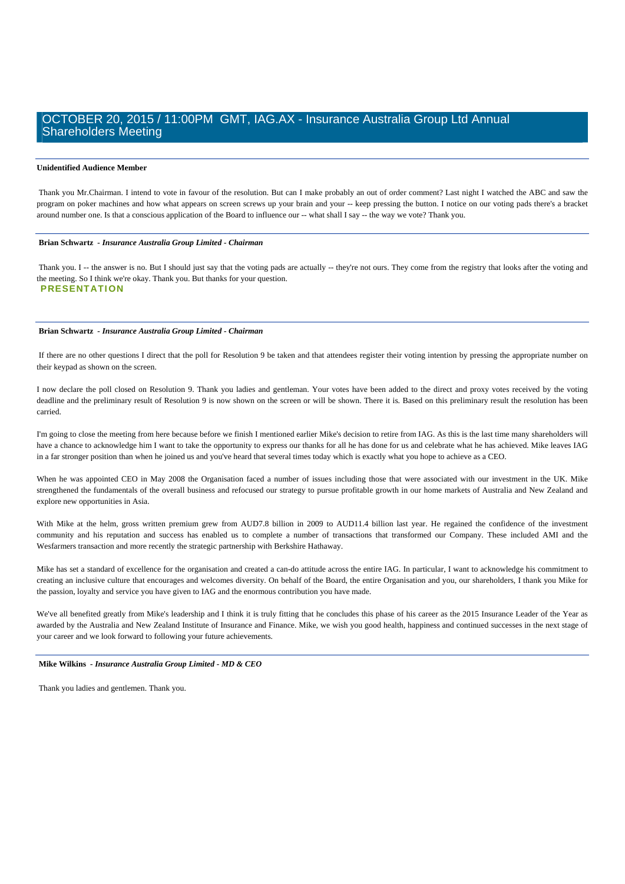**Unidentified Audience Member**

Thank you Mr.Chairman. I intend to vote in favour of the resolution. But can I make probably an out of order comment? Last night I watched the ABC and saw the program on poker machines and how what appears on screen screws up your brain and your -- keep pressing the button. I notice on our voting pads there's a bracket around number one. Is that a conscious application of the Board to influence our -- what shall I say -- the way we vote? Thank you.

**Brian Schwartz** *- Insurance Australia Group Limited - Chairman*

Thank you. I -- the answer is no. But I should just say that the voting pads are actually -- they're not ours. They come from the registry that looks after the voting and the meeting. So I think we're okay. Thank you. But thanks for your question.

## PRESENTATION

**Brian Schwartz** *- Insurance Australia Group Limited - Chairman*

If there are no other questions I direct that the poll for Resolution 9 be taken and that attendees register their voting intention by pressing the appropriate number on their keypad as shown on the screen.

I now declare the poll closed on Resolution 9. Thank you ladies and gentleman. Your votes have been added to the direct and proxy votes received by the voting deadline and the preliminary result of Resolution 9 is now shown on the screen or will be shown. There it is. Based on this preliminary result the resolution has been carried.

I'm going to close the meeting from here because before we finish I mentioned earlier Mike's decision to retire from IAG. As this is the last time many shareholders will have a chance to acknowledge him I want to take the opportunity to express our thanks for all he has done for us and celebrate what he has achieved. Mike leaves IAG in a far stronger position than when he joined us and you've heard that several times today which is exactly what you hope to achieve as a CEO.

When he was appointed CEO in May 2008 the Organisation faced a number of issues including those that were associated with our investment in the UK. Mike strengthened the fundamentals of the overall business and refocused our strategy to pursue profitable growth in our home markets of Australia and New Zealand and explore new opportunities in Asia.

With Mike at the helm, gross written premium grew from AUD7.8 billion in 2009 to AUD11.4 billion last year. He regained the confidence of the investment community and his reputation and success has enabled us to complete a number of transactions that transformed our Company. These included AMI and the Wesfarmers transaction and more recently the strategic partnership with Berkshire Hathaway.

Mike has set a standard of excellence for the organisation and created a can-do attitude across the entire IAG. In particular, I want to acknowledge his commitment to creating an inclusive culture that encourages and welcomes diversity. On behalf of the Board, the entire Organisation and you, our shareholders, I thank you Mike for the passion, loyalty and service you have given to IAG and the enormous contribution you have made.

We've all benefited greatly from Mike's leadership and I think it is truly fitting that he concludes this phase of his career as the 2015 Insurance Leader of the Year as awarded by the Australia and New Zealand Institute of Insurance and Finance. Mike, we wish you good health, happiness and continued successes in the next stage of your career and we look forward to following your future achievements.

**Mike Wilkins** *- Insurance Australia Group Limited - MD & CEO*

Thank you ladies and gentlemen. Thank you.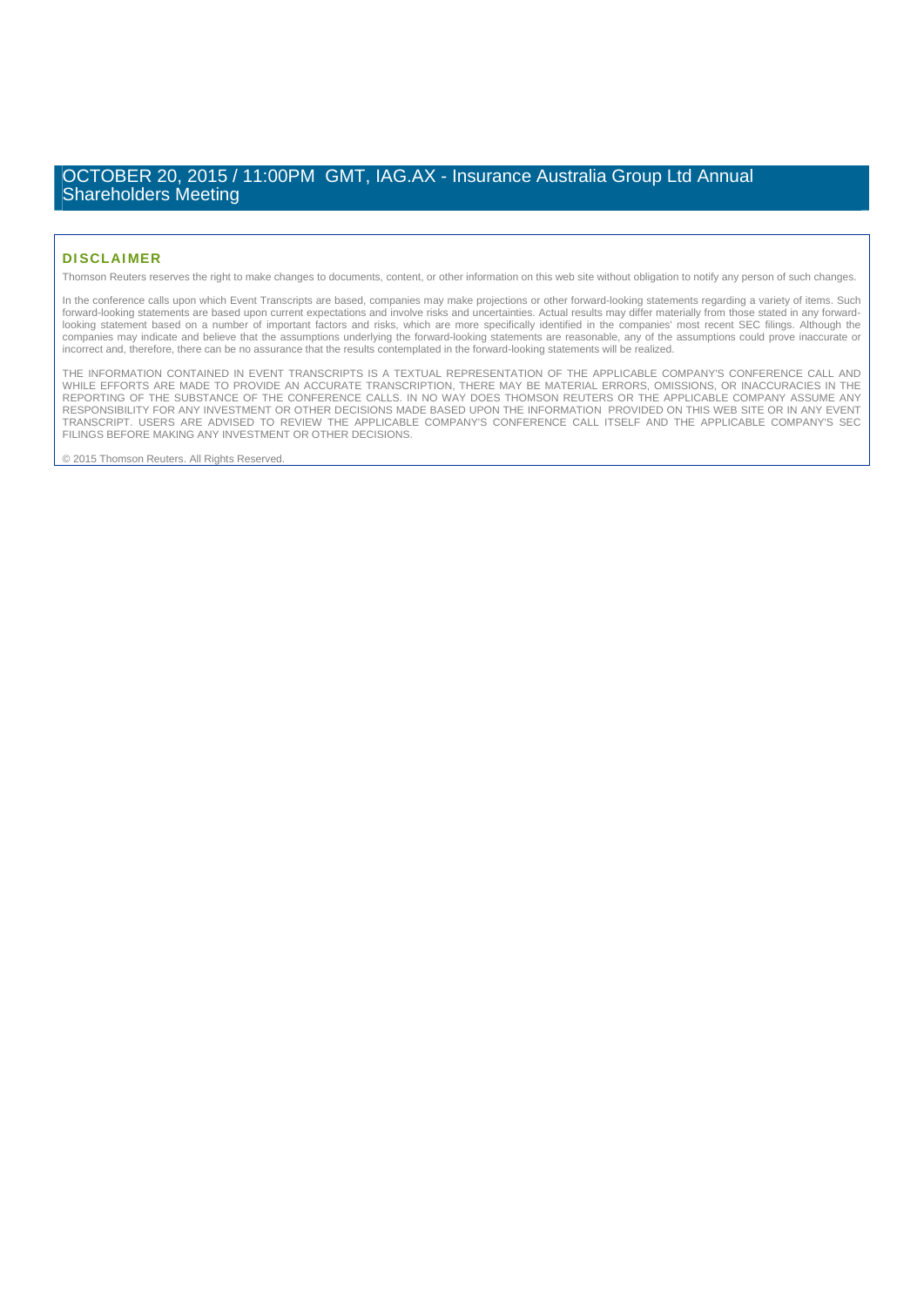# OCTOBER 20, 2015 / 11:00PM GMT, IAG.AX - Insurance Australia Group Ltd Annual Shareholders Meeting

## DISCLAIMER

Thomson Reuters reserves the right to make changes to documents, content, or other information on this web site without obligation to notify any person of such changes.

In the conference calls upon which Event Transcripts are based, companies may make projections or other forward-looking statements regarding a variety of items. Such forward-looking statements are based upon current expectations and involve risks and uncertainties. Actual results may differ materially from those stated in any forward-looking statement based on a number of important factors and risks, which are more specifically identified in the companies' most recent SEC filings. Although the companies may indicate and believe that the assumptions underlying the forward-looking statements are reasonable, any of the assumptions could prove inaccurate or incorrect and, therefore, there can be no assurance that the results contemplated in the forward-looking statements will be realized.

THE INFORMATION CONTAINED IN EVENT TRANSCRIPTS IS A TEXTUAL REPRESENTATION OF THE APPLICABLE COMPANY'S CONFERENCE CALL AND WHILE EFFORTS ARE MADE TO PROVIDE AN ACCURATE TRANSCRIPTION, THERE MAY BE MATERIAL ERRORS, OMISSIONS, OR INACCURACIES IN THE REPORTING OF THE SUBSTANCE OF THE CONFERENCE CALLS. IN NO WAY DOES THOMSON REUTERS OR THE APPLICABLE COMPANY ASSUME ANY RESPONSIBILITY FOR ANY INVESTMENT OR OTHER DECISIONS MADE BASED UPON THE INFORMATION PROVIDED ON THIS WEB SITE OR IN ANY EVENT TRANSCRIPT. USERS ARE ADVISED TO REVIEW THE APPLICABLE COMPANY'S CONFERENCE CALL ITSELF AND THE APPLICABLE COMPANY'S SEC FILINGS BEFORE MAKING ANY INVESTMENT OR OTHER DECISIONS.

© 2015 Thomson Reuters. All Rights Reserved.